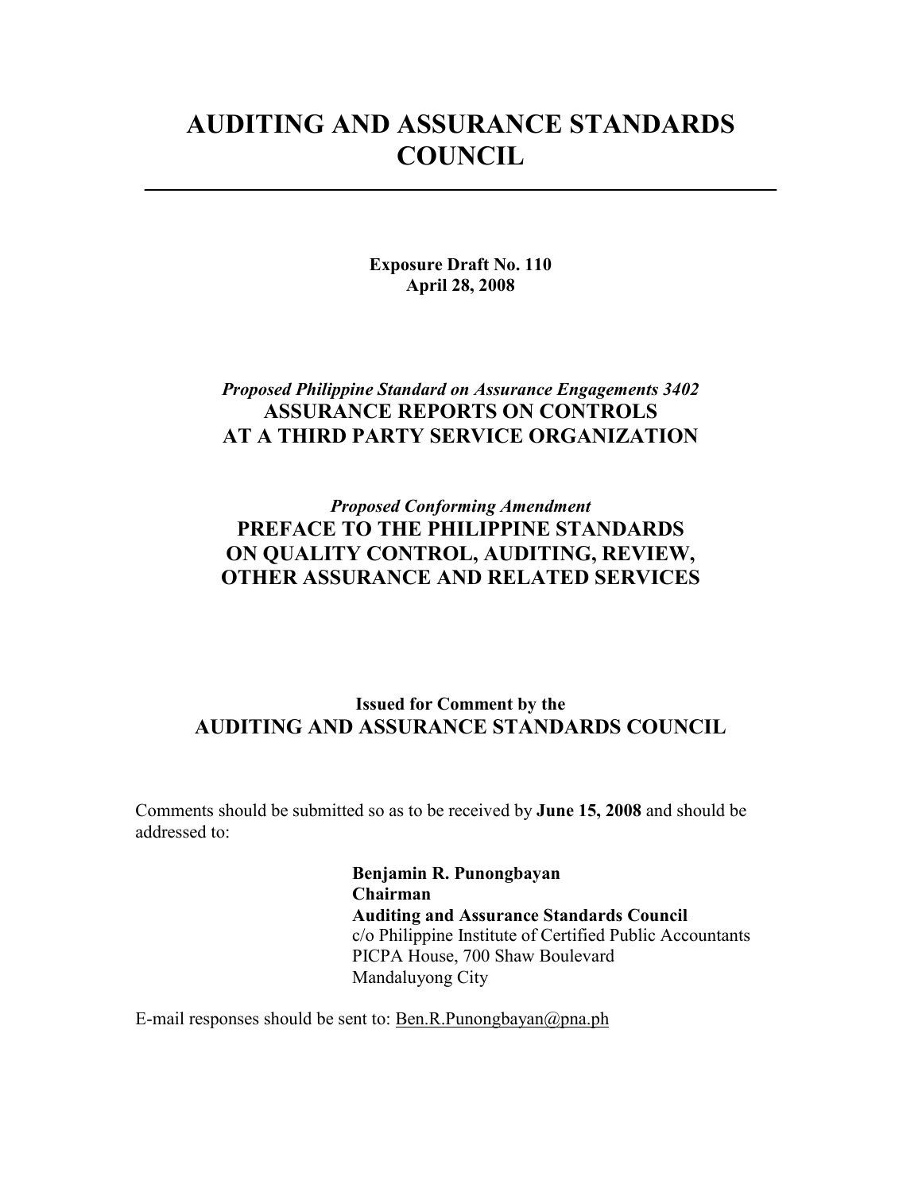# AUDITING AND ASSURANCE STANDARDS COUNCIL

---

**Exposure Draft No. 110**
**April 28, 2008**

*Proposed Philippine Standard on Assurance Engagements 3402*

## ASSURANCE REPORTS ON CONTROLS AT A THIRD PARTY SERVICE ORGANIZATION

*Proposed Conforming Amendment*

## PREFACE TO THE PHILIPPINE STANDARDS ON QUALITY CONTROL, AUDITING, REVIEW, OTHER ASSURANCE AND RELATED SERVICES

**Issued for Comment by the**
**AUDITING AND ASSURANCE STANDARDS COUNCIL**

Comments should be submitted so as to be received by **June 15, 2008** and should be addressed to:

**Benjamin R. Punongbayan**
**Chairman**
**Auditing and Assurance Standards Council**
c/o Philippine Institute of Certified Public Accountants
PICPA House, 700 Shaw Boulevard
Mandaluyong City

E-mail responses should be sent to: Ben.R.Punongbayan@pna.ph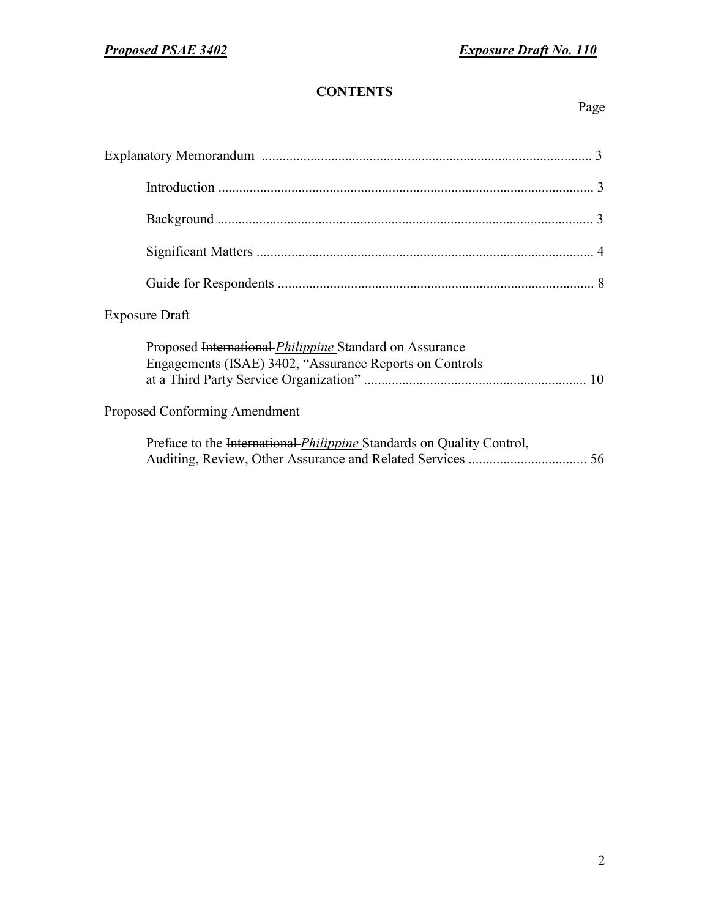# CONTENTS

| | Page |
|---|---|
| Explanatory Memorandum | 3 |
| Introduction | 3 |
| Background | 3 |
| Significant Matters | 4 |
| Guide for Respondents | 8 |
| **Exposure Draft** | |
| Proposed ~~International~~ *Philippine* Standard on Assurance Engagements (ISAE) 3402, "Assurance Reports on Controls at a Third Party Service Organization" | 10 |
| **Proposed Conforming Amendment** | |
| Preface to the ~~International~~ *Philippine* Standards on Quality Control, Auditing, Review, Other Assurance and Related Services | 56 |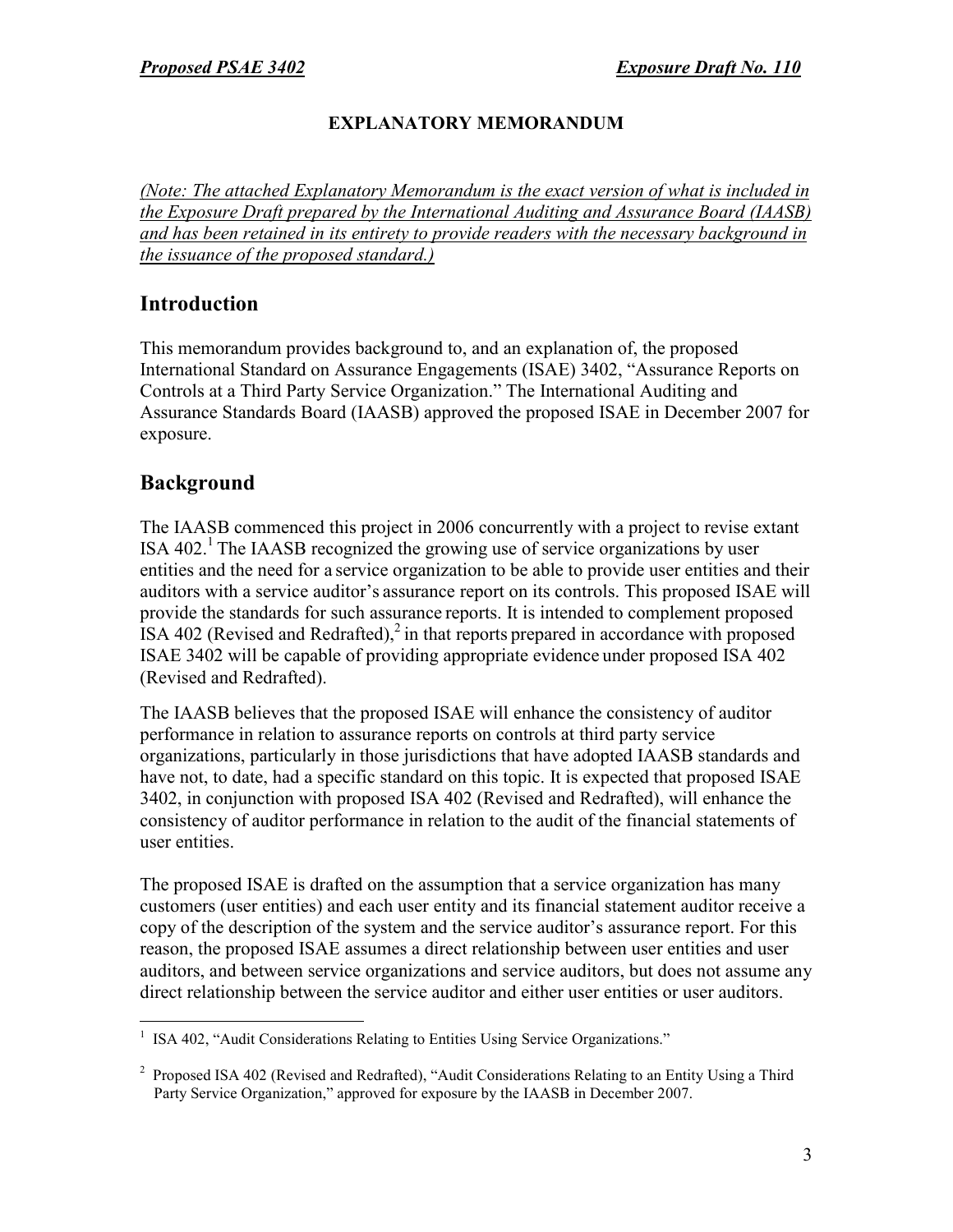**EXPLANATORY MEMORANDUM**

*(Note: The attached Explanatory Memorandum is the exact version of what is included in the Exposure Draft prepared by the International Auditing and Assurance Board (IAASB) and has been retained in its entirety to provide readers with the necessary background in the issuance of the proposed standard.)*

## Introduction

This memorandum provides background to, and an explanation of, the proposed International Standard on Assurance Engagements (ISAE) 3402, "Assurance Reports on Controls at a Third Party Service Organization." The International Auditing and Assurance Standards Board (IAASB) approved the proposed ISAE in December 2007 for exposure.

## Background

The IAASB commenced this project in 2006 concurrently with a project to revise extant ISA 402.[1] The IAASB recognized the growing use of service organizations by user entities and the need for a service organization to be able to provide user entities and their auditors with a service auditor's assurance report on its controls. This proposed ISAE will provide the standards for such assurance reports. It is intended to complement proposed ISA 402 (Revised and Redrafted),[2] in that reports prepared in accordance with proposed ISAE 3402 will be capable of providing appropriate evidence under proposed ISA 402 (Revised and Redrafted).

The IAASB believes that the proposed ISAE will enhance the consistency of auditor performance in relation to assurance reports on controls at third party service organizations, particularly in those jurisdictions that have adopted IAASB standards and have not, to date, had a specific standard on this topic. It is expected that proposed ISAE 3402, in conjunction with proposed ISA 402 (Revised and Redrafted), will enhance the consistency of auditor performance in relation to the audit of the financial statements of user entities.

The proposed ISAE is drafted on the assumption that a service organization has many customers (user entities) and each user entity and its financial statement auditor receive a copy of the description of the system and the service auditor's assurance report. For this reason, the proposed ISAE assumes a direct relationship between user entities and user auditors, and between service organizations and service auditors, but does not assume any direct relationship between the service auditor and either user entities or user auditors.

---

[1] ISA 402, "Audit Considerations Relating to Entities Using Service Organizations."

[2] Proposed ISA 402 (Revised and Redrafted), "Audit Considerations Relating to an Entity Using a Third Party Service Organization," approved for exposure by the IAASB in December 2007.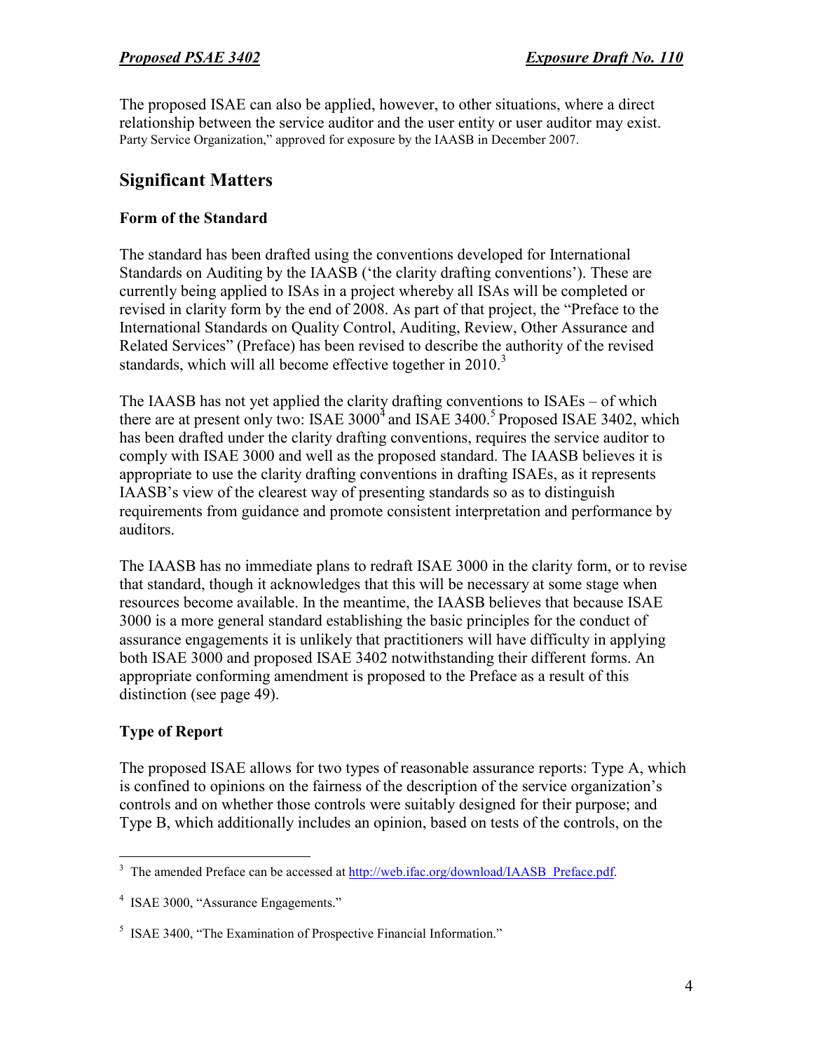The proposed ISAE can also be applied, however, to other situations, where a direct relationship between the service auditor and the user entity or user auditor may exist. Party Service Organization," approved for exposure by the IAASB in December 2007.

## Significant Matters

### Form of the Standard

The standard has been drafted using the conventions developed for International Standards on Auditing by the IAASB ('the clarity drafting conventions'). These are currently being applied to ISAs in a project whereby all ISAs will be completed or revised in clarity form by the end of 2008. As part of that project, the "Preface to the International Standards on Quality Control, Auditing, Review, Other Assurance and Related Services" (Preface) has been revised to describe the authority of the revised standards, which will all become effective together in 2010.[3]

The IAASB has not yet applied the clarity drafting conventions to ISAEs – of which there are at present only two: ISAE 3000[4] and ISAE 3400.[5] Proposed ISAE 3402, which has been drafted under the clarity drafting conventions, requires the service auditor to comply with ISAE 3000 and well as the proposed standard. The IAASB believes it is appropriate to use the clarity drafting conventions in drafting ISAEs, as it represents IAASB's view of the clearest way of presenting standards so as to distinguish requirements from guidance and promote consistent interpretation and performance by auditors.

The IAASB has no immediate plans to redraft ISAE 3000 in the clarity form, or to revise that standard, though it acknowledges that this will be necessary at some stage when resources become available. In the meantime, the IAASB believes that because ISAE 3000 is a more general standard establishing the basic principles for the conduct of assurance engagements it is unlikely that practitioners will have difficulty in applying both ISAE 3000 and proposed ISAE 3402 notwithstanding their different forms. An appropriate conforming amendment is proposed to the Preface as a result of this distinction (see page 49).

### Type of Report

The proposed ISAE allows for two types of reasonable assurance reports: Type A, which is confined to opinions on the fairness of the description of the service organization's controls and on whether those controls were suitably designed for their purpose; and Type B, which additionally includes an opinion, based on tests of the controls, on the

---

[3] The amended Preface can be accessed at http://web.ifac.org/download/IAASB_Preface.pdf.

[4] ISAE 3000, "Assurance Engagements."

[5] ISAE 3400, "The Examination of Prospective Financial Information."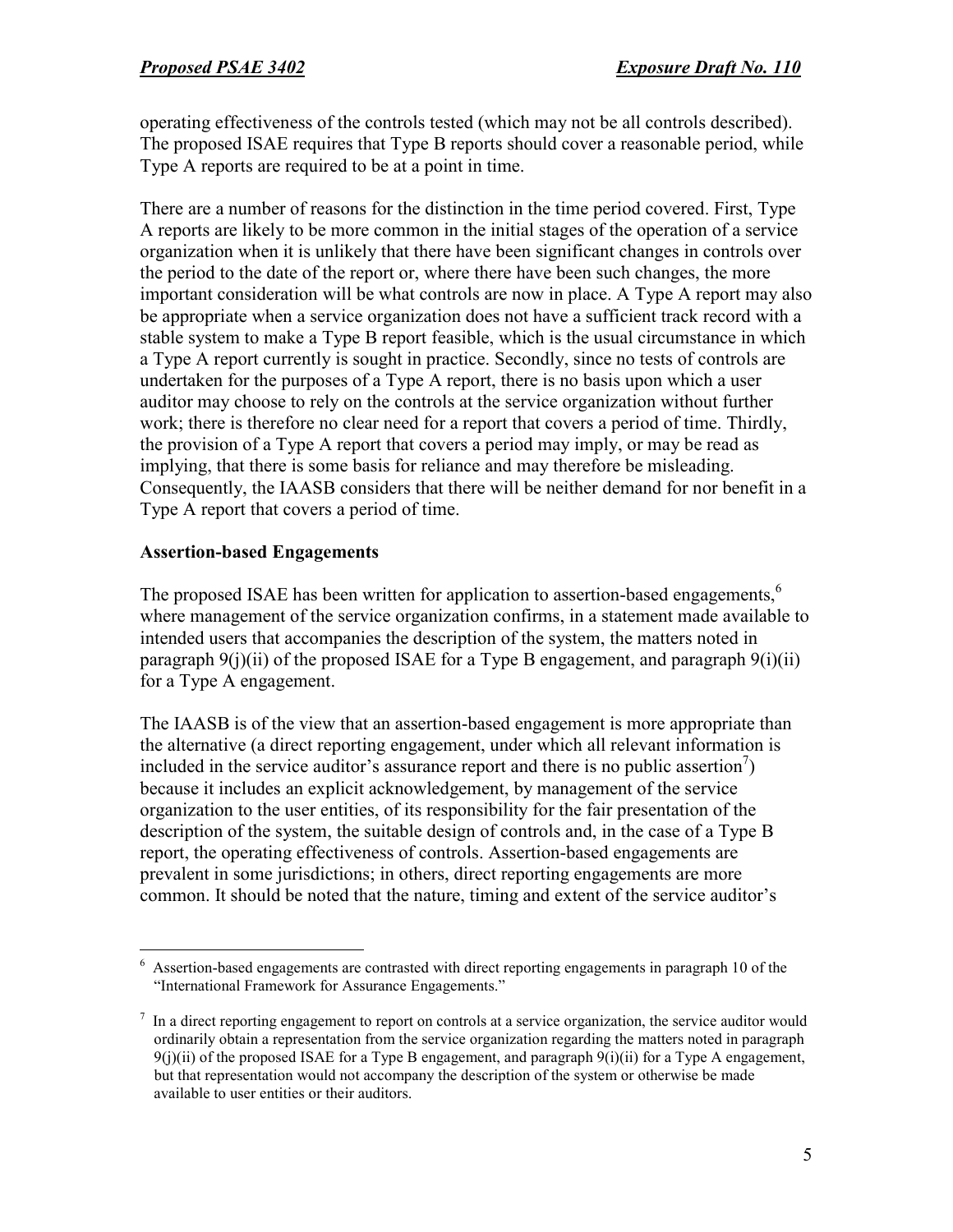operating effectiveness of the controls tested (which may not be all controls described). The proposed ISAE requires that Type B reports should cover a reasonable period, while Type A reports are required to be at a point in time.

There are a number of reasons for the distinction in the time period covered. First, Type A reports are likely to be more common in the initial stages of the operation of a service organization when it is unlikely that there have been significant changes in controls over the period to the date of the report or, where there have been such changes, the more important consideration will be what controls are now in place. A Type A report may also be appropriate when a service organization does not have a sufficient track record with a stable system to make a Type B report feasible, which is the usual circumstance in which a Type A report currently is sought in practice. Secondly, since no tests of controls are undertaken for the purposes of a Type A report, there is no basis upon which a user auditor may choose to rely on the controls at the service organization without further work; there is therefore no clear need for a report that covers a period of time. Thirdly, the provision of a Type A report that covers a period may imply, or may be read as implying, that there is some basis for reliance and may therefore be misleading. Consequently, the IAASB considers that there will be neither demand for nor benefit in a Type A report that covers a period of time.

**Assertion-based Engagements**

The proposed ISAE has been written for application to assertion-based engagements,[6] where management of the service organization confirms, in a statement made available to intended users that accompanies the description of the system, the matters noted in paragraph 9(j)(ii) of the proposed ISAE for a Type B engagement, and paragraph 9(i)(ii) for a Type A engagement.

The IAASB is of the view that an assertion-based engagement is more appropriate than the alternative (a direct reporting engagement, under which all relevant information is included in the service auditor's assurance report and there is no public assertion[7]) because it includes an explicit acknowledgement, by management of the service organization to the user entities, of its responsibility for the fair presentation of the description of the system, the suitable design of controls and, in the case of a Type B report, the operating effectiveness of controls. Assertion-based engagements are prevalent in some jurisdictions; in others, direct reporting engagements are more common. It should be noted that the nature, timing and extent of the service auditor's

---

[6] Assertion-based engagements are contrasted with direct reporting engagements in paragraph 10 of the "International Framework for Assurance Engagements."

[7] In a direct reporting engagement to report on controls at a service organization, the service auditor would ordinarily obtain a representation from the service organization regarding the matters noted in paragraph 9(j)(ii) of the proposed ISAE for a Type B engagement, and paragraph 9(i)(ii) for a Type A engagement, but that representation would not accompany the description of the system or otherwise be made available to user entities or their auditors.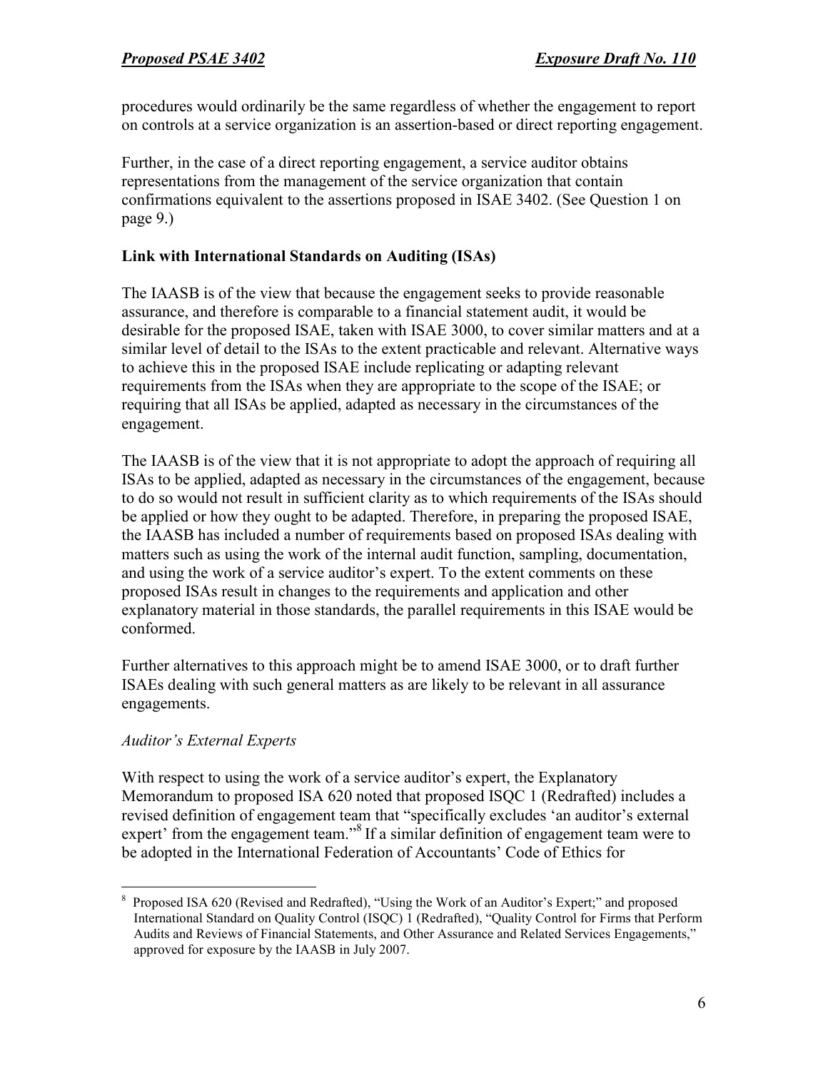procedures would ordinarily be the same regardless of whether the engagement to report on controls at a service organization is an assertion-based or direct reporting engagement.

Further, in the case of a direct reporting engagement, a service auditor obtains representations from the management of the service organization that contain confirmations equivalent to the assertions proposed in ISAE 3402. (See Question 1 on page 9.)

**Link with International Standards on Auditing (ISAs)**

The IAASB is of the view that because the engagement seeks to provide reasonable assurance, and therefore is comparable to a financial statement audit, it would be desirable for the proposed ISAE, taken with ISAE 3000, to cover similar matters and at a similar level of detail to the ISAs to the extent practicable and relevant. Alternative ways to achieve this in the proposed ISAE include replicating or adapting relevant requirements from the ISAs when they are appropriate to the scope of the ISAE; or requiring that all ISAs be applied, adapted as necessary in the circumstances of the engagement.

The IAASB is of the view that it is not appropriate to adopt the approach of requiring all ISAs to be applied, adapted as necessary in the circumstances of the engagement, because to do so would not result in sufficient clarity as to which requirements of the ISAs should be applied or how they ought to be adapted. Therefore, in preparing the proposed ISAE, the IAASB has included a number of requirements based on proposed ISAs dealing with matters such as using the work of the internal audit function, sampling, documentation, and using the work of a service auditor's expert. To the extent comments on these proposed ISAs result in changes to the requirements and application and other explanatory material in those standards, the parallel requirements in this ISAE would be conformed.

Further alternatives to this approach might be to amend ISAE 3000, or to draft further ISAEs dealing with such general matters as are likely to be relevant in all assurance engagements.

*Auditor's External Experts*

With respect to using the work of a service auditor's expert, the Explanatory Memorandum to proposed ISA 620 noted that proposed ISQC 1 (Redrafted) includes a revised definition of engagement team that "specifically excludes 'an auditor's external expert' from the engagement team."[8] If a similar definition of engagement team were to be adopted in the International Federation of Accountants' Code of Ethics for

[8] Proposed ISA 620 (Revised and Redrafted), "Using the Work of an Auditor's Expert;" and proposed International Standard on Quality Control (ISQC) 1 (Redrafted), "Quality Control for Firms that Perform Audits and Reviews of Financial Statements, and Other Assurance and Related Services Engagements," approved for exposure by the IAASB in July 2007.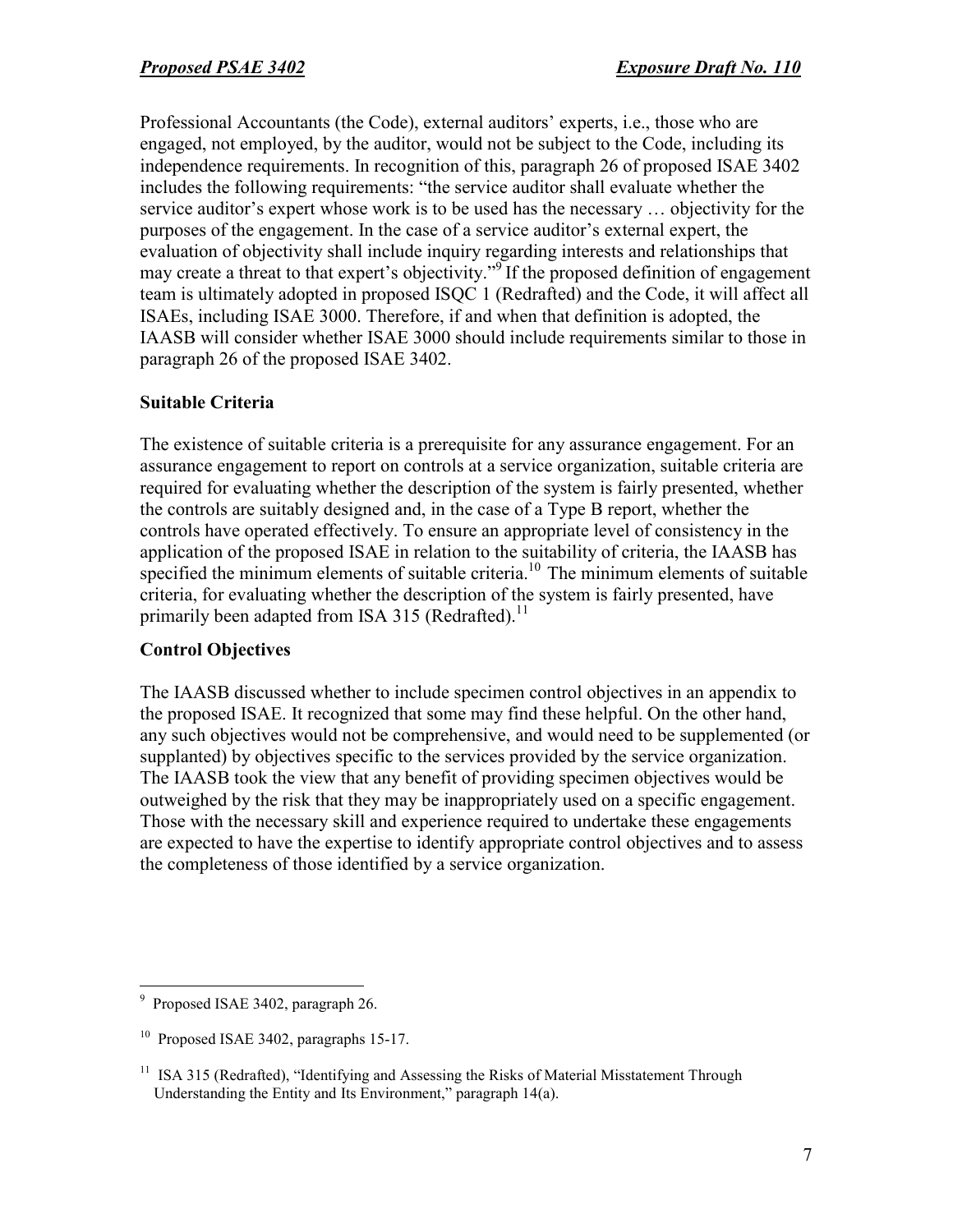Professional Accountants (the Code), external auditors' experts, i.e., those who are engaged, not employed, by the auditor, would not be subject to the Code, including its independence requirements. In recognition of this, paragraph 26 of proposed ISAE 3402 includes the following requirements: "the service auditor shall evaluate whether the service auditor's expert whose work is to be used has the necessary … objectivity for the purposes of the engagement. In the case of a service auditor's external expert, the evaluation of objectivity shall include inquiry regarding interests and relationships that may create a threat to that expert's objectivity."[9] If the proposed definition of engagement team is ultimately adopted in proposed ISQC 1 (Redrafted) and the Code, it will affect all ISAEs, including ISAE 3000. Therefore, if and when that definition is adopted, the IAASB will consider whether ISAE 3000 should include requirements similar to those in paragraph 26 of the proposed ISAE 3402.

## Suitable Criteria

The existence of suitable criteria is a prerequisite for any assurance engagement. For an assurance engagement to report on controls at a service organization, suitable criteria are required for evaluating whether the description of the system is fairly presented, whether the controls are suitably designed and, in the case of a Type B report, whether the controls have operated effectively. To ensure an appropriate level of consistency in the application of the proposed ISAE in relation to the suitability of criteria, the IAASB has specified the minimum elements of suitable criteria.[10] The minimum elements of suitable criteria, for evaluating whether the description of the system is fairly presented, have primarily been adapted from ISA 315 (Redrafted).[11]

## Control Objectives

The IAASB discussed whether to include specimen control objectives in an appendix to the proposed ISAE. It recognized that some may find these helpful. On the other hand, any such objectives would not be comprehensive, and would need to be supplemented (or supplanted) by objectives specific to the services provided by the service organization. The IAASB took the view that any benefit of providing specimen objectives would be outweighed by the risk that they may be inappropriately used on a specific engagement. Those with the necessary skill and experience required to undertake these engagements are expected to have the expertise to identify appropriate control objectives and to assess the completeness of those identified by a service organization.

---

[9] Proposed ISAE 3402, paragraph 26.

[10] Proposed ISAE 3402, paragraphs 15-17.

[11] ISA 315 (Redrafted), "Identifying and Assessing the Risks of Material Misstatement Through Understanding the Entity and Its Environment," paragraph 14(a).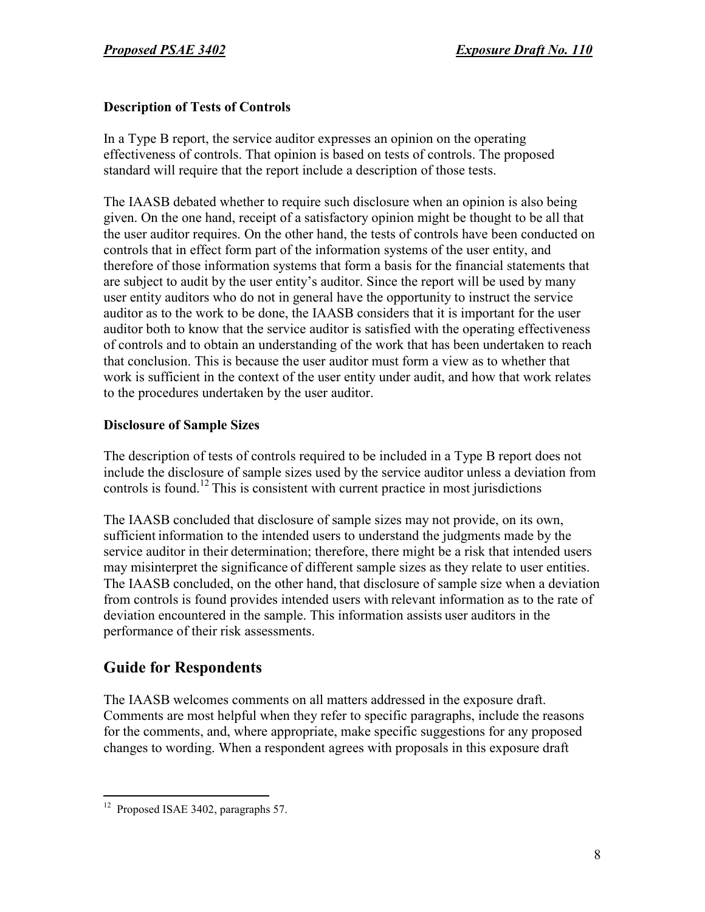**Description of Tests of Controls**

In a Type B report, the service auditor expresses an opinion on the operating effectiveness of controls. That opinion is based on tests of controls. The proposed standard will require that the report include a description of those tests.

The IAASB debated whether to require such disclosure when an opinion is also being given. On the one hand, receipt of a satisfactory opinion might be thought to be all that the user auditor requires. On the other hand, the tests of controls have been conducted on controls that in effect form part of the information systems of the user entity, and therefore of those information systems that form a basis for the financial statements that are subject to audit by the user entity's auditor. Since the report will be used by many user entity auditors who do not in general have the opportunity to instruct the service auditor as to the work to be done, the IAASB considers that it is important for the user auditor both to know that the service auditor is satisfied with the operating effectiveness of controls and to obtain an understanding of the work that has been undertaken to reach that conclusion. This is because the user auditor must form a view as to whether that work is sufficient in the context of the user entity under audit, and how that work relates to the procedures undertaken by the user auditor.

**Disclosure of Sample Sizes**

The description of tests of controls required to be included in a Type B report does not include the disclosure of sample sizes used by the service auditor unless a deviation from controls is found.[12] This is consistent with current practice in most jurisdictions

The IAASB concluded that disclosure of sample sizes may not provide, on its own, sufficient information to the intended users to understand the judgments made by the service auditor in their determination; therefore, there might be a risk that intended users may misinterpret the significance of different sample sizes as they relate to user entities. The IAASB concluded, on the other hand, that disclosure of sample size when a deviation from controls is found provides intended users with relevant information as to the rate of deviation encountered in the sample. This information assists user auditors in the performance of their risk assessments.

## Guide for Respondents

The IAASB welcomes comments on all matters addressed in the exposure draft. Comments are most helpful when they refer to specific paragraphs, include the reasons for the comments, and, where appropriate, make specific suggestions for any proposed changes to wording. When a respondent agrees with proposals in this exposure draft

---

[12] Proposed ISAE 3402, paragraphs 57.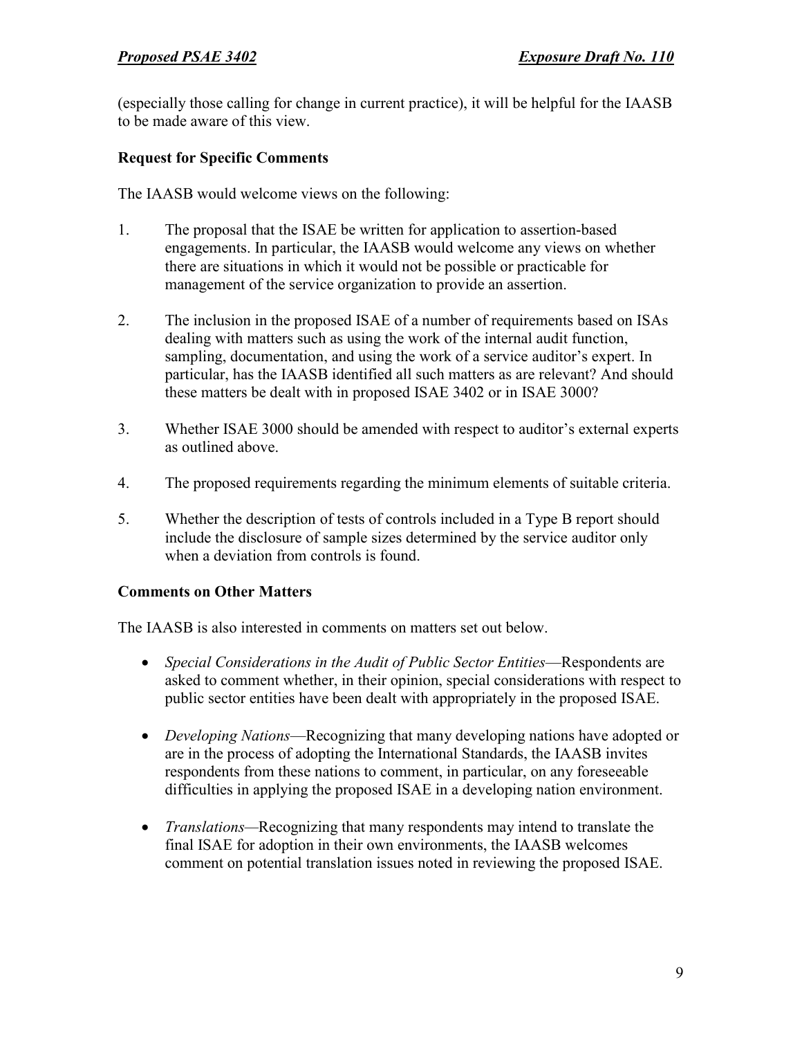(especially those calling for change in current practice), it will be helpful for the IAASB to be made aware of this view.

**Request for Specific Comments**

The IAASB would welcome views on the following:

1. The proposal that the ISAE be written for application to assertion-based engagements. In particular, the IAASB would welcome any views on whether there are situations in which it would not be possible or practicable for management of the service organization to provide an assertion.

2. The inclusion in the proposed ISAE of a number of requirements based on ISAs dealing with matters such as using the work of the internal audit function, sampling, documentation, and using the work of a service auditor's expert. In particular, has the IAASB identified all such matters as are relevant? And should these matters be dealt with in proposed ISAE 3402 or in ISAE 3000?

3. Whether ISAE 3000 should be amended with respect to auditor's external experts as outlined above.

4. The proposed requirements regarding the minimum elements of suitable criteria.

5. Whether the description of tests of controls included in a Type B report should include the disclosure of sample sizes determined by the service auditor only when a deviation from controls is found.

**Comments on Other Matters**

The IAASB is also interested in comments on matters set out below.

- *Special Considerations in the Audit of Public Sector Entities*—Respondents are asked to comment whether, in their opinion, special considerations with respect to public sector entities have been dealt with appropriately in the proposed ISAE.

- *Developing Nations*—Recognizing that many developing nations have adopted or are in the process of adopting the International Standards, the IAASB invites respondents from these nations to comment, in particular, on any foreseeable difficulties in applying the proposed ISAE in a developing nation environment.

- *Translations*—Recognizing that many respondents may intend to translate the final ISAE for adoption in their own environments, the IAASB welcomes comment on potential translation issues noted in reviewing the proposed ISAE.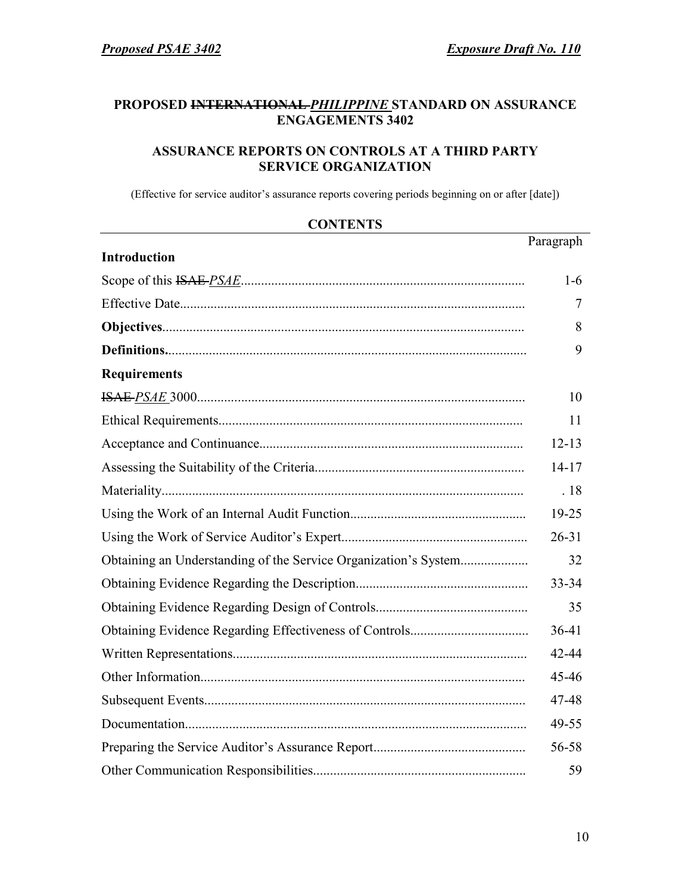**PROPOSED ~~INTERNATIONAL~~ *PHILIPPINE* STANDARD ON ASSURANCE ENGAGEMENTS 3402**

**ASSURANCE REPORTS ON CONTROLS AT A THIRD PARTY SERVICE ORGANIZATION**

(Effective for service auditor's assurance reports covering periods beginning on or after [date])

**CONTENTS**

| | Paragraph |
|---|---|
| **Introduction** | |
| Scope of this ~~ISAE~~ *PSAE* | 1-6 |
| Effective Date | 7 |
| **Objectives** | 8 |
| **Definitions** | 9 |
| **Requirements** | |
| ~~ISAE~~ *PSAE* 3000 | 10 |
| Ethical Requirements | 11 |
| Acceptance and Continuance | 12-13 |
| Assessing the Suitability of the Criteria | 14-17 |
| Materiality | 18 |
| Using the Work of an Internal Audit Function | 19-25 |
| Using the Work of Service Auditor's Expert | 26-31 |
| Obtaining an Understanding of the Service Organization's System | 32 |
| Obtaining Evidence Regarding the Description | 33-34 |
| Obtaining Evidence Regarding Design of Controls | 35 |
| Obtaining Evidence Regarding Effectiveness of Controls | 36-41 |
| Written Representations | 42-44 |
| Other Information | 45-46 |
| Subsequent Events | 47-48 |
| Documentation | 49-55 |
| Preparing the Service Auditor's Assurance Report | 56-58 |
| Other Communication Responsibilities | 59 |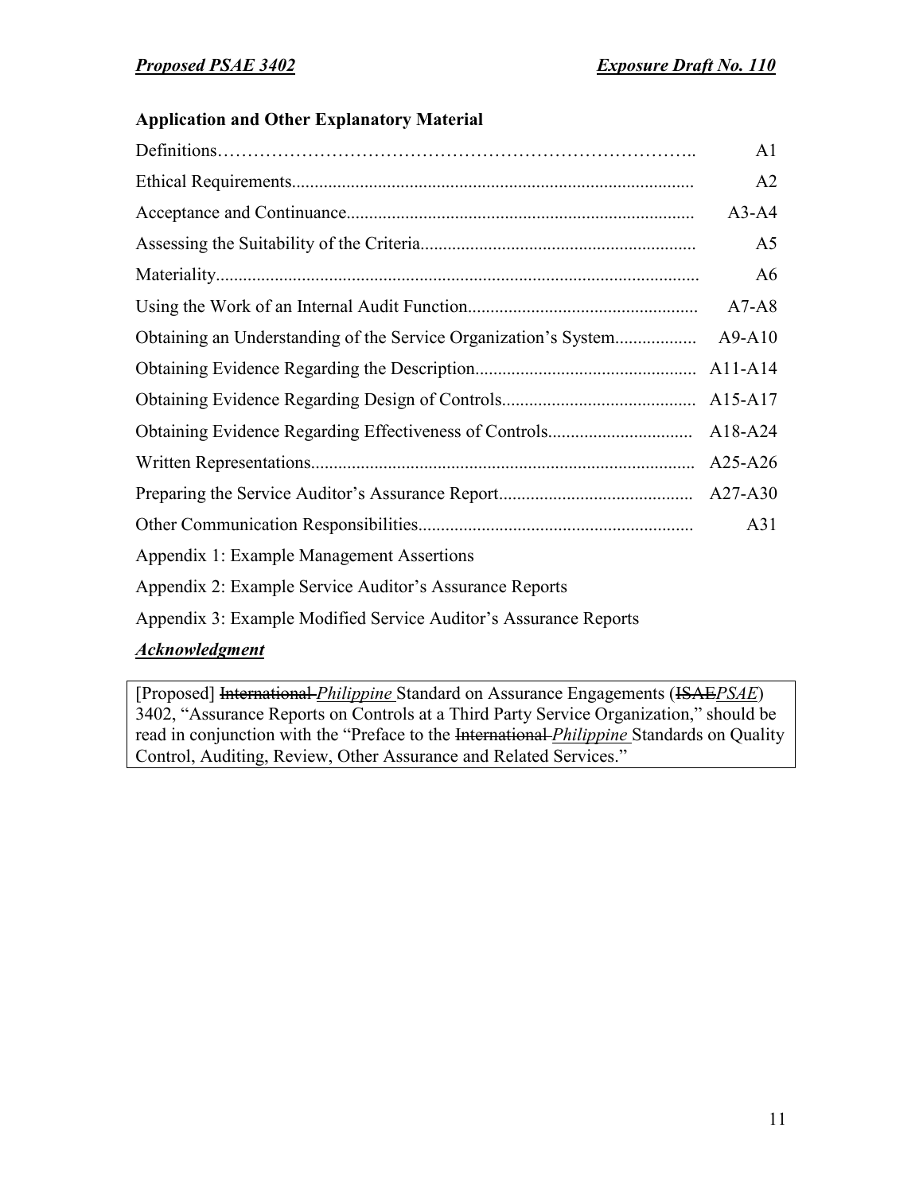**Application and Other Explanatory Material**

| | |
|---|---|
| Definitions | A1 |
| Ethical Requirements | A2 |
| Acceptance and Continuance | A3-A4 |
| Assessing the Suitability of the Criteria | A5 |
| Materiality | A6 |
| Using the Work of an Internal Audit Function | A7-A8 |
| Obtaining an Understanding of the Service Organization's System | A9-A10 |
| Obtaining Evidence Regarding the Description | A11-A14 |
| Obtaining Evidence Regarding Design of Controls | A15-A17 |
| Obtaining Evidence Regarding Effectiveness of Controls | A18-A24 |
| Written Representations | A25-A26 |
| Preparing the Service Auditor's Assurance Report | A27-A30 |
| Other Communication Responsibilities | A31 |

Appendix 1: Example Management Assertions

Appendix 2: Example Service Auditor's Assurance Reports

Appendix 3: Example Modified Service Auditor's Assurance Reports

***Acknowledgment***

[Proposed] ~~International~~ *Philippine* Standard on Assurance Engagements (~~ISAE~~*PSAE*) 3402, "Assurance Reports on Controls at a Third Party Service Organization," should be read in conjunction with the "Preface to the ~~International~~ *Philippine* Standards on Quality Control, Auditing, Review, Other Assurance and Related Services."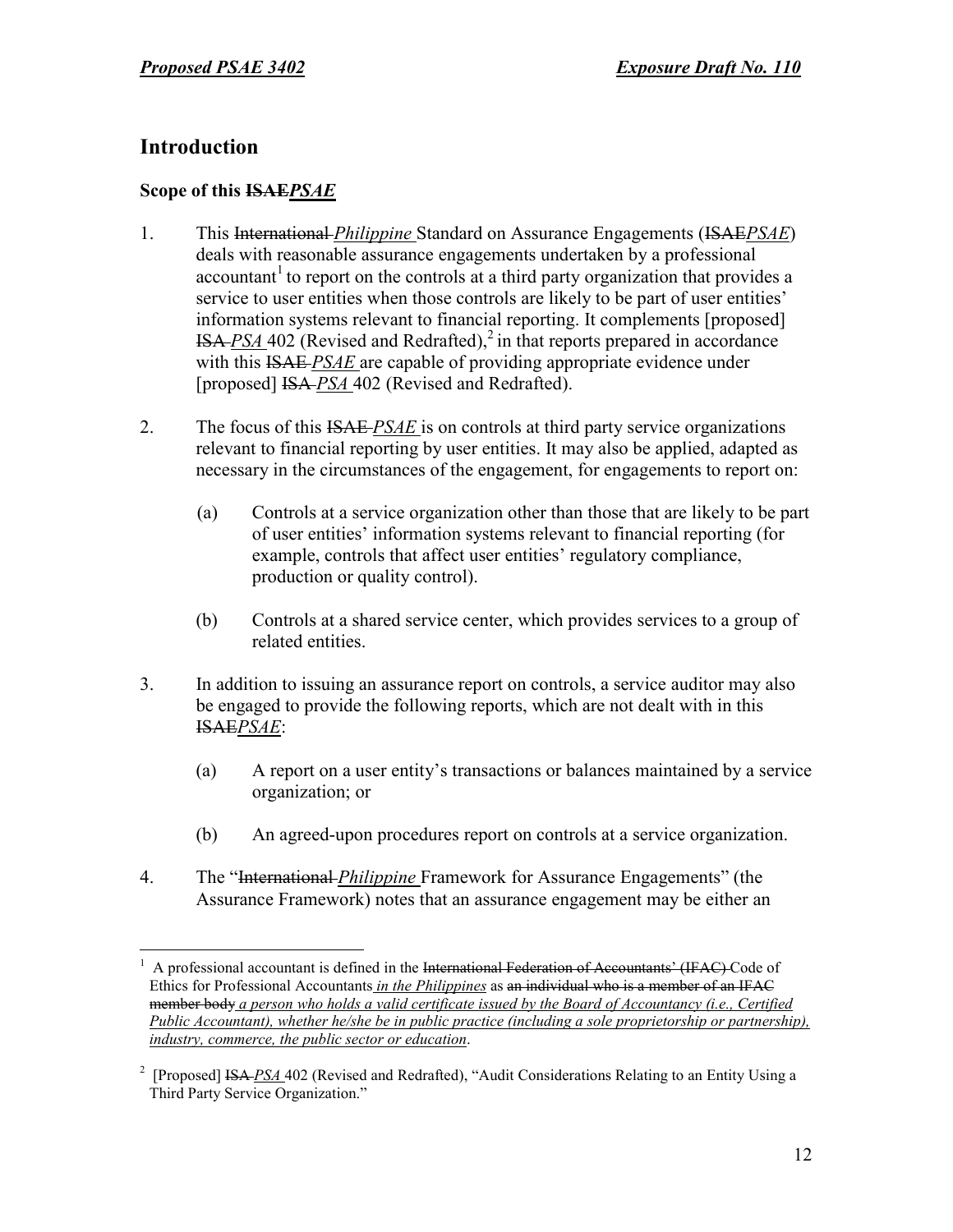## Introduction

### Scope of this ~~ISAE~~*PSAE*

1. This ~~International~~ *Philippine* Standard on Assurance Engagements (~~ISAE~~*PSAE*) deals with reasonable assurance engagements undertaken by a professional accountant[1] to report on the controls at a third party organization that provides a service to user entities when those controls are likely to be part of user entities' information systems relevant to financial reporting. It complements [proposed] ~~ISA~~ *PSA* 402 (Revised and Redrafted),[2] in that reports prepared in accordance with this ~~ISAE~~ *PSAE* are capable of providing appropriate evidence under [proposed] ~~ISA~~ *PSA* 402 (Revised and Redrafted).

2. The focus of this ~~ISAE~~ *PSAE* is on controls at third party service organizations relevant to financial reporting by user entities. It may also be applied, adapted as necessary in the circumstances of the engagement, for engagements to report on:

   (a) Controls at a service organization other than those that are likely to be part of user entities' information systems relevant to financial reporting (for example, controls that affect user entities' regulatory compliance, production or quality control).

   (b) Controls at a shared service center, which provides services to a group of related entities.

3. In addition to issuing an assurance report on controls, a service auditor may also be engaged to provide the following reports, which are not dealt with in this ~~ISAE~~*PSAE*:

   (a) A report on a user entity's transactions or balances maintained by a service organization; or

   (b) An agreed-upon procedures report on controls at a service organization.

4. The "~~International~~ *Philippine* Framework for Assurance Engagements" (the Assurance Framework) notes that an assurance engagement may be either an

---

[1] A professional accountant is defined in the ~~International Federation of Accountants' (IFAC)~~ Code of Ethics for Professional Accountants *in the Philippines* as ~~an individual who is a member of an IFAC member body~~ *a person who holds a valid certificate issued by the Board of Accountancy (i.e., Certified Public Accountant), whether he/she be in public practice (including a sole proprietorship or partnership), industry, commerce, the public sector or education*.

[2] [Proposed] ~~ISA~~ *PSA* 402 (Revised and Redrafted), "Audit Considerations Relating to an Entity Using a Third Party Service Organization."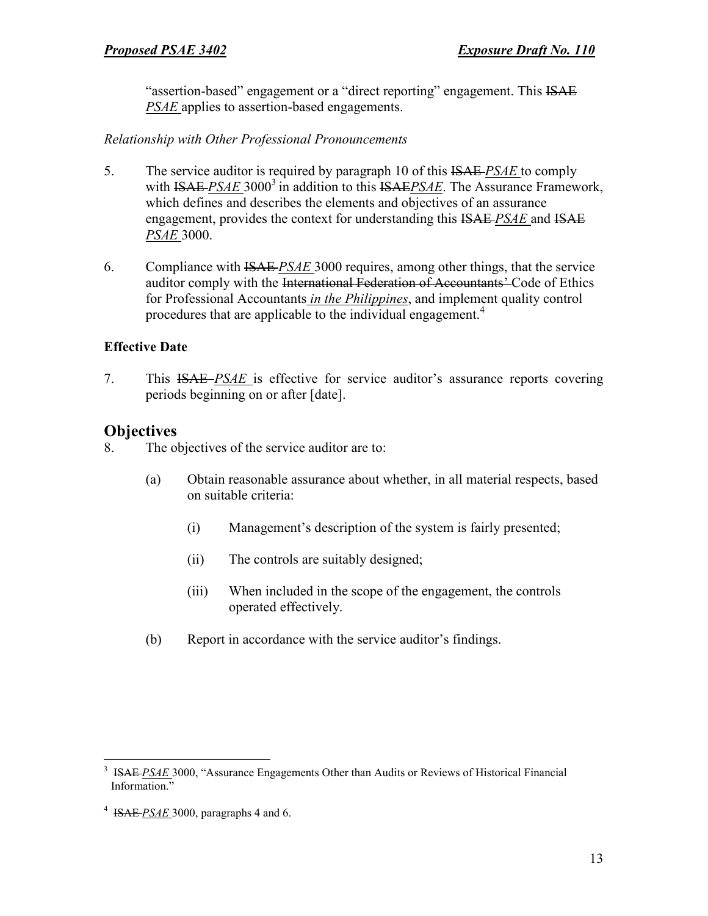"assertion-based" engagement or a "direct reporting" engagement. This ~~ISAE~~ *PSAE* applies to assertion-based engagements.

*Relationship with Other Professional Pronouncements*

5. The service auditor is required by paragraph 10 of this ~~ISAE~~ *PSAE* to comply with ~~ISAE~~ *PSAE* 3000[3] in addition to this ~~ISAE~~*PSAE*. The Assurance Framework, which defines and describes the elements and objectives of an assurance engagement, provides the context for understanding this ~~ISAE~~ *PSAE* and ~~ISAE~~ *PSAE* 3000.

6. Compliance with ~~ISAE~~ *PSAE* 3000 requires, among other things, that the service auditor comply with the ~~International Federation of Accountants'~~ Code of Ethics for Professional Accountants *in the Philippines*, and implement quality control procedures that are applicable to the individual engagement.[4]

**Effective Date**

7. This ~~ISAE~~ *PSAE* is effective for service auditor's assurance reports covering periods beginning on or after [date].

## Objectives

8. The objectives of the service auditor are to:

   (a) Obtain reasonable assurance about whether, in all material respects, based on suitable criteria:

      (i) Management's description of the system is fairly presented;

      (ii) The controls are suitably designed;

      (iii) When included in the scope of the engagement, the controls operated effectively.

   (b) Report in accordance with the service auditor's findings.

---

[3] ~~ISAE~~ *PSAE* 3000, "Assurance Engagements Other than Audits or Reviews of Historical Financial Information."

[4] ~~ISAE~~ *PSAE* 3000, paragraphs 4 and 6.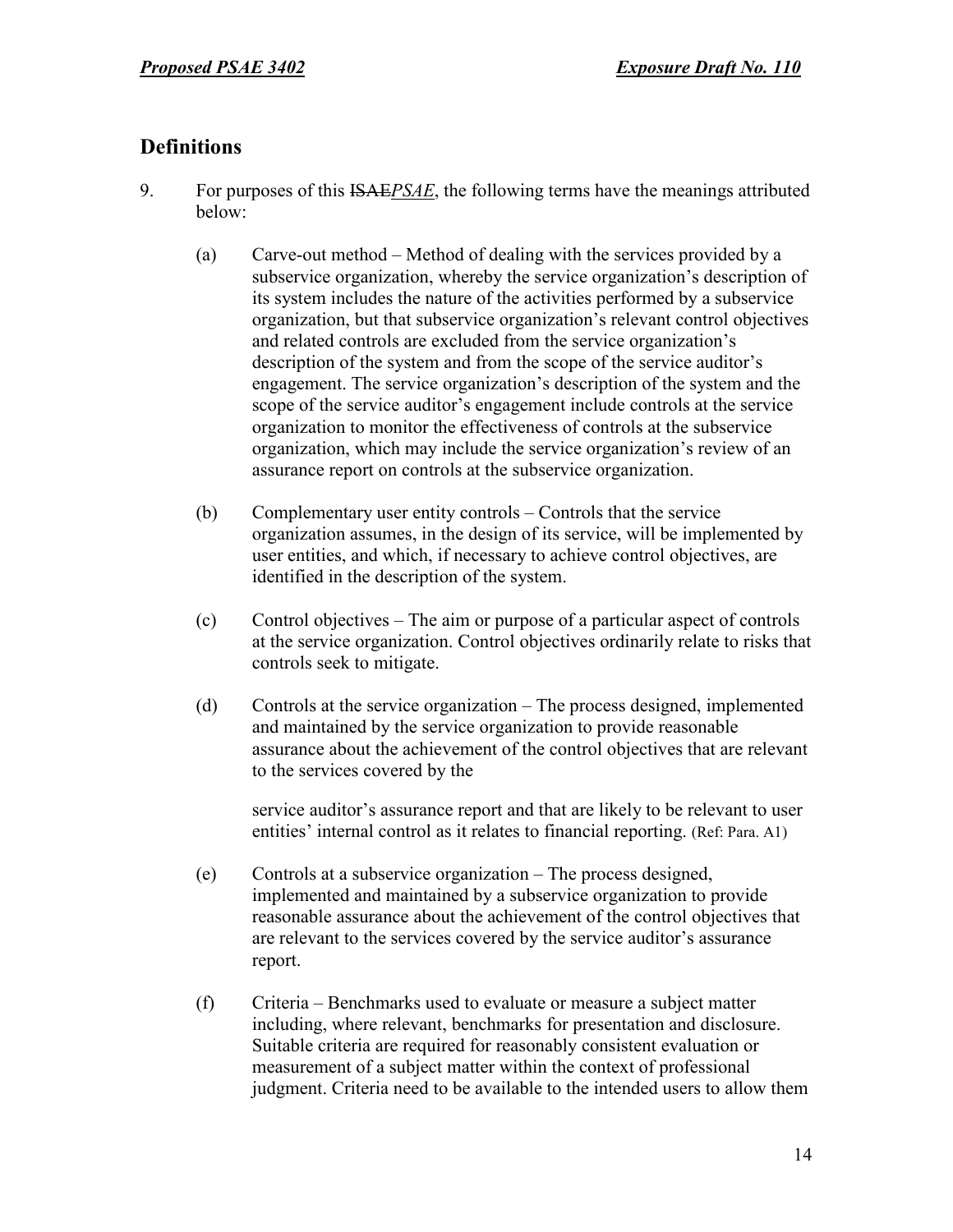## Definitions

9. For purposes of this ~~ISAE~~*PSAE*, the following terms have the meanings attributed below:

   (a) Carve-out method – Method of dealing with the services provided by a subservice organization, whereby the service organization's description of its system includes the nature of the activities performed by a subservice organization, but that subservice organization's relevant control objectives and related controls are excluded from the service organization's description of the system and from the scope of the service auditor's engagement. The service organization's description of the system and the scope of the service auditor's engagement include controls at the service organization to monitor the effectiveness of controls at the subservice organization, which may include the service organization's review of an assurance report on controls at the subservice organization.

   (b) Complementary user entity controls – Controls that the service organization assumes, in the design of its service, will be implemented by user entities, and which, if necessary to achieve control objectives, are identified in the description of the system.

   (c) Control objectives – The aim or purpose of a particular aspect of controls at the service organization. Control objectives ordinarily relate to risks that controls seek to mitigate.

   (d) Controls at the service organization – The process designed, implemented and maintained by the service organization to provide reasonable assurance about the achievement of the control objectives that are relevant to the services covered by the service auditor's assurance report and that are likely to be relevant to user entities' internal control as it relates to financial reporting. (Ref: Para. A1)

   (e) Controls at a subservice organization – The process designed, implemented and maintained by a subservice organization to provide reasonable assurance about the achievement of the control objectives that are relevant to the services covered by the service auditor's assurance report.

   (f) Criteria – Benchmarks used to evaluate or measure a subject matter including, where relevant, benchmarks for presentation and disclosure. Suitable criteria are required for reasonably consistent evaluation or measurement of a subject matter within the context of professional judgment. Criteria need to be available to the intended users to allow them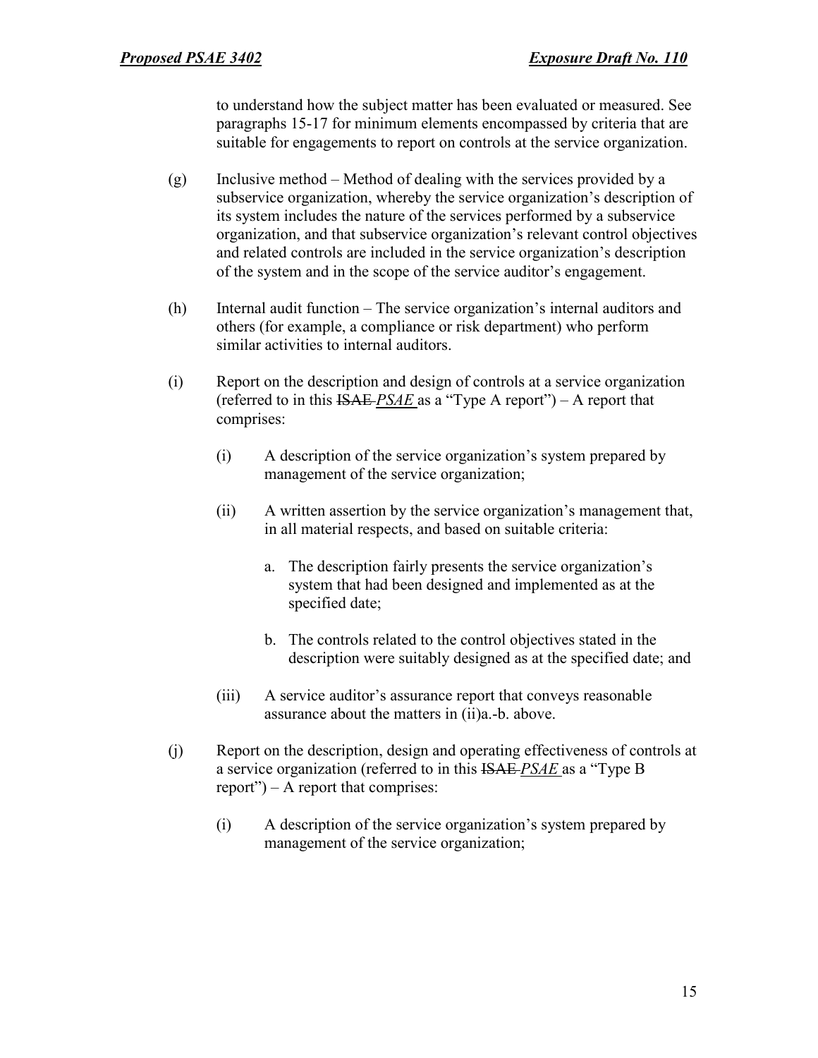to understand how the subject matter has been evaluated or measured. See paragraphs 15-17 for minimum elements encompassed by criteria that are suitable for engagements to report on controls at the service organization.

(g) Inclusive method – Method of dealing with the services provided by a subservice organization, whereby the service organization's description of its system includes the nature of the services performed by a subservice organization, and that subservice organization's relevant control objectives and related controls are included in the service organization's description of the system and in the scope of the service auditor's engagement.

(h) Internal audit function – The service organization's internal auditors and others (for example, a compliance or risk department) who perform similar activities to internal auditors.

(i) Report on the description and design of controls at a service organization (referred to in this ~~ISAE~~ *PSAE* as a "Type A report") – A report that comprises:

   (i) A description of the service organization's system prepared by management of the service organization;

   (ii) A written assertion by the service organization's management that, in all material respects, and based on suitable criteria:

      a. The description fairly presents the service organization's system that had been designed and implemented as at the specified date;

      b. The controls related to the control objectives stated in the description were suitably designed as at the specified date; and

   (iii) A service auditor's assurance report that conveys reasonable assurance about the matters in (ii)a.-b. above.

(j) Report on the description, design and operating effectiveness of controls at a service organization (referred to in this ~~ISAE~~ *PSAE* as a "Type B report") – A report that comprises:

   (i) A description of the service organization's system prepared by management of the service organization;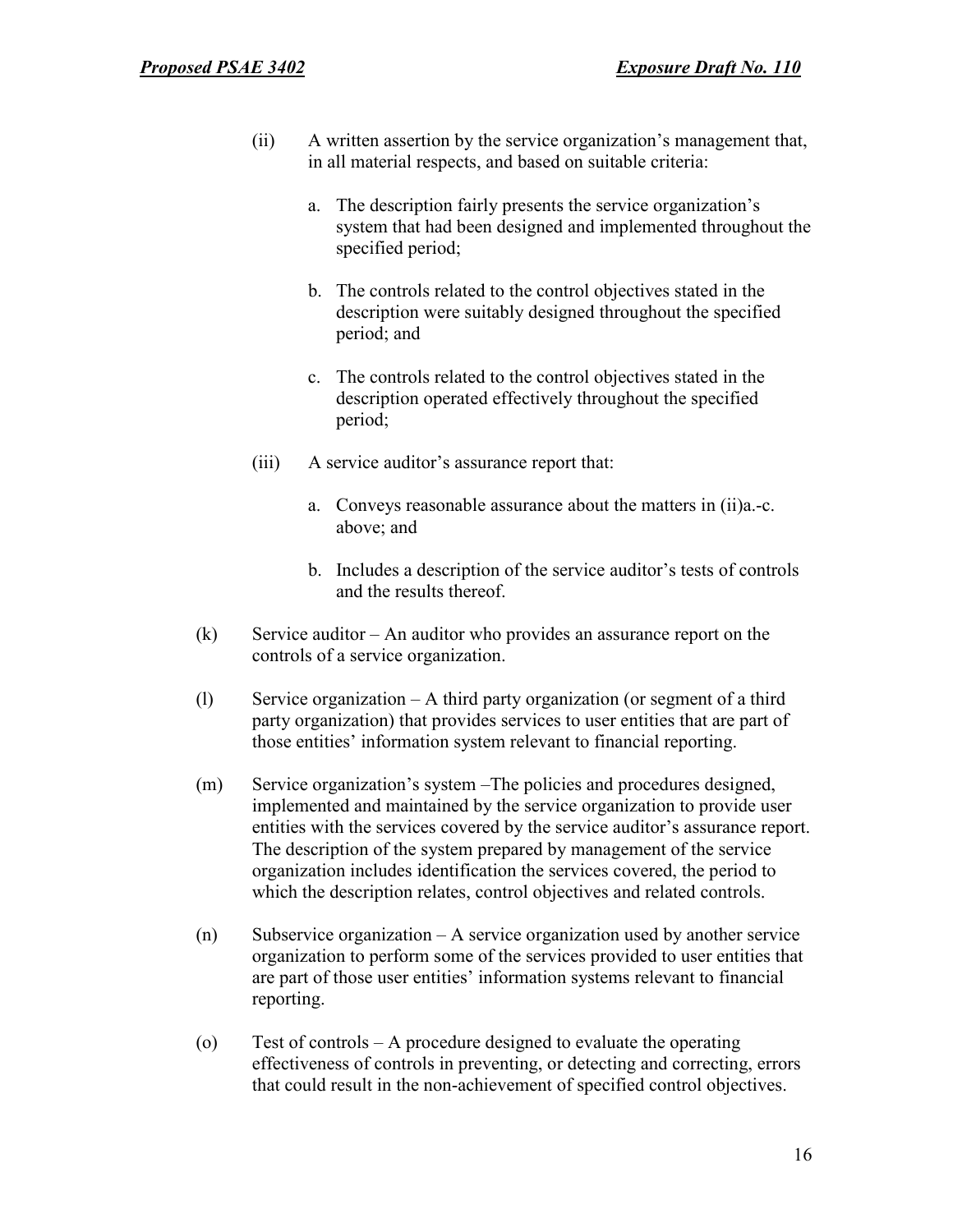(ii) A written assertion by the service organization's management that, in all material respects, and based on suitable criteria:

   a. The description fairly presents the service organization's system that had been designed and implemented throughout the specified period;

   b. The controls related to the control objectives stated in the description were suitably designed throughout the specified period; and

   c. The controls related to the control objectives stated in the description operated effectively throughout the specified period;

(iii) A service auditor's assurance report that:

   a. Conveys reasonable assurance about the matters in (ii)a.-c. above; and

   b. Includes a description of the service auditor's tests of controls and the results thereof.

(k) Service auditor – An auditor who provides an assurance report on the controls of a service organization.

(l) Service organization – A third party organization (or segment of a third party organization) that provides services to user entities that are part of those entities' information system relevant to financial reporting.

(m) Service organization's system –The policies and procedures designed, implemented and maintained by the service organization to provide user entities with the services covered by the service auditor's assurance report. The description of the system prepared by management of the service organization includes identification the services covered, the period to which the description relates, control objectives and related controls.

(n) Subservice organization – A service organization used by another service organization to perform some of the services provided to user entities that are part of those user entities' information systems relevant to financial reporting.

(o) Test of controls – A procedure designed to evaluate the operating effectiveness of controls in preventing, or detecting and correcting, errors that could result in the non-achievement of specified control objectives.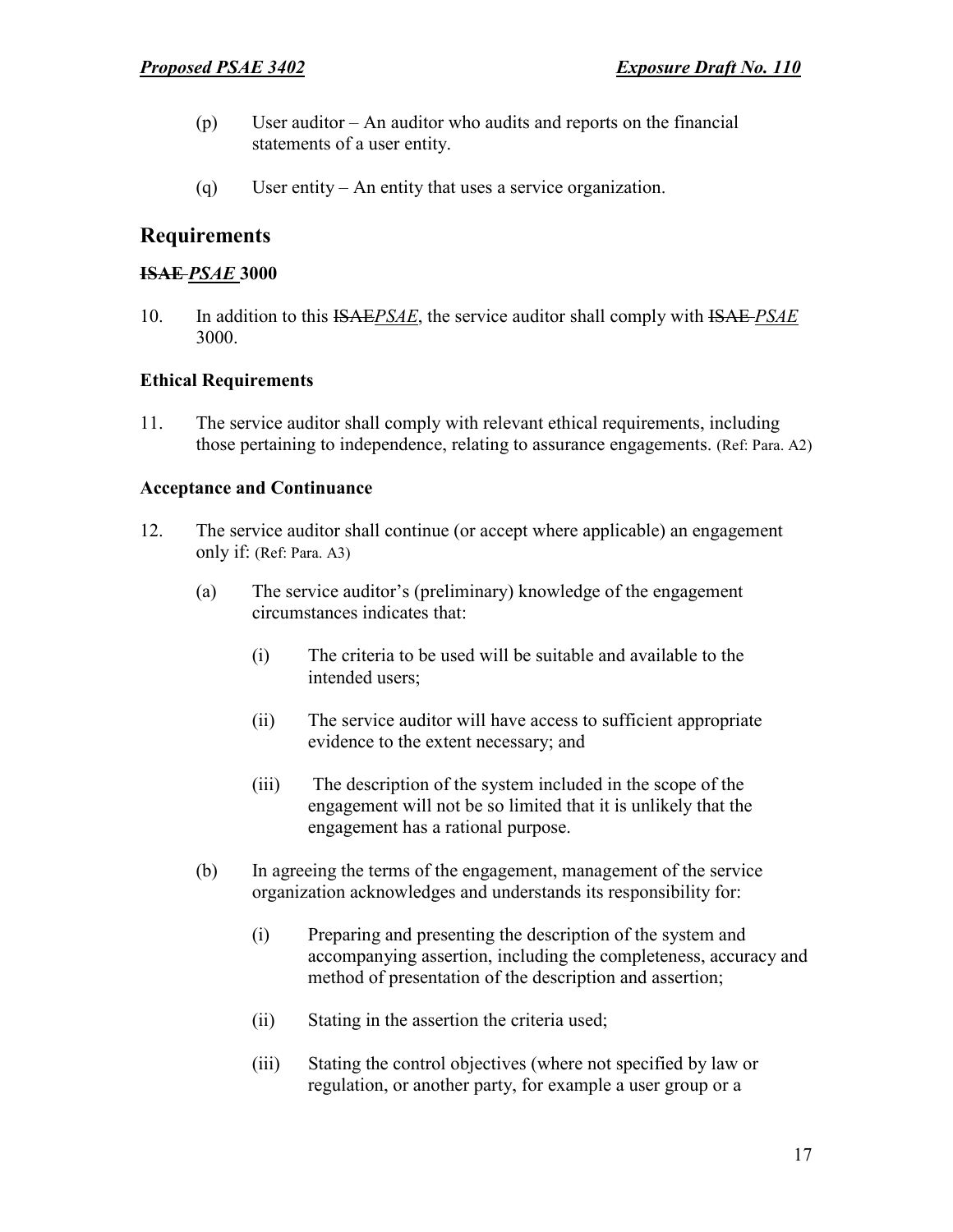(p) User auditor – An auditor who audits and reports on the financial statements of a user entity.

(q) User entity – An entity that uses a service organization.

## Requirements

### ~~ISAE~~ *PSAE* 3000

10. In addition to this ~~ISAE~~*PSAE*, the service auditor shall comply with ~~ISAE~~ *PSAE* 3000.

### Ethical Requirements

11. The service auditor shall comply with relevant ethical requirements, including those pertaining to independence, relating to assurance engagements. (Ref: Para. A2)

### Acceptance and Continuance

12. The service auditor shall continue (or accept where applicable) an engagement only if: (Ref: Para. A3)

    (a) The service auditor's (preliminary) knowledge of the engagement circumstances indicates that:

    (i) The criteria to be used will be suitable and available to the intended users;

    (ii) The service auditor will have access to sufficient appropriate evidence to the extent necessary; and

    (iii) The description of the system included in the scope of the engagement will not be so limited that it is unlikely that the engagement has a rational purpose.

    (b) In agreeing the terms of the engagement, management of the service organization acknowledges and understands its responsibility for:

    (i) Preparing and presenting the description of the system and accompanying assertion, including the completeness, accuracy and method of presentation of the description and assertion;

    (ii) Stating in the assertion the criteria used;

    (iii) Stating the control objectives (where not specified by law or regulation, or another party, for example a user group or a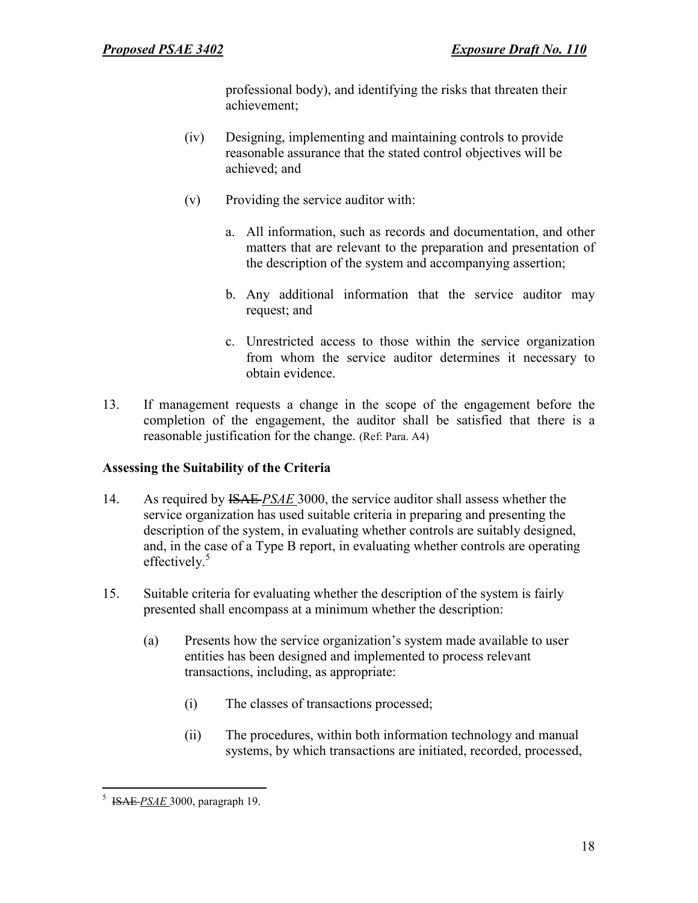professional body), and identifying the risks that threaten their achievement;

(iv) Designing, implementing and maintaining controls to provide reasonable assurance that the stated control objectives will be achieved; and

(v) Providing the service auditor with:

a. All information, such as records and documentation, and other matters that are relevant to the preparation and presentation of the description of the system and accompanying assertion;

b. Any additional information that the service auditor may request; and

c. Unrestricted access to those within the service organization from whom the service auditor determines it necessary to obtain evidence.

13. If management requests a change in the scope of the engagement before the completion of the engagement, the auditor shall be satisfied that there is a reasonable justification for the change. (Ref: Para. A4)

**Assessing the Suitability of the Criteria**

14. As required by ~~ISAE~~ *PSAE* 3000, the service auditor shall assess whether the service organization has used suitable criteria in preparing and presenting the description of the system, in evaluating whether controls are suitably designed, and, in the case of a Type B report, in evaluating whether controls are operating effectively.[5]

15. Suitable criteria for evaluating whether the description of the system is fairly presented shall encompass at a minimum whether the description:

(a) Presents how the service organization's system made available to user entities has been designed and implemented to process relevant transactions, including, as appropriate:

(i) The classes of transactions processed;

(ii) The procedures, within both information technology and manual systems, by which transactions are initiated, recorded, processed,

---

[5] ~~ISAE~~ *PSAE* 3000, paragraph 19.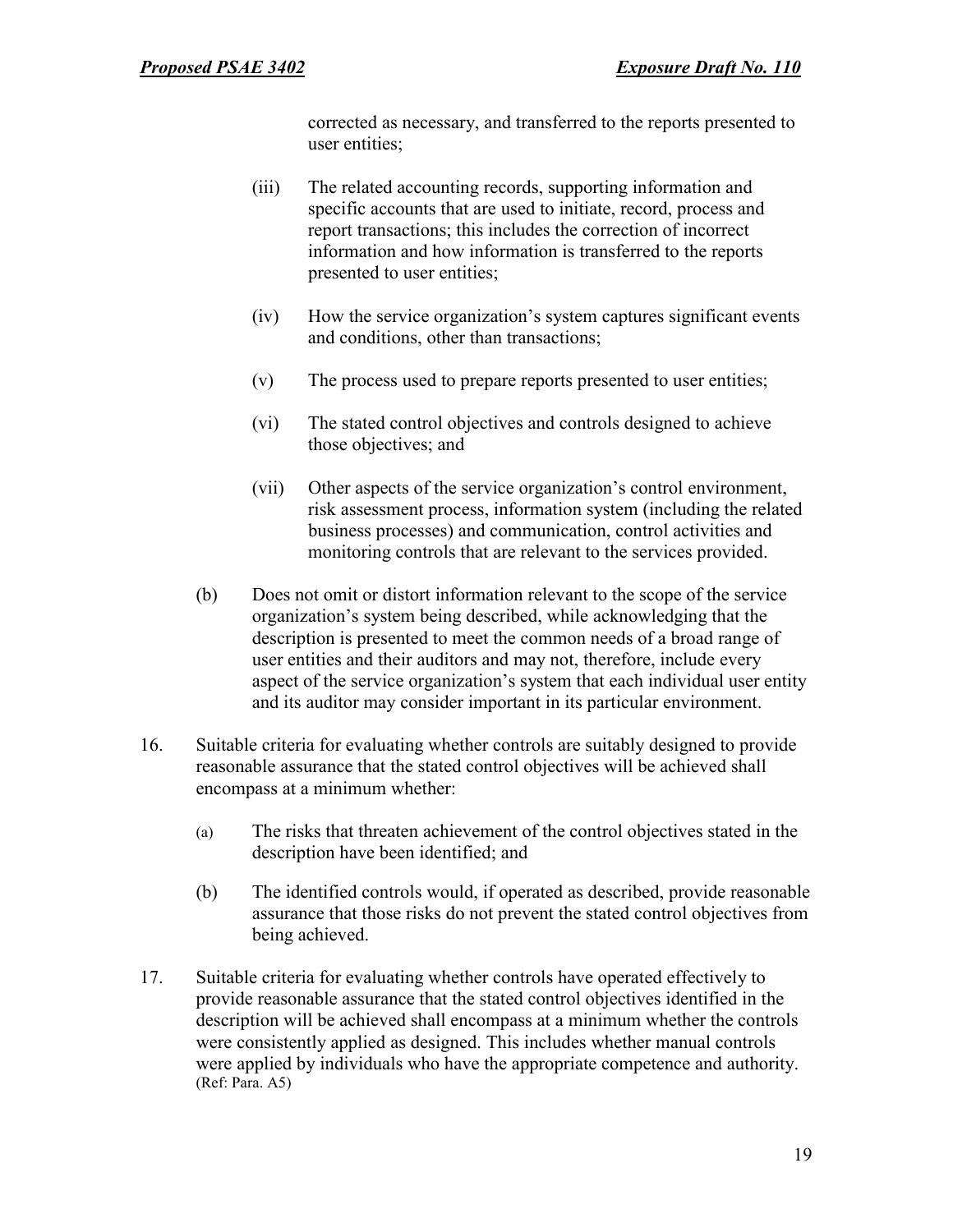corrected as necessary, and transferred to the reports presented to user entities;

(iii) The related accounting records, supporting information and specific accounts that are used to initiate, record, process and report transactions; this includes the correction of incorrect information and how information is transferred to the reports presented to user entities;

(iv) How the service organization's system captures significant events and conditions, other than transactions;

(v) The process used to prepare reports presented to user entities;

(vi) The stated control objectives and controls designed to achieve those objectives; and

(vii) Other aspects of the service organization's control environment, risk assessment process, information system (including the related business processes) and communication, control activities and monitoring controls that are relevant to the services provided.

(b) Does not omit or distort information relevant to the scope of the service organization's system being described, while acknowledging that the description is presented to meet the common needs of a broad range of user entities and their auditors and may not, therefore, include every aspect of the service organization's system that each individual user entity and its auditor may consider important in its particular environment.

16. Suitable criteria for evaluating whether controls are suitably designed to provide reasonable assurance that the stated control objectives will be achieved shall encompass at a minimum whether:

(a) The risks that threaten achievement of the control objectives stated in the description have been identified; and

(b) The identified controls would, if operated as described, provide reasonable assurance that those risks do not prevent the stated control objectives from being achieved.

17. Suitable criteria for evaluating whether controls have operated effectively to provide reasonable assurance that the stated control objectives identified in the description will be achieved shall encompass at a minimum whether the controls were consistently applied as designed. This includes whether manual controls were applied by individuals who have the appropriate competence and authority. (Ref: Para. A5)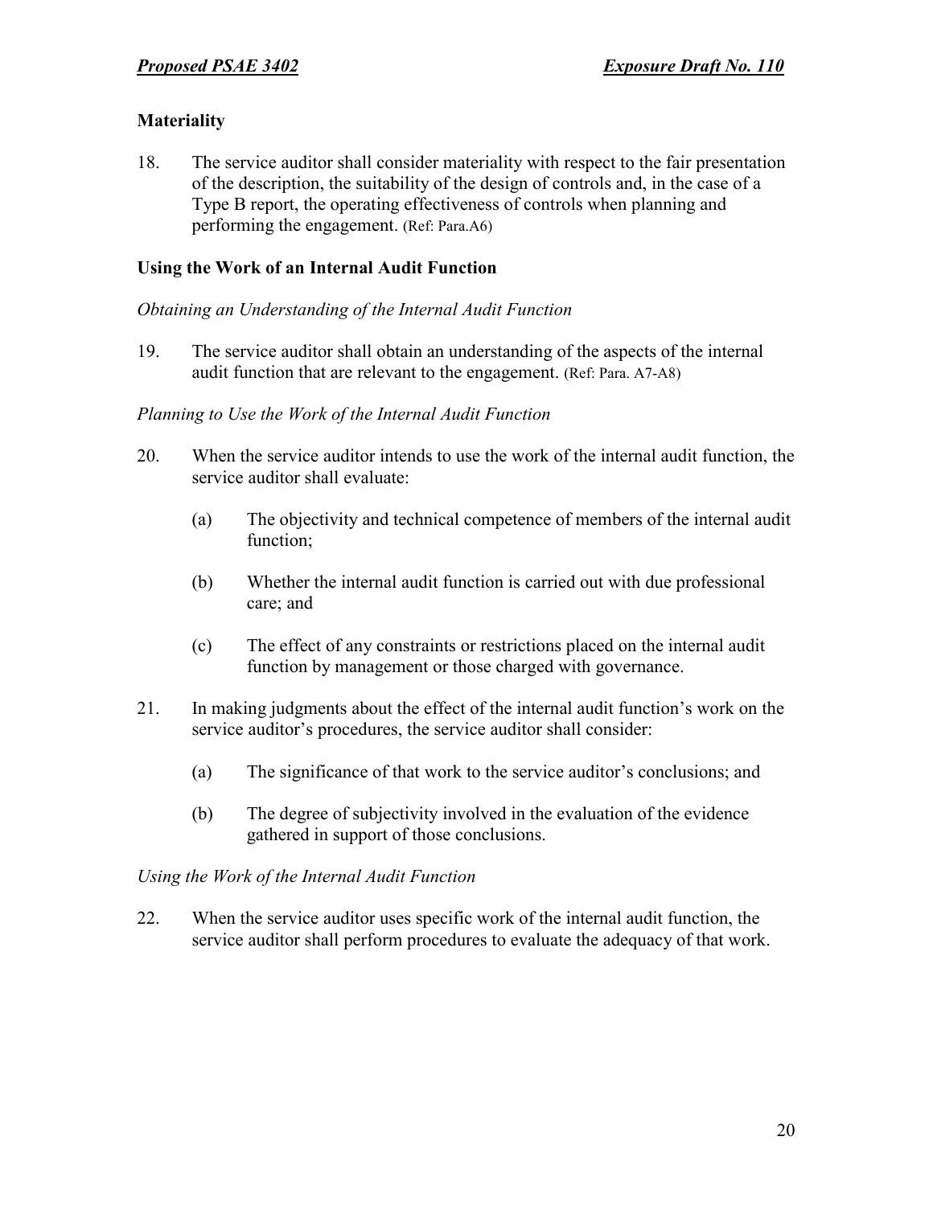## Materiality

18. The service auditor shall consider materiality with respect to the fair presentation of the description, the suitability of the design of controls and, in the case of a Type B report, the operating effectiveness of controls when planning and performing the engagement. (Ref: Para.A6)

## Using the Work of an Internal Audit Function

*Obtaining an Understanding of the Internal Audit Function*

19. The service auditor shall obtain an understanding of the aspects of the internal audit function that are relevant to the engagement. (Ref: Para. A7-A8)

*Planning to Use the Work of the Internal Audit Function*

20. When the service auditor intends to use the work of the internal audit function, the service auditor shall evaluate:

    (a) The objectivity and technical competence of members of the internal audit function;

    (b) Whether the internal audit function is carried out with due professional care; and

    (c) The effect of any constraints or restrictions placed on the internal audit function by management or those charged with governance.

21. In making judgments about the effect of the internal audit function's work on the service auditor's procedures, the service auditor shall consider:

    (a) The significance of that work to the service auditor's conclusions; and

    (b) The degree of subjectivity involved in the evaluation of the evidence gathered in support of those conclusions.

*Using the Work of the Internal Audit Function*

22. When the service auditor uses specific work of the internal audit function, the service auditor shall perform procedures to evaluate the adequacy of that work.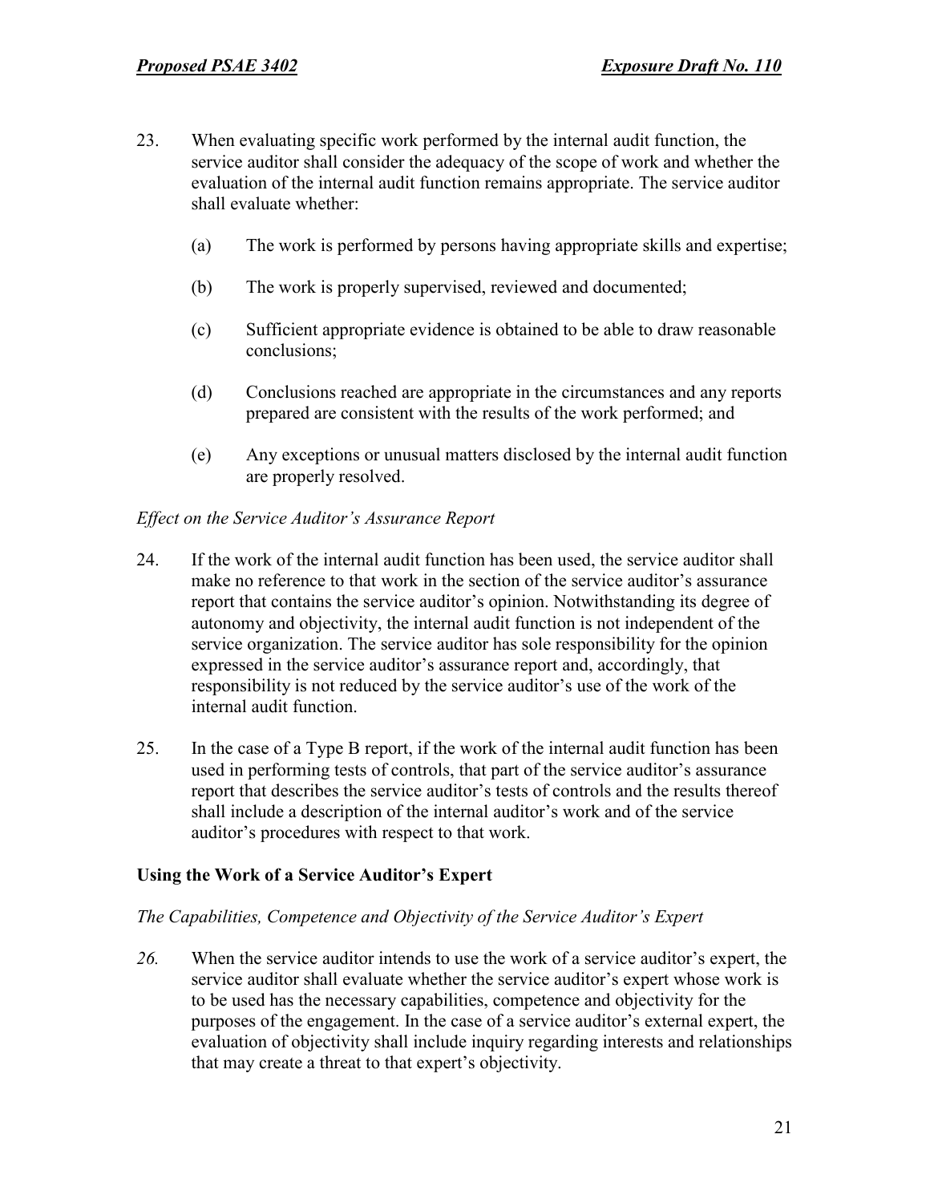23. When evaluating specific work performed by the internal audit function, the service auditor shall consider the adequacy of the scope of work and whether the evaluation of the internal audit function remains appropriate. The service auditor shall evaluate whether:

    (a) The work is performed by persons having appropriate skills and expertise;

    (b) The work is properly supervised, reviewed and documented;

    (c) Sufficient appropriate evidence is obtained to be able to draw reasonable conclusions;

    (d) Conclusions reached are appropriate in the circumstances and any reports prepared are consistent with the results of the work performed; and

    (e) Any exceptions or unusual matters disclosed by the internal audit function are properly resolved.

*Effect on the Service Auditor's Assurance Report*

24. If the work of the internal audit function has been used, the service auditor shall make no reference to that work in the section of the service auditor's assurance report that contains the service auditor's opinion. Notwithstanding its degree of autonomy and objectivity, the internal audit function is not independent of the service organization. The service auditor has sole responsibility for the opinion expressed in the service auditor's assurance report and, accordingly, that responsibility is not reduced by the service auditor's use of the work of the internal audit function.

25. In the case of a Type B report, if the work of the internal audit function has been used in performing tests of controls, that part of the service auditor's assurance report that describes the service auditor's tests of controls and the results thereof shall include a description of the internal auditor's work and of the service auditor's procedures with respect to that work.

**Using the Work of a Service Auditor's Expert**

*The Capabilities, Competence and Objectivity of the Service Auditor's Expert*

*26.* When the service auditor intends to use the work of a service auditor's expert, the service auditor shall evaluate whether the service auditor's expert whose work is to be used has the necessary capabilities, competence and objectivity for the purposes of the engagement. In the case of a service auditor's external expert, the evaluation of objectivity shall include inquiry regarding interests and relationships that may create a threat to that expert's objectivity.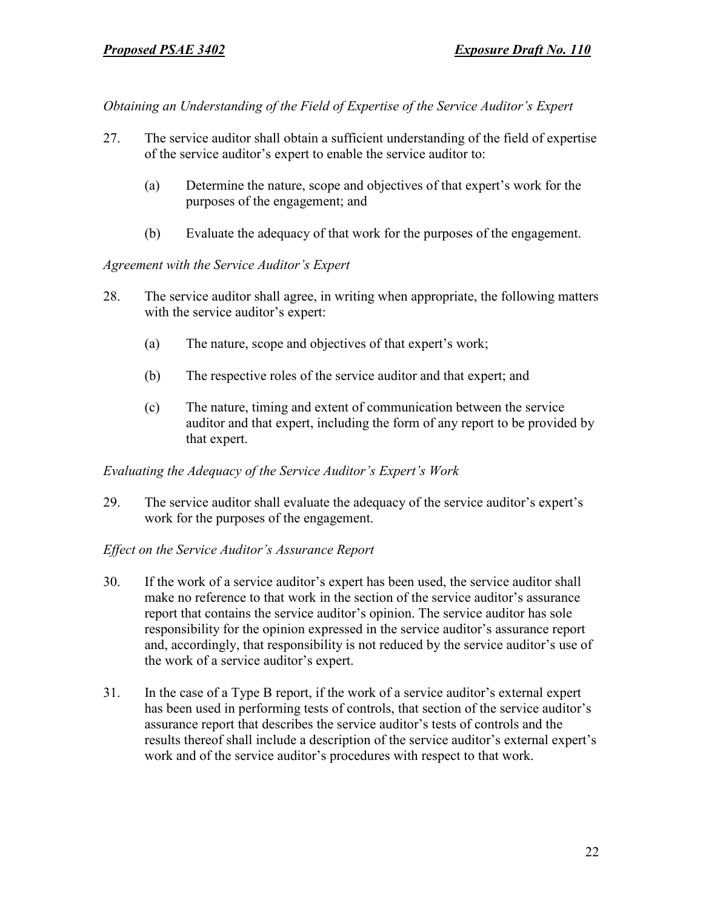*Obtaining an Understanding of the Field of Expertise of the Service Auditor's Expert*

27. The service auditor shall obtain a sufficient understanding of the field of expertise of the service auditor's expert to enable the service auditor to:

    (a) Determine the nature, scope and objectives of that expert's work for the purposes of the engagement; and

    (b) Evaluate the adequacy of that work for the purposes of the engagement.

*Agreement with the Service Auditor's Expert*

28. The service auditor shall agree, in writing when appropriate, the following matters with the service auditor's expert:

    (a) The nature, scope and objectives of that expert's work;

    (b) The respective roles of the service auditor and that expert; and

    (c) The nature, timing and extent of communication between the service auditor and that expert, including the form of any report to be provided by that expert.

*Evaluating the Adequacy of the Service Auditor's Expert's Work*

29. The service auditor shall evaluate the adequacy of the service auditor's expert's work for the purposes of the engagement.

*Effect on the Service Auditor's Assurance Report*

30. If the work of a service auditor's expert has been used, the service auditor shall make no reference to that work in the section of the service auditor's assurance report that contains the service auditor's opinion. The service auditor has sole responsibility for the opinion expressed in the service auditor's assurance report and, accordingly, that responsibility is not reduced by the service auditor's use of the work of a service auditor's expert.

31. In the case of a Type B report, if the work of a service auditor's external expert has been used in performing tests of controls, that section of the service auditor's assurance report that describes the service auditor's tests of controls and the results thereof shall include a description of the service auditor's external expert's work and of the service auditor's procedures with respect to that work.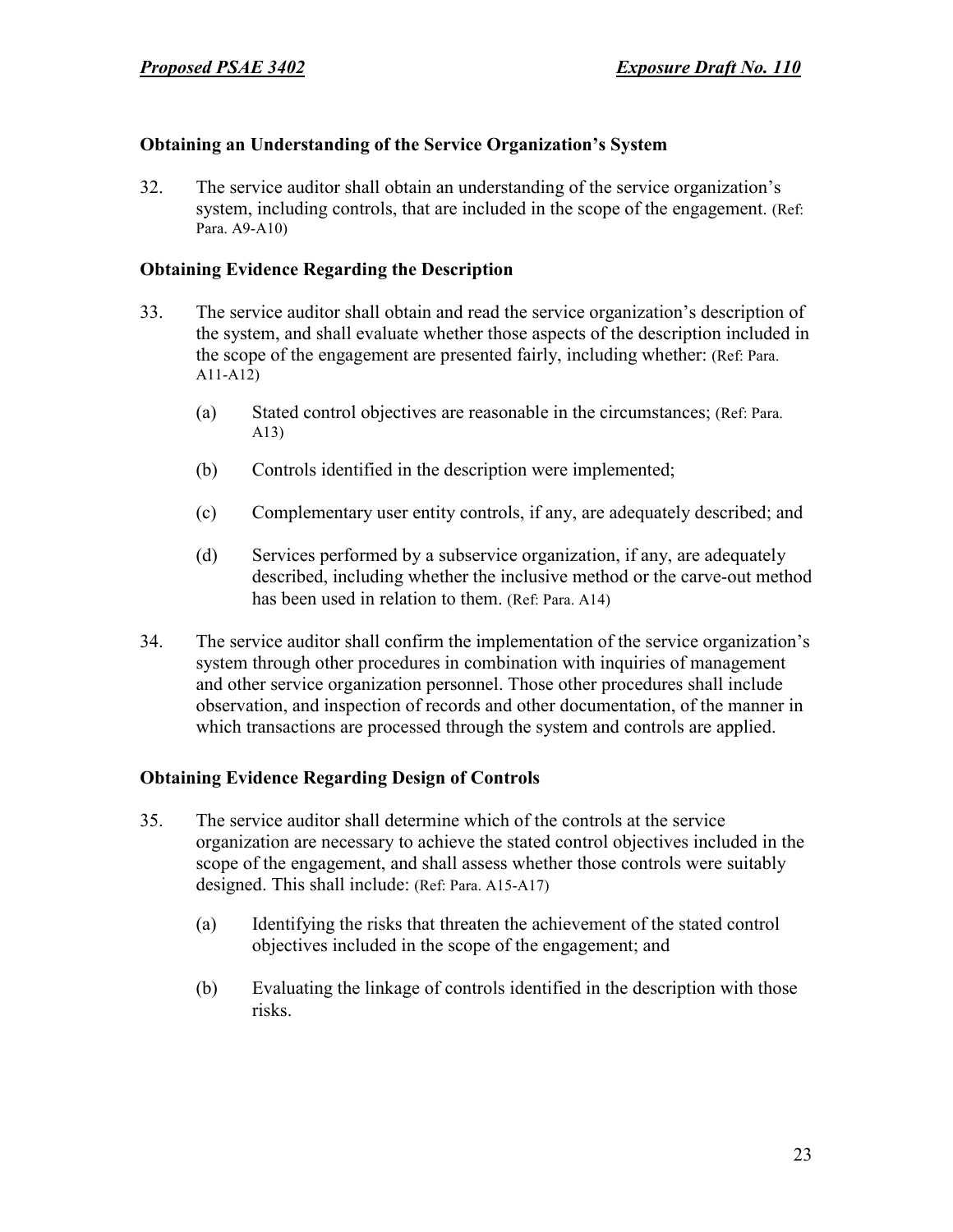### Obtaining an Understanding of the Service Organization's System

32. The service auditor shall obtain an understanding of the service organization's system, including controls, that are included in the scope of the engagement. (Ref: Para. A9-A10)

### Obtaining Evidence Regarding the Description

33. The service auditor shall obtain and read the service organization's description of the system, and shall evaluate whether those aspects of the description included in the scope of the engagement are presented fairly, including whether: (Ref: Para. A11-A12)

    (a) Stated control objectives are reasonable in the circumstances; (Ref: Para. A13)

    (b) Controls identified in the description were implemented;

    (c) Complementary user entity controls, if any, are adequately described; and

    (d) Services performed by a subservice organization, if any, are adequately described, including whether the inclusive method or the carve-out method has been used in relation to them. (Ref: Para. A14)

34. The service auditor shall confirm the implementation of the service organization's system through other procedures in combination with inquiries of management and other service organization personnel. Those other procedures shall include observation, and inspection of records and other documentation, of the manner in which transactions are processed through the system and controls are applied.

### Obtaining Evidence Regarding Design of Controls

35. The service auditor shall determine which of the controls at the service organization are necessary to achieve the stated control objectives included in the scope of the engagement, and shall assess whether those controls were suitably designed. This shall include: (Ref: Para. A15-A17)

    (a) Identifying the risks that threaten the achievement of the stated control objectives included in the scope of the engagement; and

    (b) Evaluating the linkage of controls identified in the description with those risks.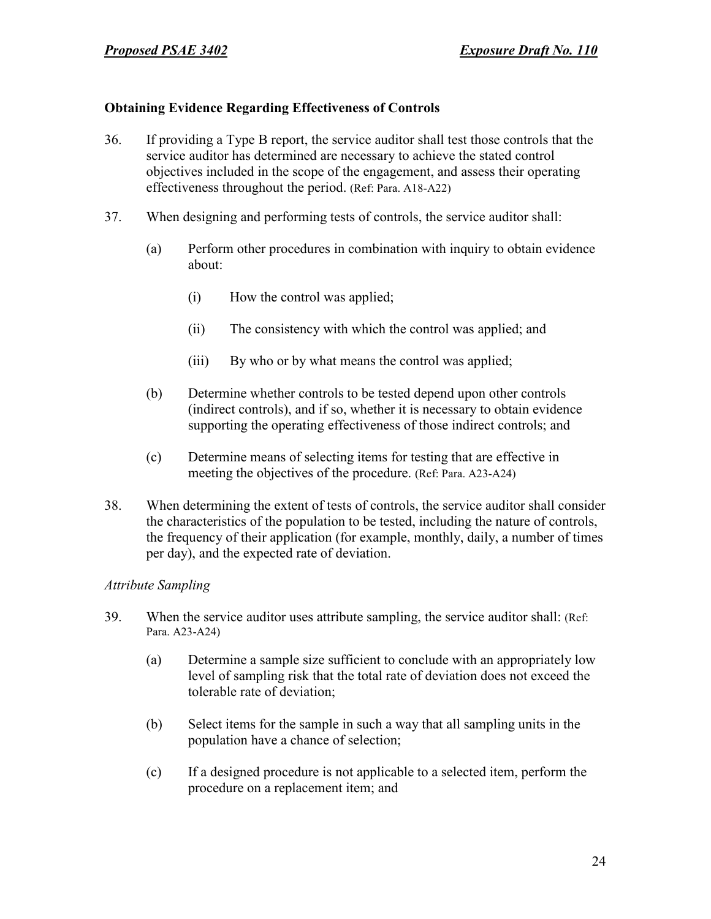### Obtaining Evidence Regarding Effectiveness of Controls

36. If providing a Type B report, the service auditor shall test those controls that the service auditor has determined are necessary to achieve the stated control objectives included in the scope of the engagement, and assess their operating effectiveness throughout the period. (Ref: Para. A18-A22)

37. When designing and performing tests of controls, the service auditor shall:

    (a) Perform other procedures in combination with inquiry to obtain evidence about:

        (i) How the control was applied;

        (ii) The consistency with which the control was applied; and

        (iii) By who or by what means the control was applied;

    (b) Determine whether controls to be tested depend upon other controls (indirect controls), and if so, whether it is necessary to obtain evidence supporting the operating effectiveness of those indirect controls; and

    (c) Determine means of selecting items for testing that are effective in meeting the objectives of the procedure. (Ref: Para. A23-A24)

38. When determining the extent of tests of controls, the service auditor shall consider the characteristics of the population to be tested, including the nature of controls, the frequency of their application (for example, monthly, daily, a number of times per day), and the expected rate of deviation.

*Attribute Sampling*

39. When the service auditor uses attribute sampling, the service auditor shall: (Ref: Para. A23-A24)

    (a) Determine a sample size sufficient to conclude with an appropriately low level of sampling risk that the total rate of deviation does not exceed the tolerable rate of deviation;

    (b) Select items for the sample in such a way that all sampling units in the population have a chance of selection;

    (c) If a designed procedure is not applicable to a selected item, perform the procedure on a replacement item; and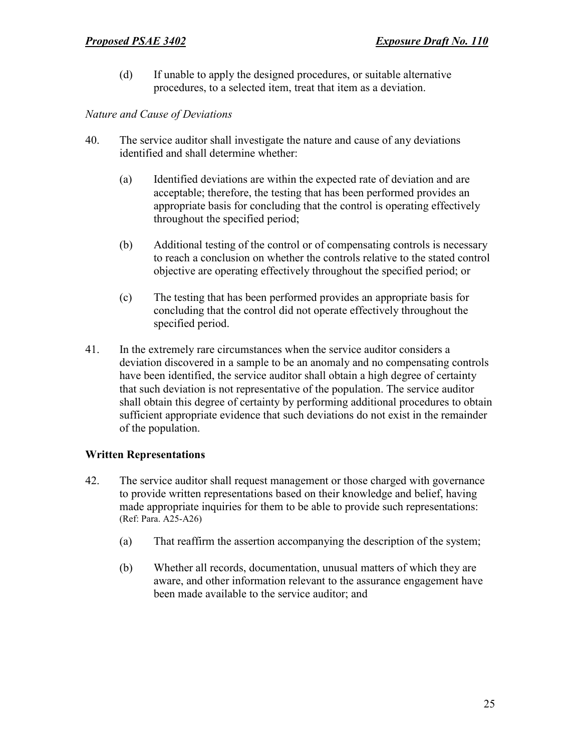(d) If unable to apply the designed procedures, or suitable alternative procedures, to a selected item, treat that item as a deviation.

*Nature and Cause of Deviations*

40. The service auditor shall investigate the nature and cause of any deviations identified and shall determine whether:

    (a) Identified deviations are within the expected rate of deviation and are acceptable; therefore, the testing that has been performed provides an appropriate basis for concluding that the control is operating effectively throughout the specified period;

    (b) Additional testing of the control or of compensating controls is necessary to reach a conclusion on whether the controls relative to the stated control objective are operating effectively throughout the specified period; or

    (c) The testing that has been performed provides an appropriate basis for concluding that the control did not operate effectively throughout the specified period.

41. In the extremely rare circumstances when the service auditor considers a deviation discovered in a sample to be an anomaly and no compensating controls have been identified, the service auditor shall obtain a high degree of certainty that such deviation is not representative of the population. The service auditor shall obtain this degree of certainty by performing additional procedures to obtain sufficient appropriate evidence that such deviations do not exist in the remainder of the population.

### Written Representations

42. The service auditor shall request management or those charged with governance to provide written representations based on their knowledge and belief, having made appropriate inquiries for them to be able to provide such representations: (Ref: Para. A25-A26)

    (a) That reaffirm the assertion accompanying the description of the system;

    (b) Whether all records, documentation, unusual matters of which they are aware, and other information relevant to the assurance engagement have been made available to the service auditor; and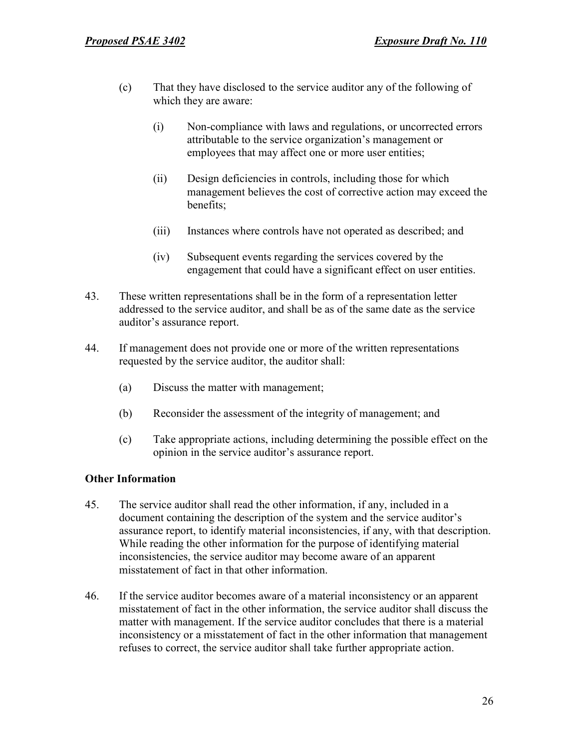(c) That they have disclosed to the service auditor any of the following of which they are aware:

  (i) Non-compliance with laws and regulations, or uncorrected errors attributable to the service organization's management or employees that may affect one or more user entities;

  (ii) Design deficiencies in controls, including those for which management believes the cost of corrective action may exceed the benefits;

  (iii) Instances where controls have not operated as described; and

  (iv) Subsequent events regarding the services covered by the engagement that could have a significant effect on user entities.

43. These written representations shall be in the form of a representation letter addressed to the service auditor, and shall be as of the same date as the service auditor's assurance report.

44. If management does not provide one or more of the written representations requested by the service auditor, the auditor shall:

  (a) Discuss the matter with management;

  (b) Reconsider the assessment of the integrity of management; and

  (c) Take appropriate actions, including determining the possible effect on the opinion in the service auditor's assurance report.

### Other Information

45. The service auditor shall read the other information, if any, included in a document containing the description of the system and the service auditor's assurance report, to identify material inconsistencies, if any, with that description. While reading the other information for the purpose of identifying material inconsistencies, the service auditor may become aware of an apparent misstatement of fact in that other information.

46. If the service auditor becomes aware of a material inconsistency or an apparent misstatement of fact in the other information, the service auditor shall discuss the matter with management. If the service auditor concludes that there is a material inconsistency or a misstatement of fact in the other information that management refuses to correct, the service auditor shall take further appropriate action.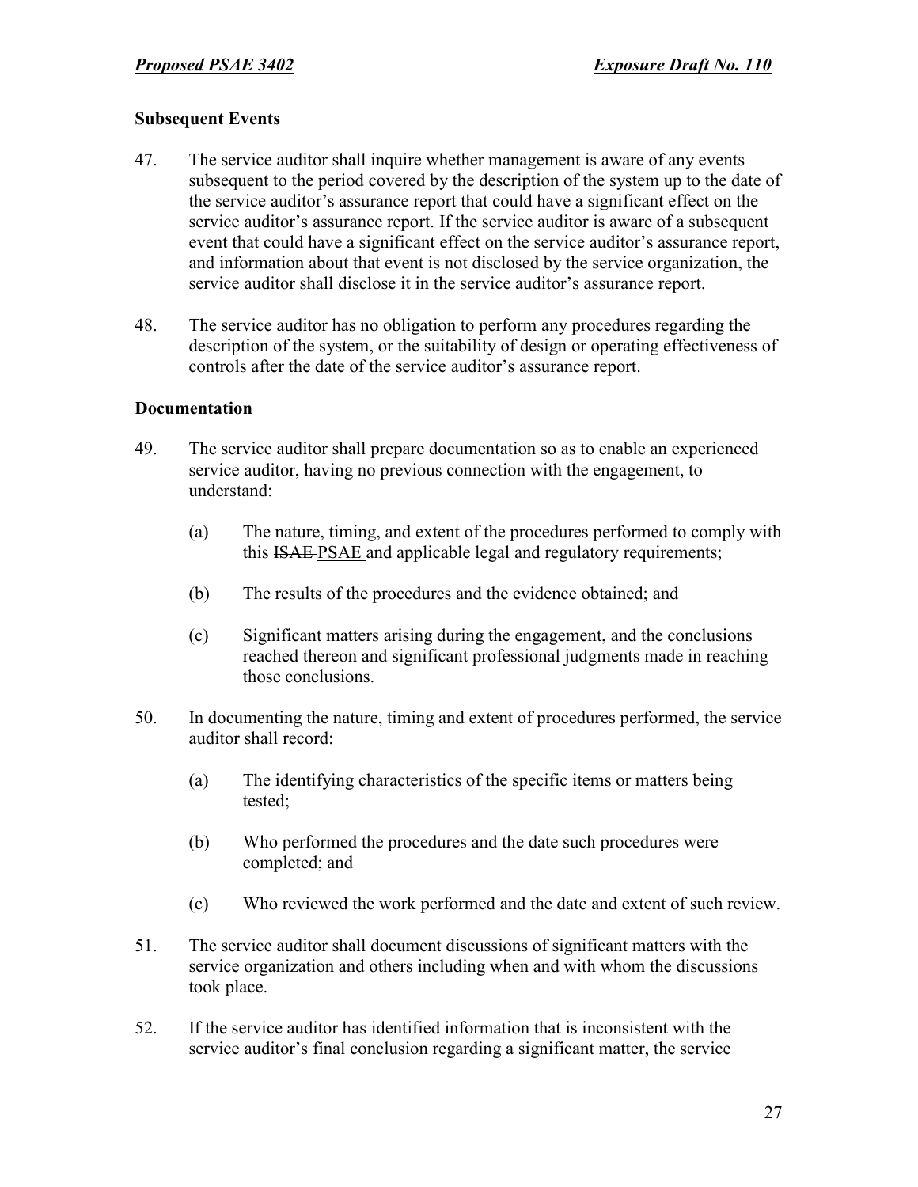### Subsequent Events

47. The service auditor shall inquire whether management is aware of any events subsequent to the period covered by the description of the system up to the date of the service auditor's assurance report that could have a significant effect on the service auditor's assurance report. If the service auditor is aware of a subsequent event that could have a significant effect on the service auditor's assurance report, and information about that event is not disclosed by the service organization, the service auditor shall disclose it in the service auditor's assurance report.

48. The service auditor has no obligation to perform any procedures regarding the description of the system, or the suitability of design or operating effectiveness of controls after the date of the service auditor's assurance report.

### Documentation

49. The service auditor shall prepare documentation so as to enable an experienced service auditor, having no previous connection with the engagement, to understand:

    (a) The nature, timing, and extent of the procedures performed to comply with this ~~ISAE~~ PSAE and applicable legal and regulatory requirements;

    (b) The results of the procedures and the evidence obtained; and

    (c) Significant matters arising during the engagement, and the conclusions reached thereon and significant professional judgments made in reaching those conclusions.

50. In documenting the nature, timing and extent of procedures performed, the service auditor shall record:

    (a) The identifying characteristics of the specific items or matters being tested;

    (b) Who performed the procedures and the date such procedures were completed; and

    (c) Who reviewed the work performed and the date and extent of such review.

51. The service auditor shall document discussions of significant matters with the service organization and others including when and with whom the discussions took place.

52. If the service auditor has identified information that is inconsistent with the service auditor's final conclusion regarding a significant matter, the service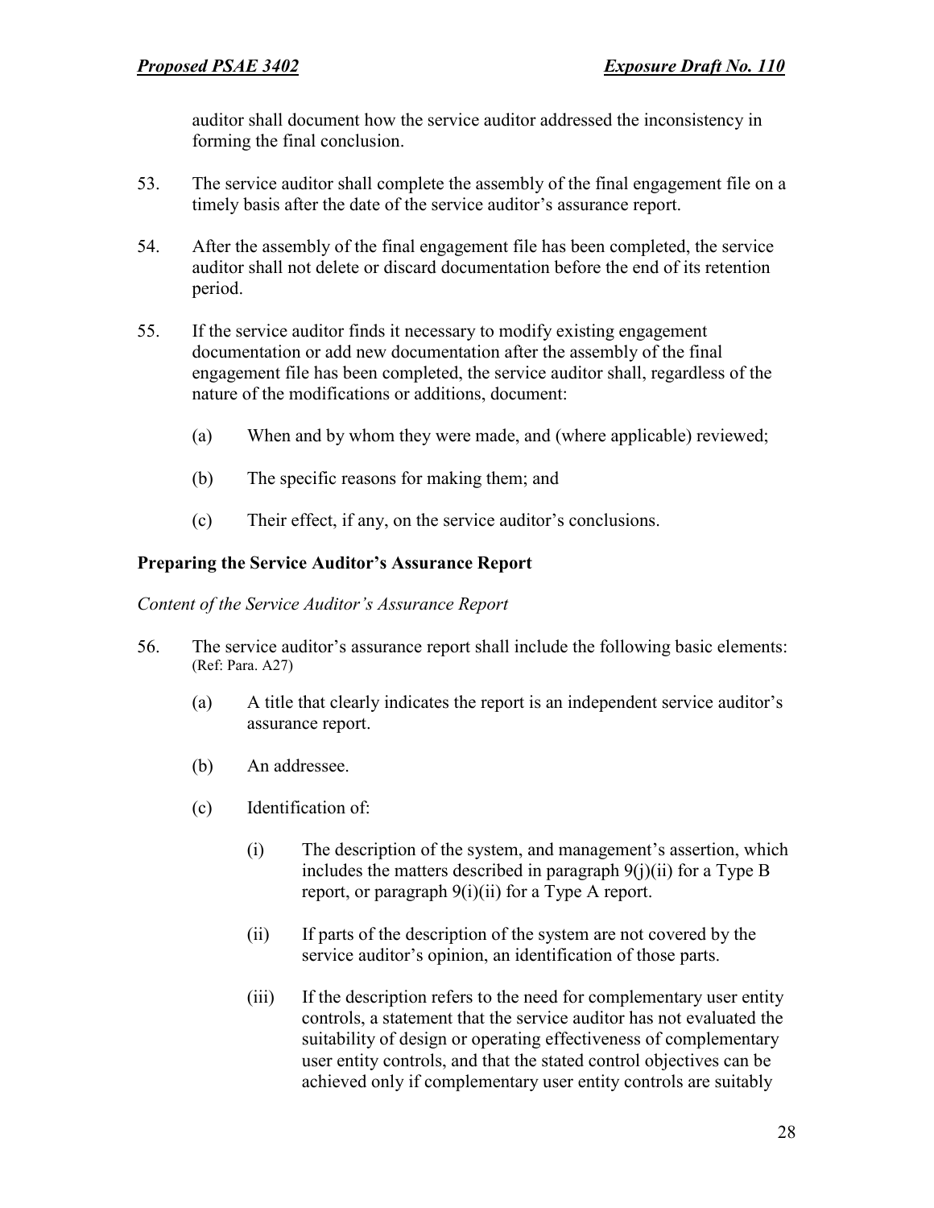auditor shall document how the service auditor addressed the inconsistency in forming the final conclusion.

53. The service auditor shall complete the assembly of the final engagement file on a timely basis after the date of the service auditor's assurance report.

54. After the assembly of the final engagement file has been completed, the service auditor shall not delete or discard documentation before the end of its retention period.

55. If the service auditor finds it necessary to modify existing engagement documentation or add new documentation after the assembly of the final engagement file has been completed, the service auditor shall, regardless of the nature of the modifications or additions, document:

    (a) When and by whom they were made, and (where applicable) reviewed;

    (b) The specific reasons for making them; and

    (c) Their effect, if any, on the service auditor's conclusions.

### Preparing the Service Auditor's Assurance Report

*Content of the Service Auditor's Assurance Report*

56. The service auditor's assurance report shall include the following basic elements: (Ref: Para. A27)

    (a) A title that clearly indicates the report is an independent service auditor's assurance report.

    (b) An addressee.

    (c) Identification of:

        (i) The description of the system, and management's assertion, which includes the matters described in paragraph 9(j)(ii) for a Type B report, or paragraph 9(i)(ii) for a Type A report.

        (ii) If parts of the description of the system are not covered by the service auditor's opinion, an identification of those parts.

        (iii) If the description refers to the need for complementary user entity controls, a statement that the service auditor has not evaluated the suitability of design or operating effectiveness of complementary user entity controls, and that the stated control objectives can be achieved only if complementary user entity controls are suitably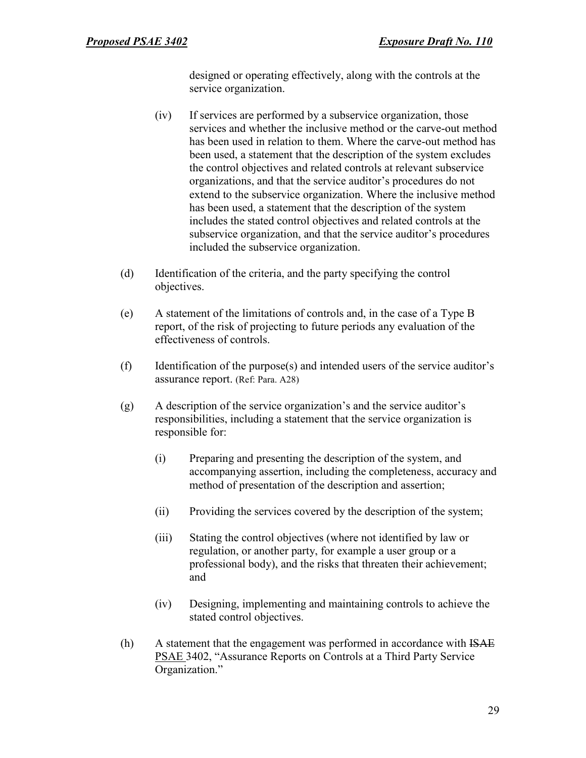designed or operating effectively, along with the controls at the service organization.

(iv) If services are performed by a subservice organization, those services and whether the inclusive method or the carve-out method has been used in relation to them. Where the carve-out method has been used, a statement that the description of the system excludes the control objectives and related controls at relevant subservice organizations, and that the service auditor's procedures do not extend to the subservice organization. Where the inclusive method has been used, a statement that the description of the system includes the stated control objectives and related controls at the subservice organization, and that the service auditor's procedures included the subservice organization.

(d) Identification of the criteria, and the party specifying the control objectives.

(e) A statement of the limitations of controls and, in the case of a Type B report, of the risk of projecting to future periods any evaluation of the effectiveness of controls.

(f) Identification of the purpose(s) and intended users of the service auditor's assurance report. (Ref: Para. A28)

(g) A description of the service organization's and the service auditor's responsibilities, including a statement that the service organization is responsible for:

(i) Preparing and presenting the description of the system, and accompanying assertion, including the completeness, accuracy and method of presentation of the description and assertion;

(ii) Providing the services covered by the description of the system;

(iii) Stating the control objectives (where not identified by law or regulation, or another party, for example a user group or a professional body), and the risks that threaten their achievement; and

(iv) Designing, implementing and maintaining controls to achieve the stated control objectives.

(h) A statement that the engagement was performed in accordance with ~~ISAE~~ PSAE 3402, "Assurance Reports on Controls at a Third Party Service Organization."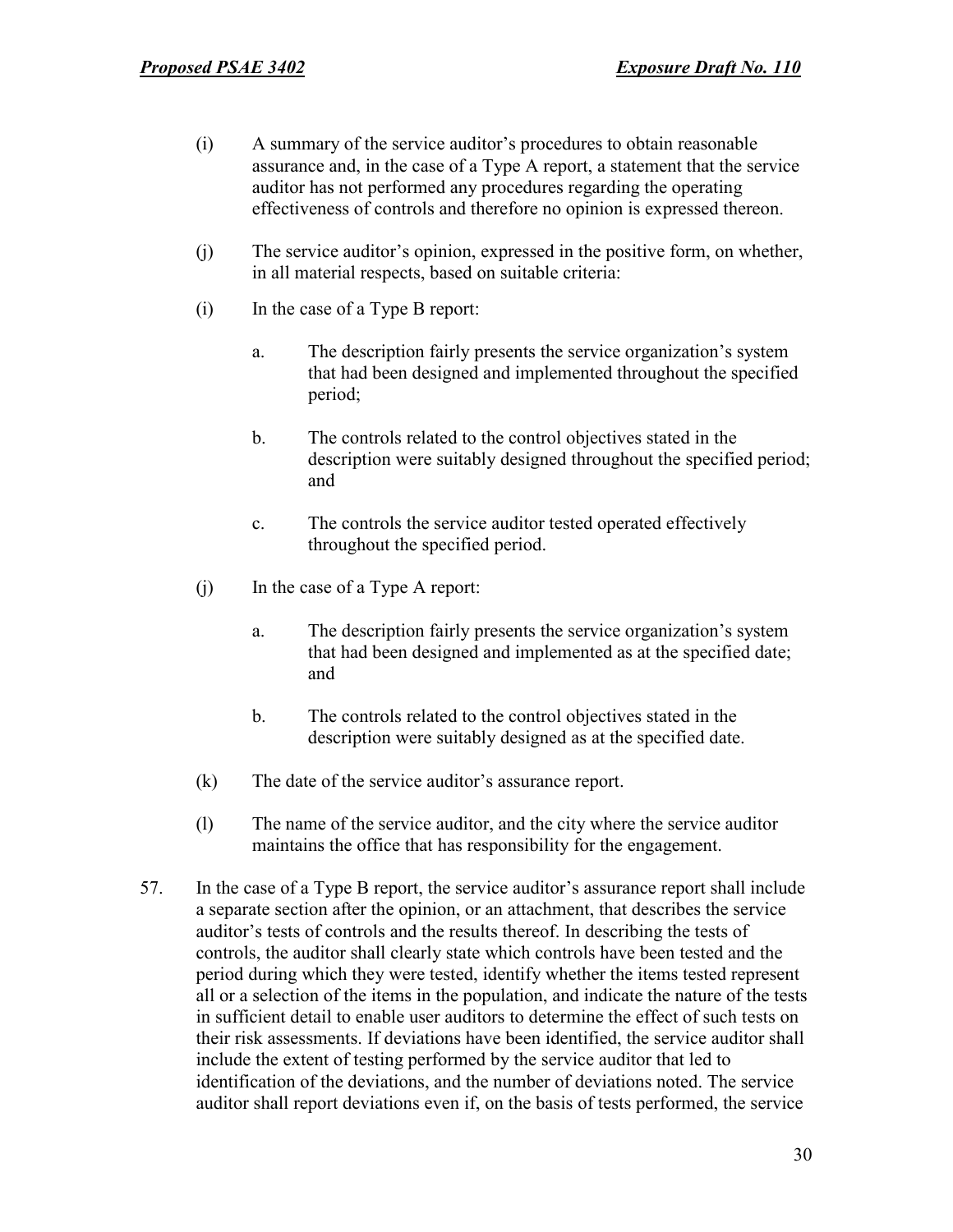(i) A summary of the service auditor's procedures to obtain reasonable assurance and, in the case of a Type A report, a statement that the service auditor has not performed any procedures regarding the operating effectiveness of controls and therefore no opinion is expressed thereon.

(j) The service auditor's opinion, expressed in the positive form, on whether, in all material respects, based on suitable criteria:

(i) In the case of a Type B report:

a. The description fairly presents the service organization's system that had been designed and implemented throughout the specified period;

b. The controls related to the control objectives stated in the description were suitably designed throughout the specified period; and

c. The controls the service auditor tested operated effectively throughout the specified period.

(j) In the case of a Type A report:

a. The description fairly presents the service organization's system that had been designed and implemented as at the specified date; and

b. The controls related to the control objectives stated in the description were suitably designed as at the specified date.

(k) The date of the service auditor's assurance report.

(l) The name of the service auditor, and the city where the service auditor maintains the office that has responsibility for the engagement.

57. In the case of a Type B report, the service auditor's assurance report shall include a separate section after the opinion, or an attachment, that describes the service auditor's tests of controls and the results thereof. In describing the tests of controls, the auditor shall clearly state which controls have been tested and the period during which they were tested, identify whether the items tested represent all or a selection of the items in the population, and indicate the nature of the tests in sufficient detail to enable user auditors to determine the effect of such tests on their risk assessments. If deviations have been identified, the service auditor shall include the extent of testing performed by the service auditor that led to identification of the deviations, and the number of deviations noted. The service auditor shall report deviations even if, on the basis of tests performed, the service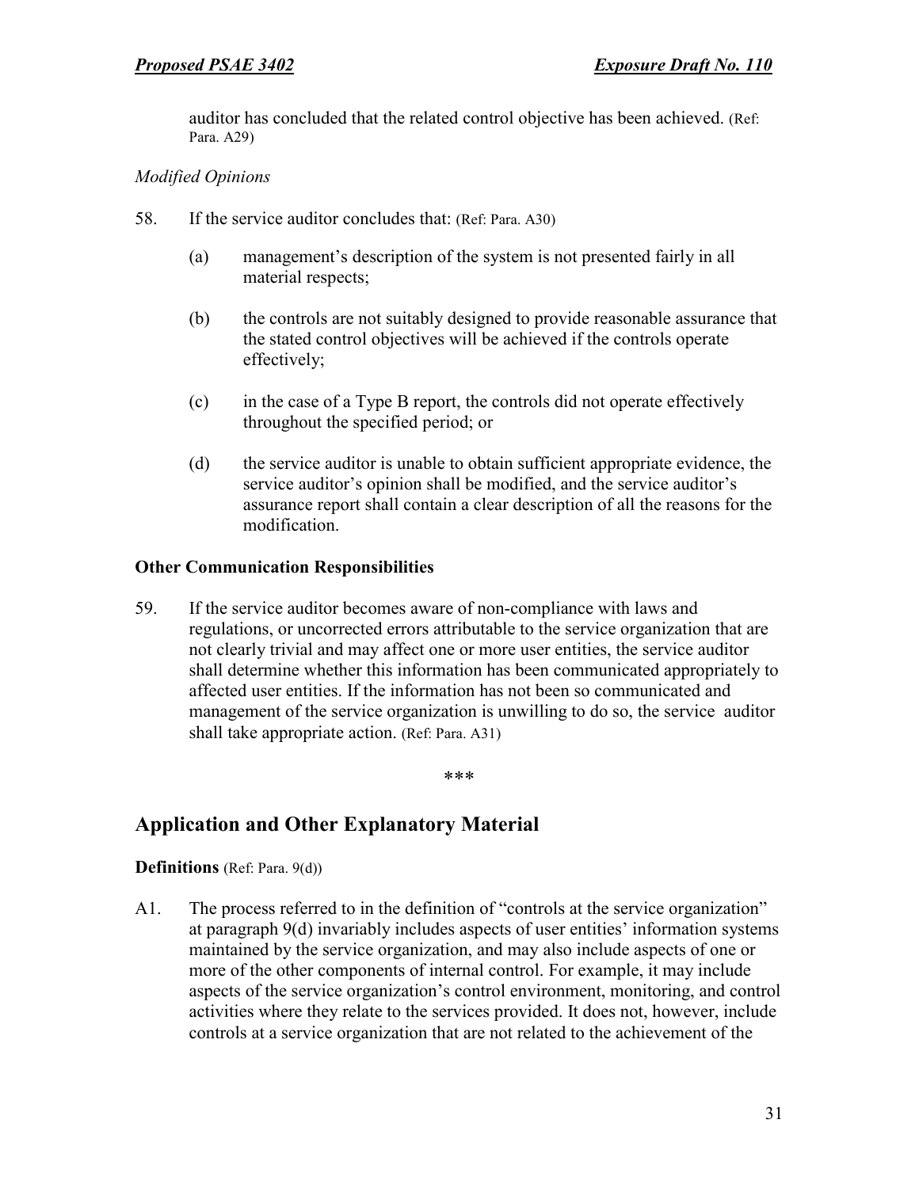auditor has concluded that the related control objective has been achieved. (Ref: Para. A29)

*Modified Opinions*

58. If the service auditor concludes that: (Ref: Para. A30)

    (a) management's description of the system is not presented fairly in all material respects;

    (b) the controls are not suitably designed to provide reasonable assurance that the stated control objectives will be achieved if the controls operate effectively;

    (c) in the case of a Type B report, the controls did not operate effectively throughout the specified period; or

    (d) the service auditor is unable to obtain sufficient appropriate evidence, the service auditor's opinion shall be modified, and the service auditor's assurance report shall contain a clear description of all the reasons for the modification.

**Other Communication Responsibilities**

59. If the service auditor becomes aware of non-compliance with laws and regulations, or uncorrected errors attributable to the service organization that are not clearly trivial and may affect one or more user entities, the service auditor shall determine whether this information has been communicated appropriately to affected user entities. If the information has not been so communicated and management of the service organization is unwilling to do so, the service auditor shall take appropriate action. (Ref: Para. A31)

\*\*\*

## Application and Other Explanatory Material

**Definitions** (Ref: Para. 9(d))

A1. The process referred to in the definition of "controls at the service organization" at paragraph 9(d) invariably includes aspects of user entities' information systems maintained by the service organization, and may also include aspects of one or more of the other components of internal control. For example, it may include aspects of the service organization's control environment, monitoring, and control activities where they relate to the services provided. It does not, however, include controls at a service organization that are not related to the achievement of the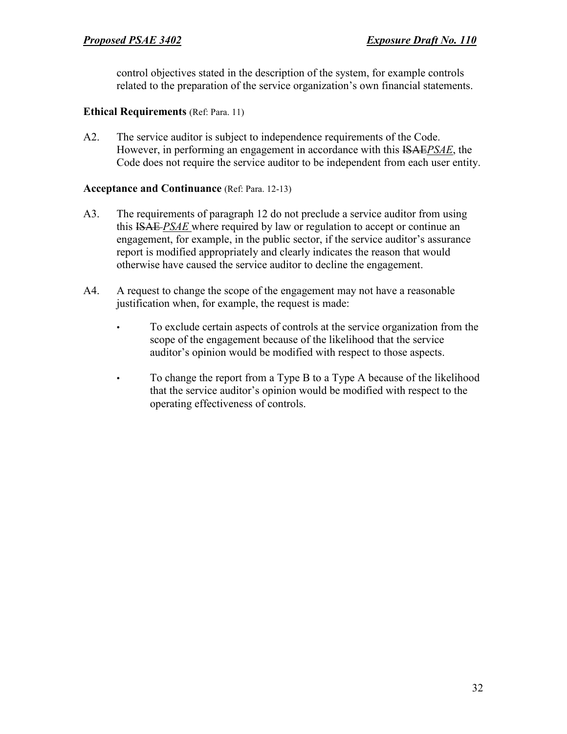control objectives stated in the description of the system, for example controls related to the preparation of the service organization's own financial statements.

### Ethical Requirements (Ref: Para. 11)

A2. The service auditor is subject to independence requirements of the Code. However, in performing an engagement in accordance with this ~~ISAE~~*PSAE*, the Code does not require the service auditor to be independent from each user entity.

### Acceptance and Continuance (Ref: Para. 12-13)

A3. The requirements of paragraph 12 do not preclude a service auditor from using this ~~ISAE~~ *PSAE* where required by law or regulation to accept or continue an engagement, for example, in the public sector, if the service auditor's assurance report is modified appropriately and clearly indicates the reason that would otherwise have caused the service auditor to decline the engagement.

A4. A request to change the scope of the engagement may not have a reasonable justification when, for example, the request is made:

- To exclude certain aspects of controls at the service organization from the scope of the engagement because of the likelihood that the service auditor's opinion would be modified with respect to those aspects.

- To change the report from a Type B to a Type A because of the likelihood that the service auditor's opinion would be modified with respect to the operating effectiveness of controls.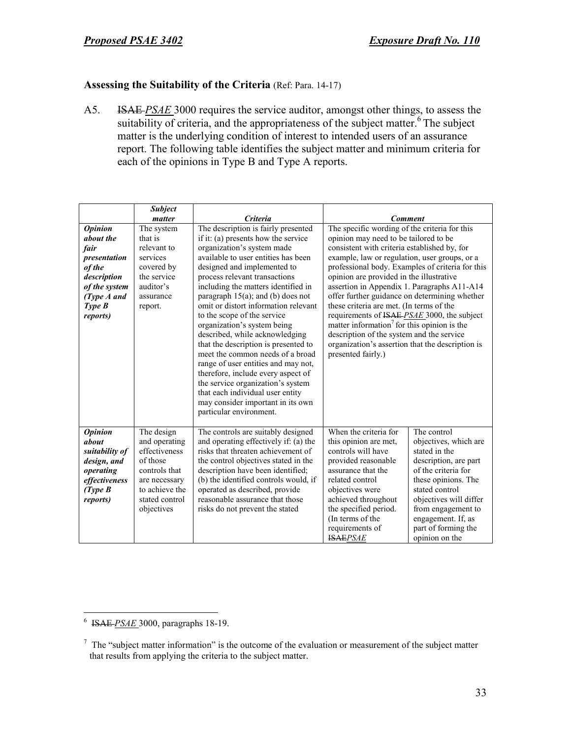### Assessing the Suitability of the Criteria (Ref: Para. 14-17)

A5. ~~ISAE~~ *PSAE* 3000 requires the service auditor, amongst other things, to assess the suitability of criteria, and the appropriateness of the subject matter.[6] The subject matter is the underlying condition of interest to intended users of an assurance report. The following table identifies the subject matter and minimum criteria for each of the opinions in Type B and Type A reports.

| | *Subject matter* | *Criteria* | *Comment* | |
|---|---|---|---|---|
| ***Opinion about the fair presentation of the description of the system (Type A and Type B reports)*** | The system that is relevant to services covered by the service auditor's assurance report. | The description is fairly presented if it: (a) presents how the service organization's system made available to user entities has been designed and implemented to process relevant transactions including the matters identified in paragraph 15(a); and (b) does not omit or distort information relevant to the scope of the service organization's system being described, while acknowledging that the description is presented to meet the common needs of a broad range of user entities and may not, therefore, include every aspect of the service organization's system that each individual user entity may consider important in its own particular environment. | The specific wording of the criteria for this opinion may need to be tailored to be consistent with criteria established by, for example, law or regulation, user groups, or a professional body. Examples of criteria for this opinion are provided in the illustrative assertion in Appendix 1. Paragraphs A11-A14 offer further guidance on determining whether these criteria are met. (In terms of the requirements of ~~ISAE~~ *PSAE* 3000, the subject matter information[7] for this opinion is the description of the system and the service organization's assertion that the description is presented fairly.) | |
| ***Opinion about suitability of design, and operating effectiveness (Type B reports)*** | The design and operating effectiveness of those controls that are necessary to achieve the stated control objectives | The controls are suitably designed and operating effectively if: (a) the risks that threaten achievement of the control objectives stated in the description have been identified; (b) the identified controls would, if operated as described, provide reasonable assurance that those risks do not prevent the stated | When the criteria for this opinion are met, controls will have provided reasonable assurance that the related control objectives were achieved throughout the specified period. (In terms of the requirements of ~~ISAE~~*PSAE* | The control objectives, which are stated in the description, are part of the criteria for these opinions. The stated control objectives will differ from engagement to engagement. If, as part of forming the opinion on the |

[6] ~~ISAE~~ *PSAE* 3000, paragraphs 18-19.

[7] The "subject matter information" is the outcome of the evaluation or measurement of the subject matter that results from applying the criteria to the subject matter.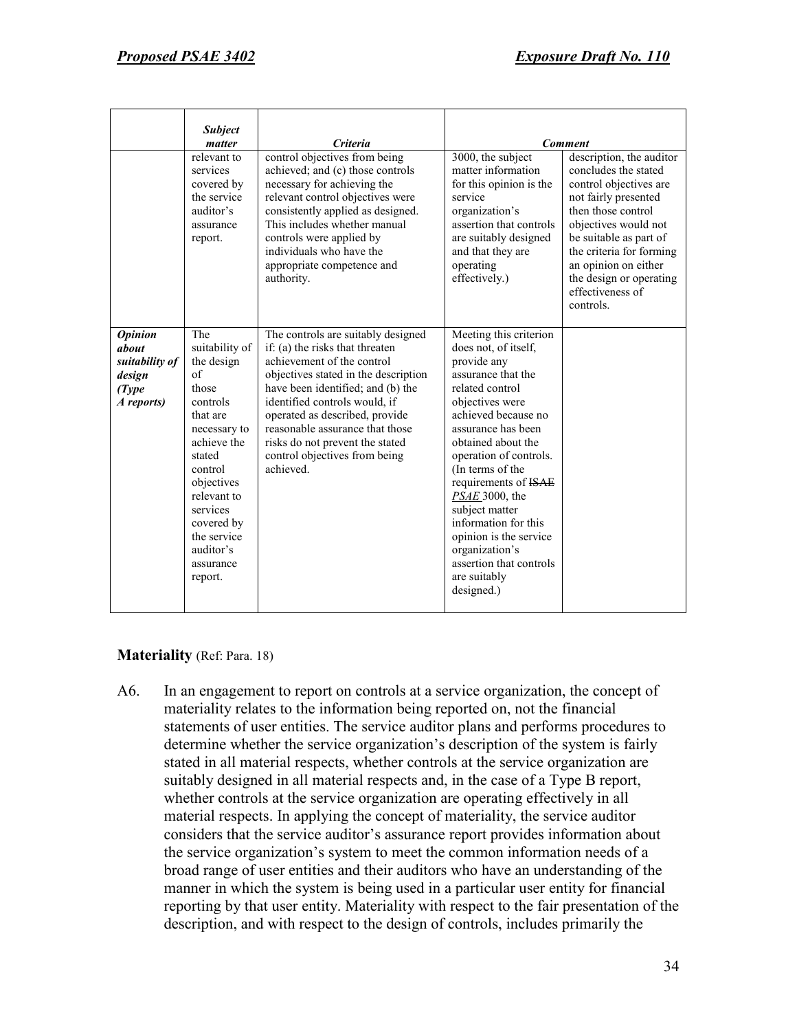| | *Subject matter* | *Criteria* | *Comment* | |
|---|---|---|---|---|
| | relevant to services covered by the service auditor's assurance report. | control objectives from being achieved; and (c) those controls necessary for achieving the relevant control objectives were consistently applied as designed. This includes whether manual controls were applied by individuals who have the appropriate competence and authority. | 3000, the subject matter information for this opinion is the service organization's assertion that controls are suitably designed and that they are operating effectively.) | description, the auditor concludes the stated control objectives are not fairly presented then those control objectives would not be suitable as part of the criteria for forming an opinion on either the design or operating effectiveness of controls. |
| ***Opinion about suitability of design (Type A reports)*** | The suitability of the design of those controls that are necessary to achieve the stated control objectives relevant to services covered by the service auditor's assurance report. | The controls are suitably designed if: (a) the risks that threaten achievement of the control objectives stated in the description have been identified; and (b) the identified controls would, if operated as described, provide reasonable assurance that those risks do not prevent the stated control objectives from being achieved. | Meeting this criterion does not, of itself, provide any assurance that the related control objectives were achieved because no assurance has been obtained about the operation of controls. (In terms of the requirements of ~~ISAE~~ *PSAE* 3000, the subject matter information for this opinion is the service organization's assertion that controls are suitably designed.) | |

**Materiality** (Ref: Para. 18)

A6. In an engagement to report on controls at a service organization, the concept of materiality relates to the information being reported on, not the financial statements of user entities. The service auditor plans and performs procedures to determine whether the service organization's description of the system is fairly stated in all material respects, whether controls at the service organization are suitably designed in all material respects and, in the case of a Type B report, whether controls at the service organization are operating effectively in all material respects. In applying the concept of materiality, the service auditor considers that the service auditor's assurance report provides information about the service organization's system to meet the common information needs of a broad range of user entities and their auditors who have an understanding of the manner in which the system is being used in a particular user entity for financial reporting by that user entity. Materiality with respect to the fair presentation of the description, and with respect to the design of controls, includes primarily the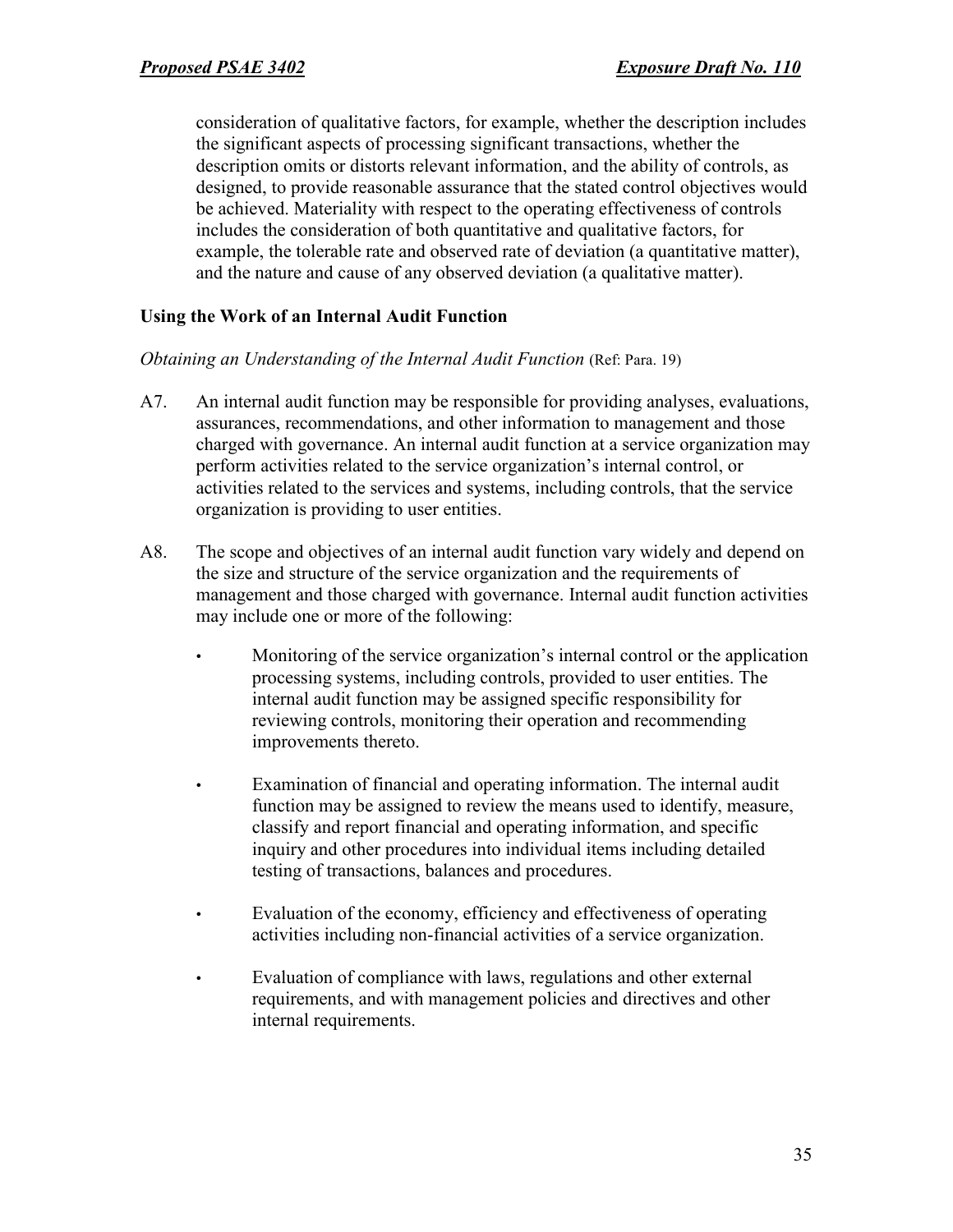consideration of qualitative factors, for example, whether the description includes the significant aspects of processing significant transactions, whether the description omits or distorts relevant information, and the ability of controls, as designed, to provide reasonable assurance that the stated control objectives would be achieved. Materiality with respect to the operating effectiveness of controls includes the consideration of both quantitative and qualitative factors, for example, the tolerable rate and observed rate of deviation (a quantitative matter), and the nature and cause of any observed deviation (a qualitative matter).

### Using the Work of an Internal Audit Function

*Obtaining an Understanding of the Internal Audit Function* (Ref: Para. 19)

A7. An internal audit function may be responsible for providing analyses, evaluations, assurances, recommendations, and other information to management and those charged with governance. An internal audit function at a service organization may perform activities related to the service organization's internal control, or activities related to the services and systems, including controls, that the service organization is providing to user entities.

A8. The scope and objectives of an internal audit function vary widely and depend on the size and structure of the service organization and the requirements of management and those charged with governance. Internal audit function activities may include one or more of the following:

- Monitoring of the service organization's internal control or the application processing systems, including controls, provided to user entities. The internal audit function may be assigned specific responsibility for reviewing controls, monitoring their operation and recommending improvements thereto.
- Examination of financial and operating information. The internal audit function may be assigned to review the means used to identify, measure, classify and report financial and operating information, and specific inquiry and other procedures into individual items including detailed testing of transactions, balances and procedures.
- Evaluation of the economy, efficiency and effectiveness of operating activities including non-financial activities of a service organization.
- Evaluation of compliance with laws, regulations and other external requirements, and with management policies and directives and other internal requirements.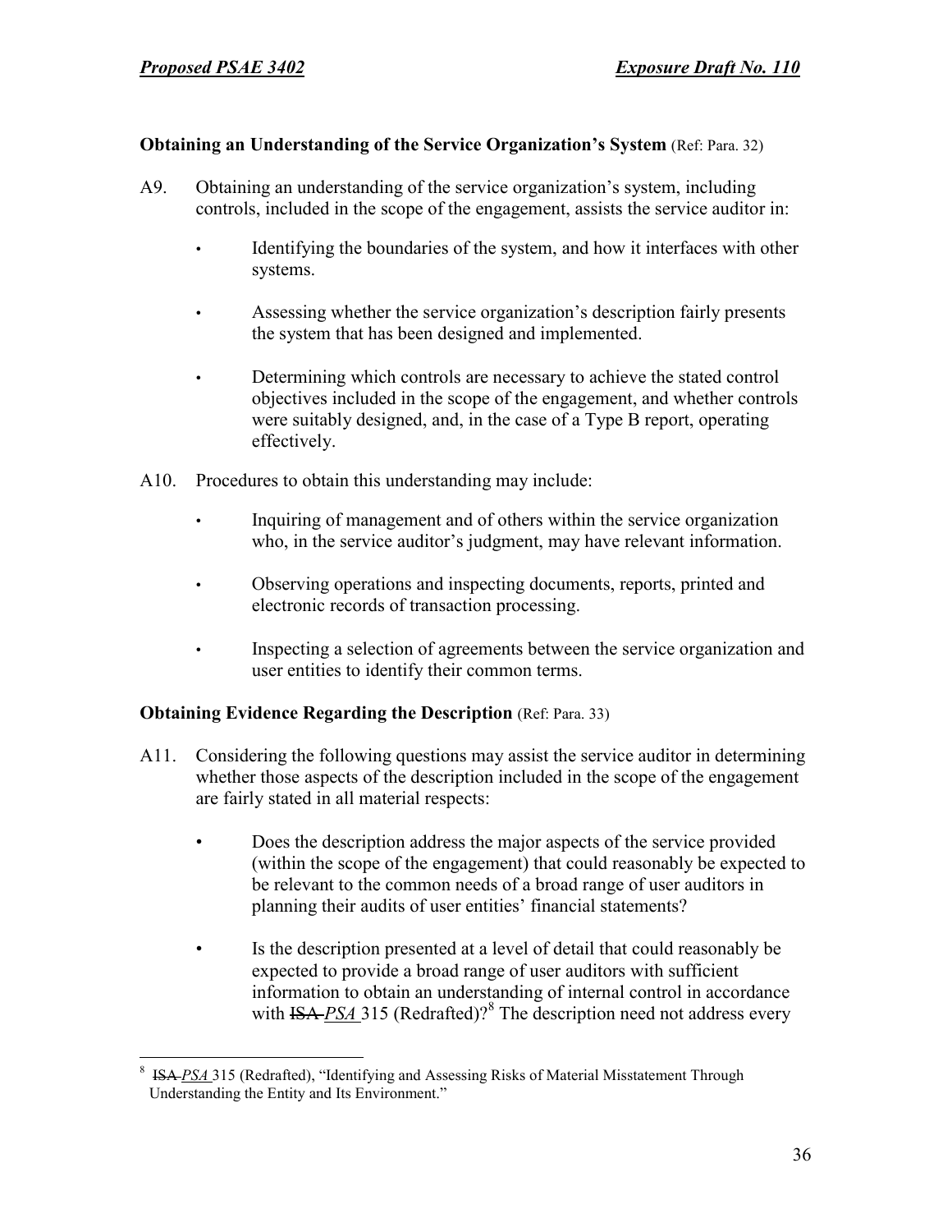**Obtaining an Understanding of the Service Organization's System** (Ref: Para. 32)

A9. Obtaining an understanding of the service organization's system, including controls, included in the scope of the engagement, assists the service auditor in:

- Identifying the boundaries of the system, and how it interfaces with other systems.
- Assessing whether the service organization's description fairly presents the system that has been designed and implemented.
- Determining which controls are necessary to achieve the stated control objectives included in the scope of the engagement, and whether controls were suitably designed, and, in the case of a Type B report, operating effectively.

A10. Procedures to obtain this understanding may include:

- Inquiring of management and of others within the service organization who, in the service auditor's judgment, may have relevant information.
- Observing operations and inspecting documents, reports, printed and electronic records of transaction processing.
- Inspecting a selection of agreements between the service organization and user entities to identify their common terms.

**Obtaining Evidence Regarding the Description** (Ref: Para. 33)

A11. Considering the following questions may assist the service auditor in determining whether those aspects of the description included in the scope of the engagement are fairly stated in all material respects:

- Does the description address the major aspects of the service provided (within the scope of the engagement) that could reasonably be expected to be relevant to the common needs of a broad range of user auditors in planning their audits of user entities' financial statements?
- Is the description presented at a level of detail that could reasonably be expected to provide a broad range of user auditors with sufficient information to obtain an understanding of internal control in accordance with ~~ISA~~ *PSA* 315 (Redrafted)?[8] The description need not address every

[8] ~~ISA~~ *PSA* 315 (Redrafted), "Identifying and Assessing Risks of Material Misstatement Through Understanding the Entity and Its Environment."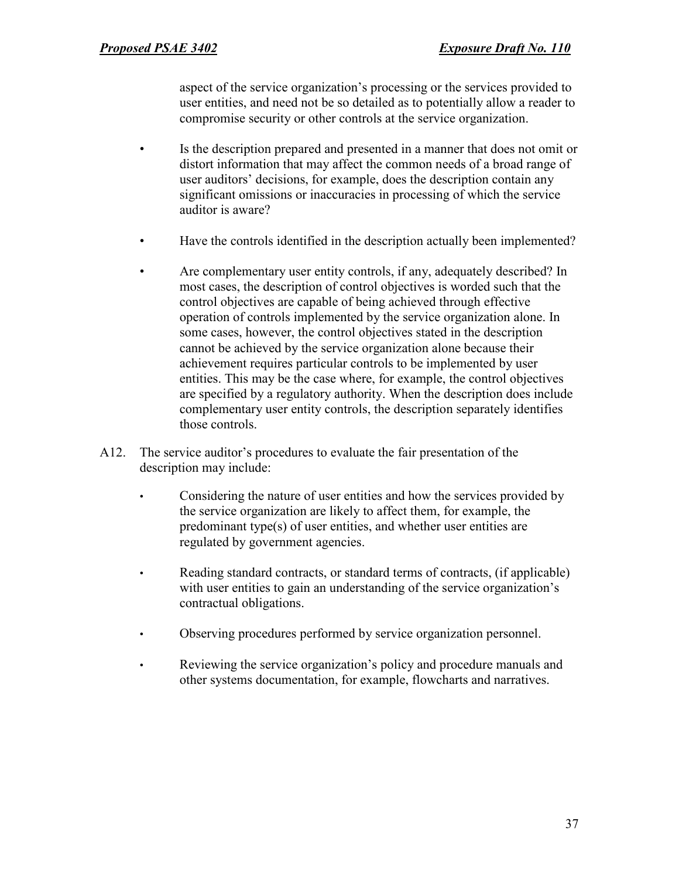aspect of the service organization's processing or the services provided to user entities, and need not be so detailed as to potentially allow a reader to compromise security or other controls at the service organization.

- Is the description prepared and presented in a manner that does not omit or distort information that may affect the common needs of a broad range of user auditors' decisions, for example, does the description contain any significant omissions or inaccuracies in processing of which the service auditor is aware?
- Have the controls identified in the description actually been implemented?
- Are complementary user entity controls, if any, adequately described? In most cases, the description of control objectives is worded such that the control objectives are capable of being achieved through effective operation of controls implemented by the service organization alone. In some cases, however, the control objectives stated in the description cannot be achieved by the service organization alone because their achievement requires particular controls to be implemented by user entities. This may be the case where, for example, the control objectives are specified by a regulatory authority. When the description does include complementary user entity controls, the description separately identifies those controls.

A12. The service auditor's procedures to evaluate the fair presentation of the description may include:

- Considering the nature of user entities and how the services provided by the service organization are likely to affect them, for example, the predominant type(s) of user entities, and whether user entities are regulated by government agencies.
- Reading standard contracts, or standard terms of contracts, (if applicable) with user entities to gain an understanding of the service organization's contractual obligations.
- Observing procedures performed by service organization personnel.
- Reviewing the service organization's policy and procedure manuals and other systems documentation, for example, flowcharts and narratives.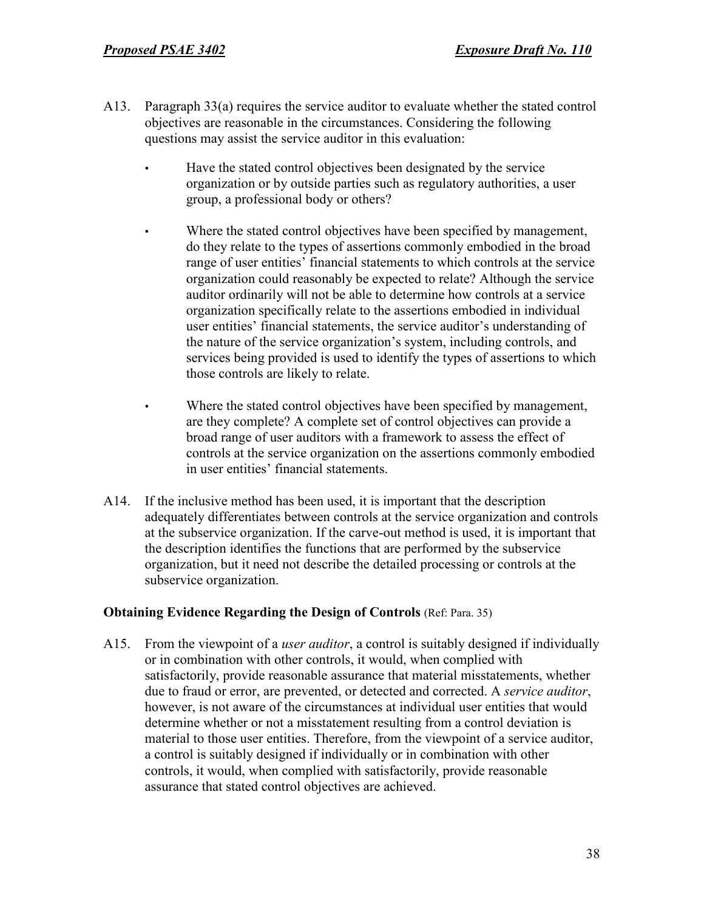A13. Paragraph 33(a) requires the service auditor to evaluate whether the stated control objectives are reasonable in the circumstances. Considering the following questions may assist the service auditor in this evaluation:

- Have the stated control objectives been designated by the service organization or by outside parties such as regulatory authorities, a user group, a professional body or others?
- Where the stated control objectives have been specified by management, do they relate to the types of assertions commonly embodied in the broad range of user entities' financial statements to which controls at the service organization could reasonably be expected to relate? Although the service auditor ordinarily will not be able to determine how controls at a service organization specifically relate to the assertions embodied in individual user entities' financial statements, the service auditor's understanding of the nature of the service organization's system, including controls, and services being provided is used to identify the types of assertions to which those controls are likely to relate.
- Where the stated control objectives have been specified by management, are they complete? A complete set of control objectives can provide a broad range of user auditors with a framework to assess the effect of controls at the service organization on the assertions commonly embodied in user entities' financial statements.

A14. If the inclusive method has been used, it is important that the description adequately differentiates between controls at the service organization and controls at the subservice organization. If the carve-out method is used, it is important that the description identifies the functions that are performed by the subservice organization, but it need not describe the detailed processing or controls at the subservice organization.

### Obtaining Evidence Regarding the Design of Controls (Ref: Para. 35)

A15. From the viewpoint of a *user auditor*, a control is suitably designed if individually or in combination with other controls, it would, when complied with satisfactorily, provide reasonable assurance that material misstatements, whether due to fraud or error, are prevented, or detected and corrected. A *service auditor*, however, is not aware of the circumstances at individual user entities that would determine whether or not a misstatement resulting from a control deviation is material to those user entities. Therefore, from the viewpoint of a service auditor, a control is suitably designed if individually or in combination with other controls, it would, when complied with satisfactorily, provide reasonable assurance that stated control objectives are achieved.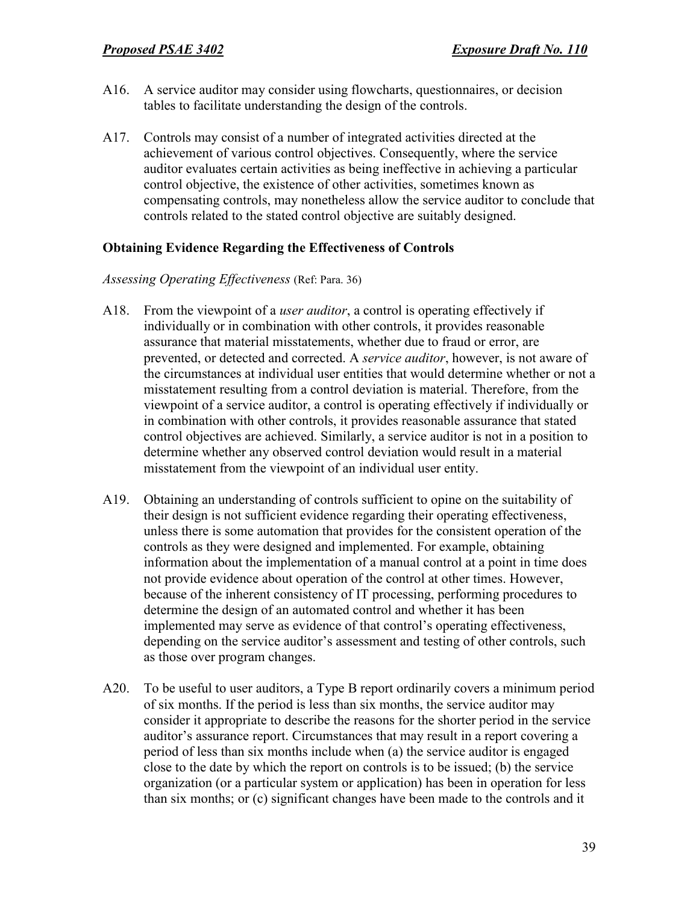A16. A service auditor may consider using flowcharts, questionnaires, or decision tables to facilitate understanding the design of the controls.

A17. Controls may consist of a number of integrated activities directed at the achievement of various control objectives. Consequently, where the service auditor evaluates certain activities as being ineffective in achieving a particular control objective, the existence of other activities, sometimes known as compensating controls, may nonetheless allow the service auditor to conclude that controls related to the stated control objective are suitably designed.

### Obtaining Evidence Regarding the Effectiveness of Controls

*Assessing Operating Effectiveness* (Ref: Para. 36)

A18. From the viewpoint of a *user auditor*, a control is operating effectively if individually or in combination with other controls, it provides reasonable assurance that material misstatements, whether due to fraud or error, are prevented, or detected and corrected. A *service auditor*, however, is not aware of the circumstances at individual user entities that would determine whether or not a misstatement resulting from a control deviation is material. Therefore, from the viewpoint of a service auditor, a control is operating effectively if individually or in combination with other controls, it provides reasonable assurance that stated control objectives are achieved. Similarly, a service auditor is not in a position to determine whether any observed control deviation would result in a material misstatement from the viewpoint of an individual user entity.

A19. Obtaining an understanding of controls sufficient to opine on the suitability of their design is not sufficient evidence regarding their operating effectiveness, unless there is some automation that provides for the consistent operation of the controls as they were designed and implemented. For example, obtaining information about the implementation of a manual control at a point in time does not provide evidence about operation of the control at other times. However, because of the inherent consistency of IT processing, performing procedures to determine the design of an automated control and whether it has been implemented may serve as evidence of that control's operating effectiveness, depending on the service auditor's assessment and testing of other controls, such as those over program changes.

A20. To be useful to user auditors, a Type B report ordinarily covers a minimum period of six months. If the period is less than six months, the service auditor may consider it appropriate to describe the reasons for the shorter period in the service auditor's assurance report. Circumstances that may result in a report covering a period of less than six months include when (a) the service auditor is engaged close to the date by which the report on controls is to be issued; (b) the service organization (or a particular system or application) has been in operation for less than six months; or (c) significant changes have been made to the controls and it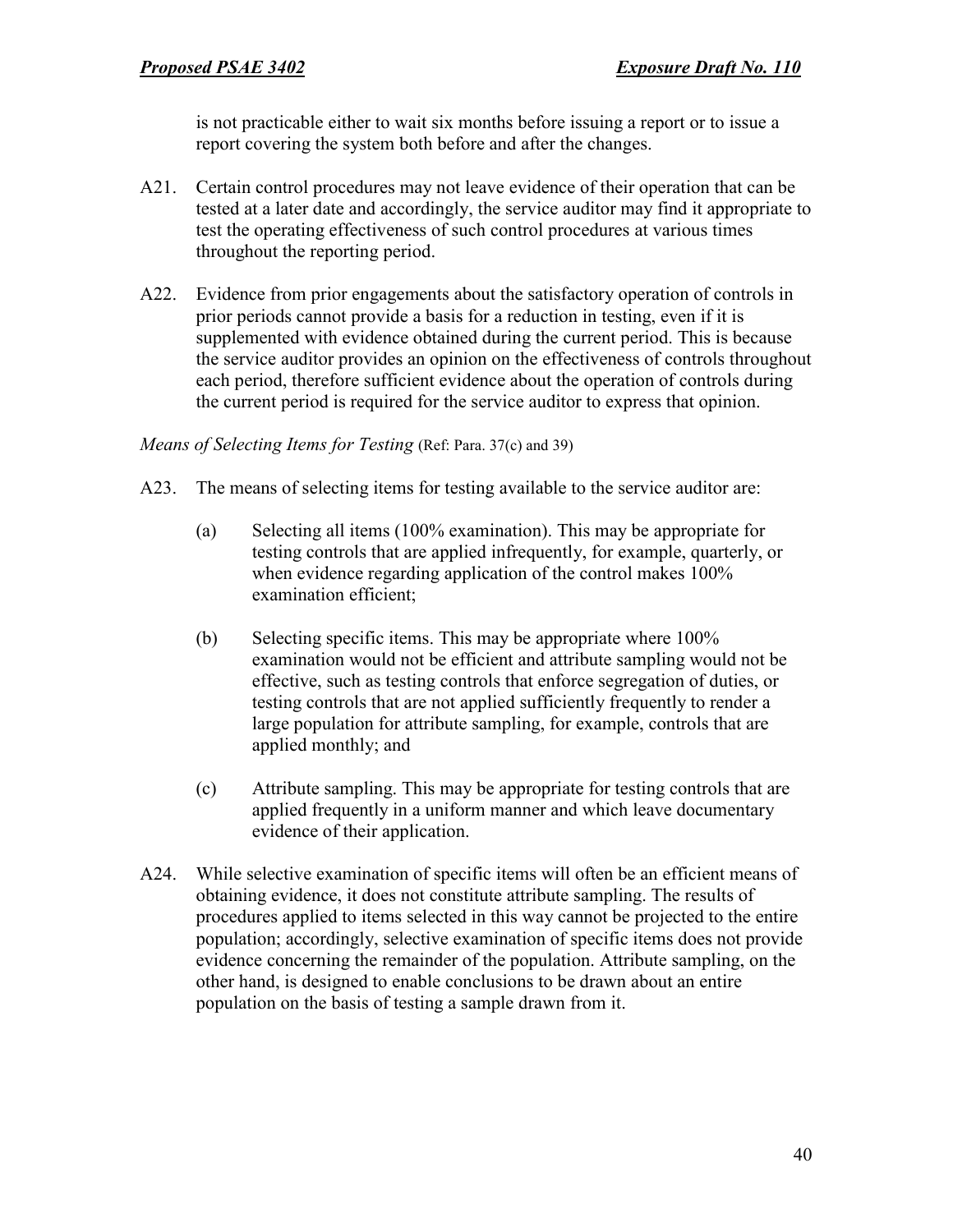is not practicable either to wait six months before issuing a report or to issue a report covering the system both before and after the changes.

A21. Certain control procedures may not leave evidence of their operation that can be tested at a later date and accordingly, the service auditor may find it appropriate to test the operating effectiveness of such control procedures at various times throughout the reporting period.

A22. Evidence from prior engagements about the satisfactory operation of controls in prior periods cannot provide a basis for a reduction in testing, even if it is supplemented with evidence obtained during the current period. This is because the service auditor provides an opinion on the effectiveness of controls throughout each period, therefore sufficient evidence about the operation of controls during the current period is required for the service auditor to express that opinion.

*Means of Selecting Items for Testing* (Ref: Para. 37(c) and 39)

A23. The means of selecting items for testing available to the service auditor are:

(a) Selecting all items (100% examination). This may be appropriate for testing controls that are applied infrequently, for example, quarterly, or when evidence regarding application of the control makes 100% examination efficient;

(b) Selecting specific items. This may be appropriate where 100% examination would not be efficient and attribute sampling would not be effective, such as testing controls that enforce segregation of duties, or testing controls that are not applied sufficiently frequently to render a large population for attribute sampling, for example, controls that are applied monthly; and

(c) Attribute sampling. This may be appropriate for testing controls that are applied frequently in a uniform manner and which leave documentary evidence of their application.

A24. While selective examination of specific items will often be an efficient means of obtaining evidence, it does not constitute attribute sampling. The results of procedures applied to items selected in this way cannot be projected to the entire population; accordingly, selective examination of specific items does not provide evidence concerning the remainder of the population. Attribute sampling, on the other hand, is designed to enable conclusions to be drawn about an entire population on the basis of testing a sample drawn from it.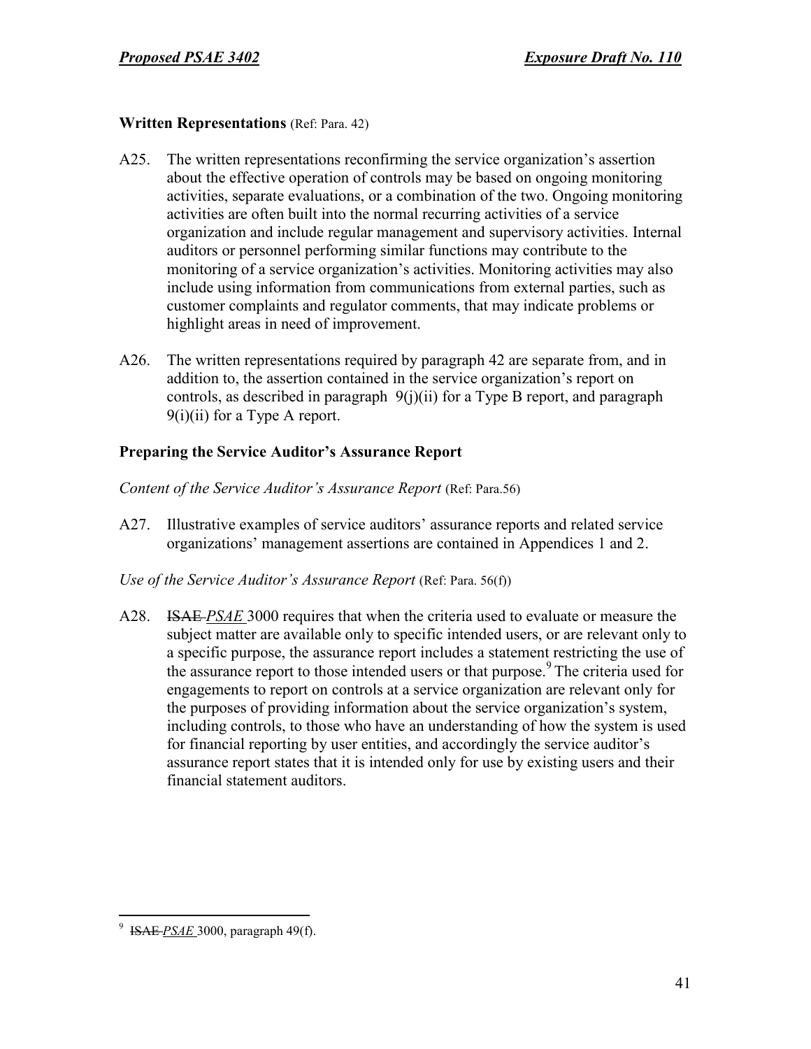**Written Representations** (Ref: Para. 42)

A25. The written representations reconfirming the service organization's assertion about the effective operation of controls may be based on ongoing monitoring activities, separate evaluations, or a combination of the two. Ongoing monitoring activities are often built into the normal recurring activities of a service organization and include regular management and supervisory activities. Internal auditors or personnel performing similar functions may contribute to the monitoring of a service organization's activities. Monitoring activities may also include using information from communications from external parties, such as customer complaints and regulator comments, that may indicate problems or highlight areas in need of improvement.

A26. The written representations required by paragraph 42 are separate from, and in addition to, the assertion contained in the service organization's report on controls, as described in paragraph 9(j)(ii) for a Type B report, and paragraph 9(i)(ii) for a Type A report.

**Preparing the Service Auditor's Assurance Report**

*Content of the Service Auditor's Assurance Report* (Ref: Para.56)

A27. Illustrative examples of service auditors' assurance reports and related service organizations' management assertions are contained in Appendices 1 and 2.

*Use of the Service Auditor's Assurance Report* (Ref: Para. 56(f))

A28. ~~ISAE~~ *PSAE* 3000 requires that when the criteria used to evaluate or measure the subject matter are available only to specific intended users, or are relevant only to a specific purpose, the assurance report includes a statement restricting the use of the assurance report to those intended users or that purpose.[9] The criteria used for engagements to report on controls at a service organization are relevant only for the purposes of providing information about the service organization's system, including controls, to those who have an understanding of how the system is used for financial reporting by user entities, and accordingly the service auditor's assurance report states that it is intended only for use by existing users and their financial statement auditors.

---

[9] ~~ISAE~~ *PSAE* 3000, paragraph 49(f).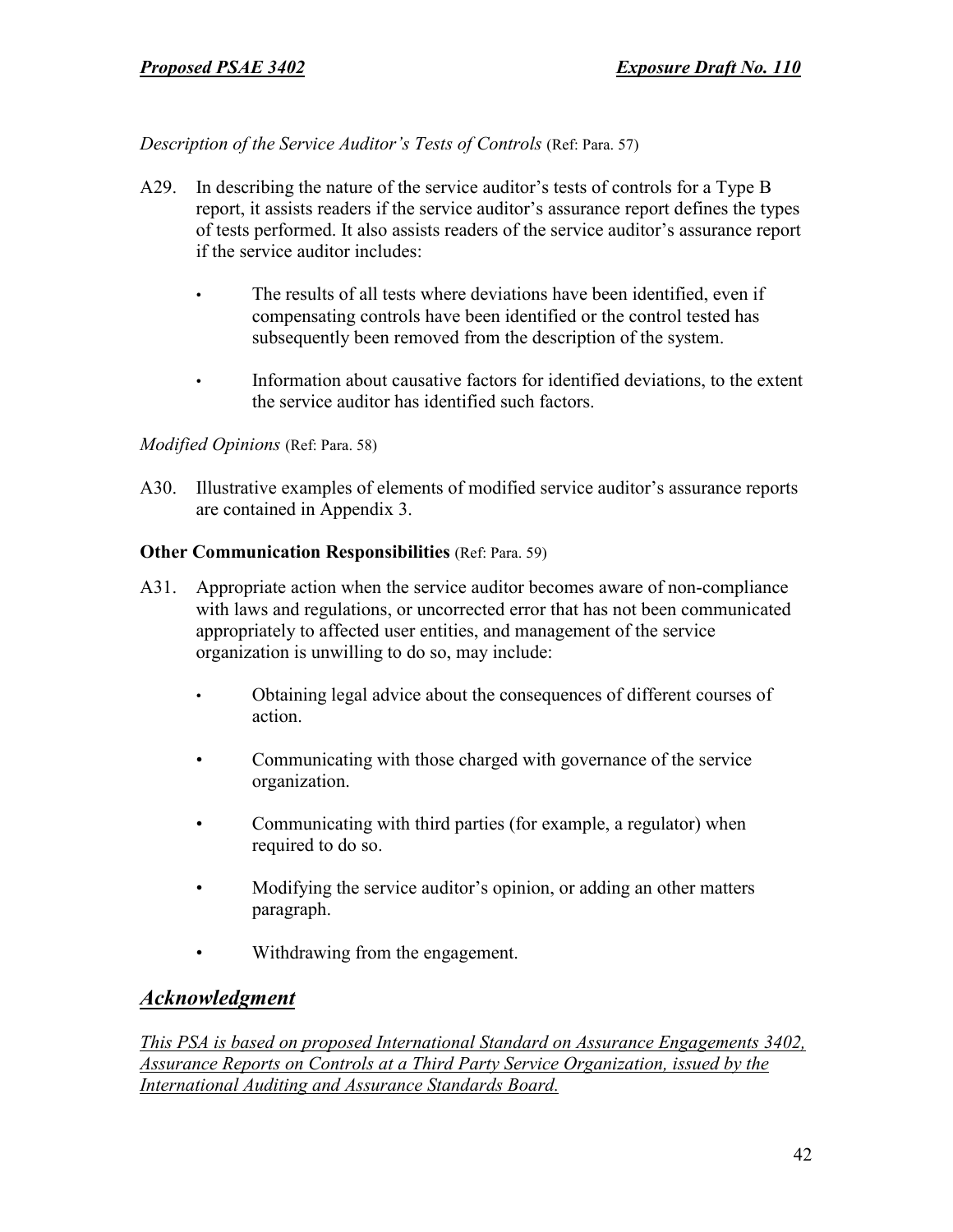*Description of the Service Auditor's Tests of Controls* (Ref: Para. 57)

A29. In describing the nature of the service auditor's tests of controls for a Type B report, it assists readers if the service auditor's assurance report defines the types of tests performed. It also assists readers of the service auditor's assurance report if the service auditor includes:

- The results of all tests where deviations have been identified, even if compensating controls have been identified or the control tested has subsequently been removed from the description of the system.
- Information about causative factors for identified deviations, to the extent the service auditor has identified such factors.

*Modified Opinions* (Ref: Para. 58)

A30. Illustrative examples of elements of modified service auditor's assurance reports are contained in Appendix 3.

**Other Communication Responsibilities** (Ref: Para. 59)

A31. Appropriate action when the service auditor becomes aware of non-compliance with laws and regulations, or uncorrected error that has not been communicated appropriately to affected user entities, and management of the service organization is unwilling to do so, may include:

- Obtaining legal advice about the consequences of different courses of action.
- Communicating with those charged with governance of the service organization.
- Communicating with third parties (for example, a regulator) when required to do so.
- Modifying the service auditor's opinion, or adding an other matters paragraph.
- Withdrawing from the engagement.

## *Acknowledgment*

*This PSA is based on proposed International Standard on Assurance Engagements 3402, Assurance Reports on Controls at a Third Party Service Organization, issued by the International Auditing and Assurance Standards Board.*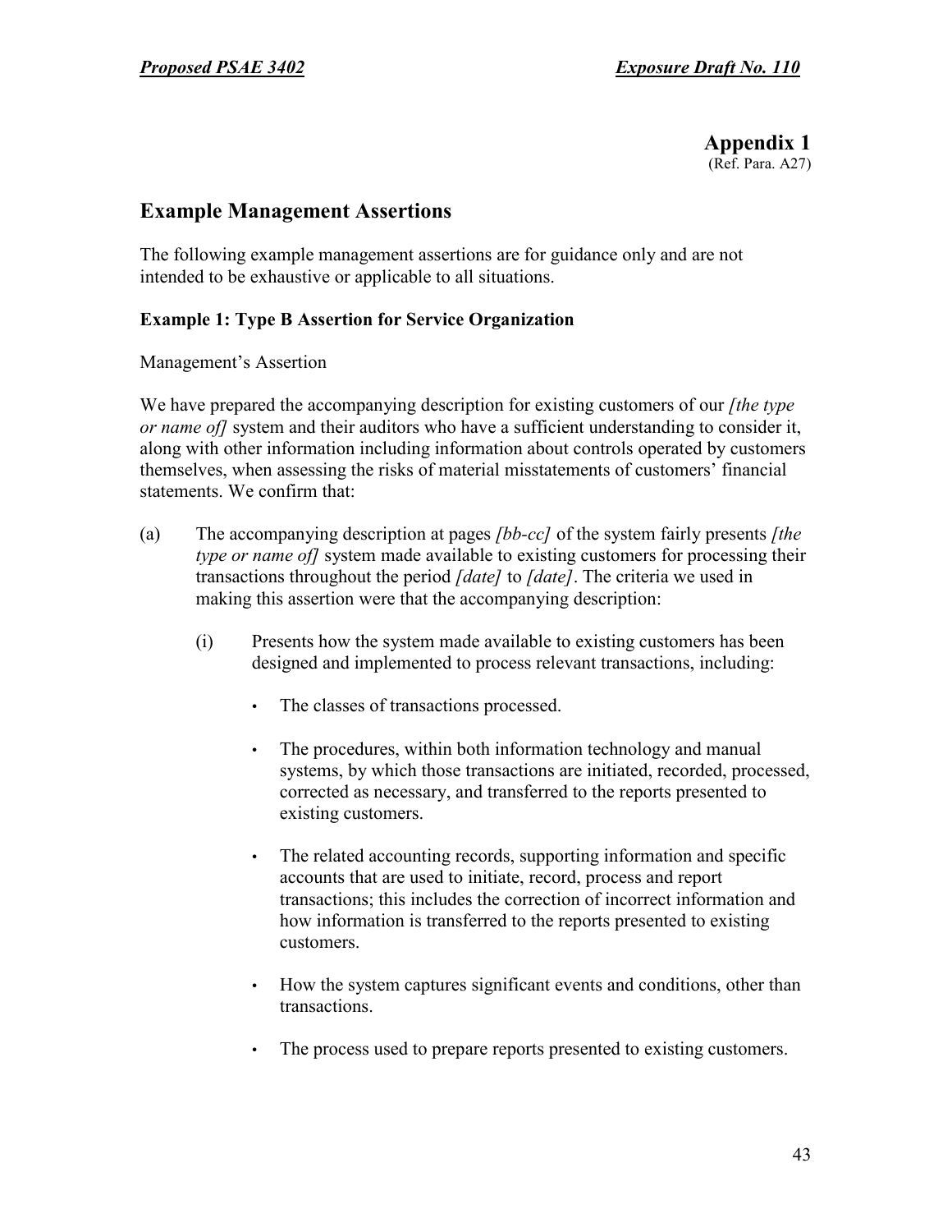## Appendix 1
(Ref. Para. A27)

## Example Management Assertions

The following example management assertions are for guidance only and are not intended to be exhaustive or applicable to all situations.

### Example 1: Type B Assertion for Service Organization

Management's Assertion

We have prepared the accompanying description for existing customers of our *[the type or name of]* system and their auditors who have a sufficient understanding to consider it, along with other information including information about controls operated by customers themselves, when assessing the risks of material misstatements of customers' financial statements. We confirm that:

(a) The accompanying description at pages *[bb-cc]* of the system fairly presents *[the type or name of]* system made available to existing customers for processing their transactions throughout the period *[date]* to *[date]*. The criteria we used in making this assertion were that the accompanying description:

   (i) Presents how the system made available to existing customers has been designed and implemented to process relevant transactions, including:

   - The classes of transactions processed.
   - The procedures, within both information technology and manual systems, by which those transactions are initiated, recorded, processed, corrected as necessary, and transferred to the reports presented to existing customers.
   - The related accounting records, supporting information and specific accounts that are used to initiate, record, process and report transactions; this includes the correction of incorrect information and how information is transferred to the reports presented to existing customers.
   - How the system captures significant events and conditions, other than transactions.
   - The process used to prepare reports presented to existing customers.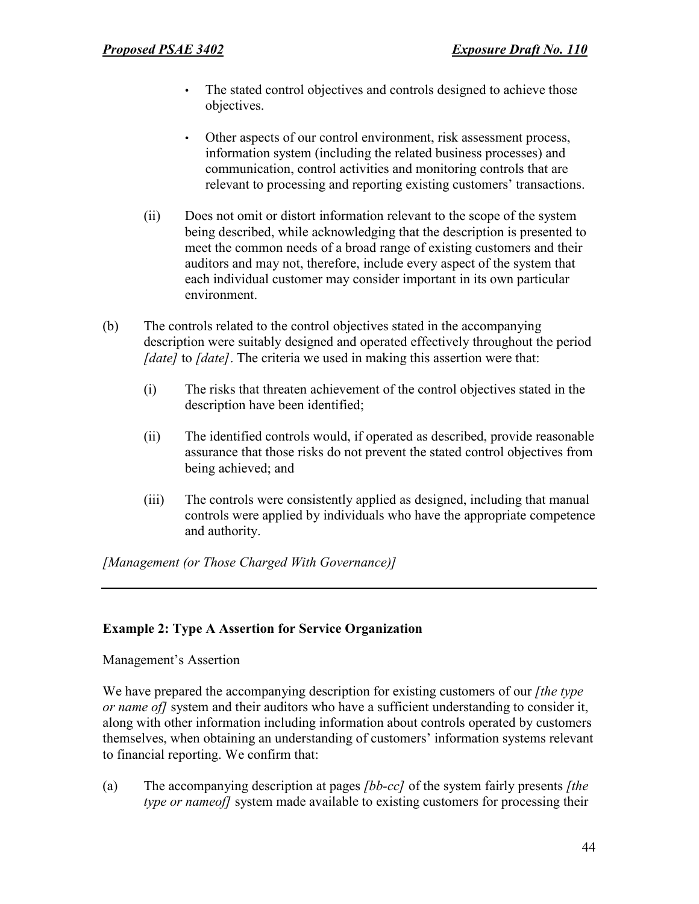- The stated control objectives and controls designed to achieve those objectives.
- Other aspects of our control environment, risk assessment process, information system (including the related business processes) and communication, control activities and monitoring controls that are relevant to processing and reporting existing customers' transactions.

(ii) Does not omit or distort information relevant to the scope of the system being described, while acknowledging that the description is presented to meet the common needs of a broad range of existing customers and their auditors and may not, therefore, include every aspect of the system that each individual customer may consider important in its own particular environment.

(b) The controls related to the control objectives stated in the accompanying description were suitably designed and operated effectively throughout the period *[date]* to *[date]*. The criteria we used in making this assertion were that:

(i) The risks that threaten achievement of the control objectives stated in the description have been identified;

(ii) The identified controls would, if operated as described, provide reasonable assurance that those risks do not prevent the stated control objectives from being achieved; and

(iii) The controls were consistently applied as designed, including that manual controls were applied by individuals who have the appropriate competence and authority.

*[Management (or Those Charged With Governance)]*

---

**Example 2: Type A Assertion for Service Organization**

Management's Assertion

We have prepared the accompanying description for existing customers of our *[the type or name of]* system and their auditors who have a sufficient understanding to consider it, along with other information including information about controls operated by customers themselves, when obtaining an understanding of customers' information systems relevant to financial reporting. We confirm that:

(a) The accompanying description at pages *[bb-cc]* of the system fairly presents *[the type or nameof]* system made available to existing customers for processing their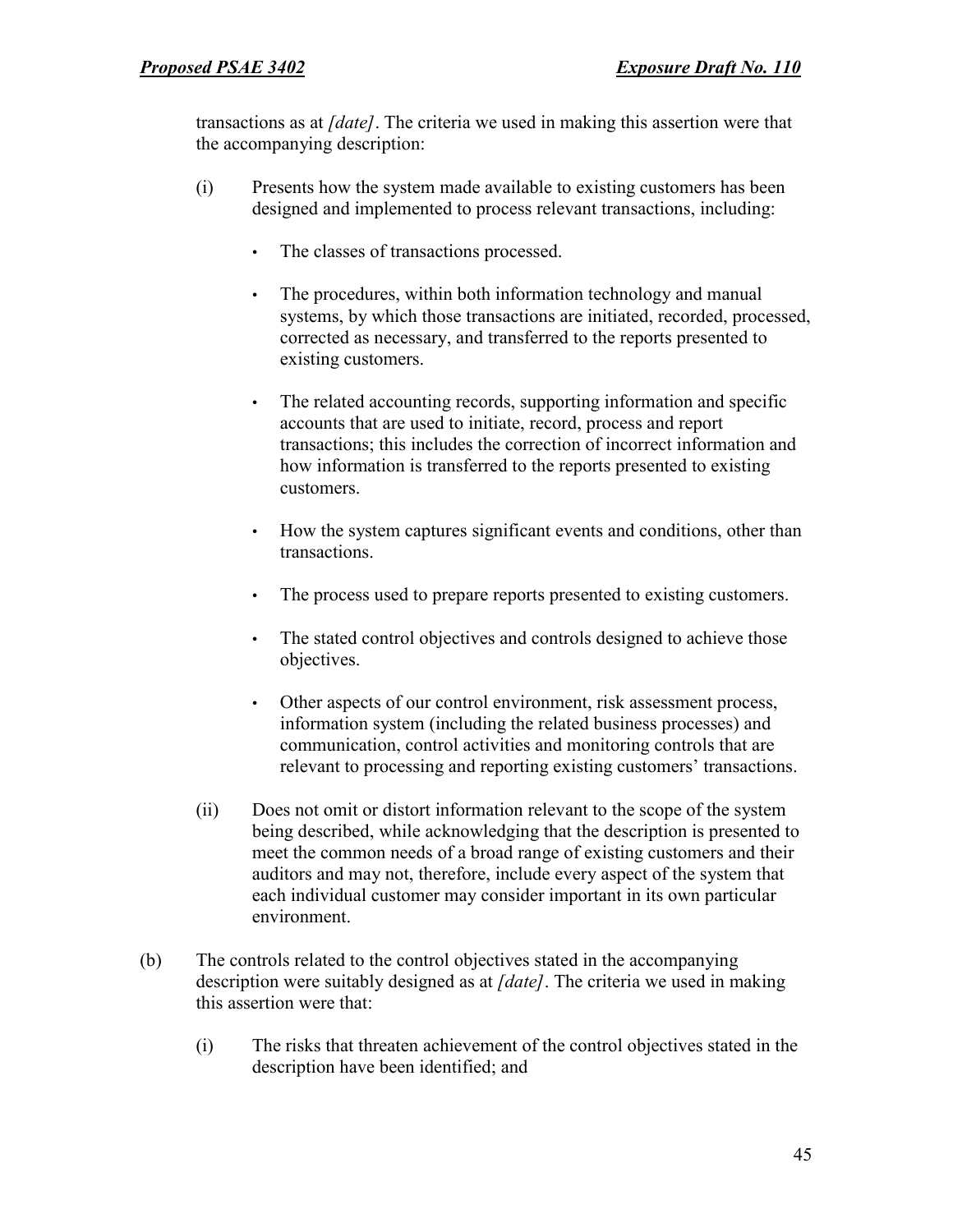transactions as at *[date]*. The criteria we used in making this assertion were that the accompanying description:

(i) Presents how the system made available to existing customers has been designed and implemented to process relevant transactions, including:

- The classes of transactions processed.
- The procedures, within both information technology and manual systems, by which those transactions are initiated, recorded, processed, corrected as necessary, and transferred to the reports presented to existing customers.
- The related accounting records, supporting information and specific accounts that are used to initiate, record, process and report transactions; this includes the correction of incorrect information and how information is transferred to the reports presented to existing customers.
- How the system captures significant events and conditions, other than transactions.
- The process used to prepare reports presented to existing customers.
- The stated control objectives and controls designed to achieve those objectives.
- Other aspects of our control environment, risk assessment process, information system (including the related business processes) and communication, control activities and monitoring controls that are relevant to processing and reporting existing customers' transactions.

(ii) Does not omit or distort information relevant to the scope of the system being described, while acknowledging that the description is presented to meet the common needs of a broad range of existing customers and their auditors and may not, therefore, include every aspect of the system that each individual customer may consider important in its own particular environment.

(b) The controls related to the control objectives stated in the accompanying description were suitably designed as at *[date]*. The criteria we used in making this assertion were that:

(i) The risks that threaten achievement of the control objectives stated in the description have been identified; and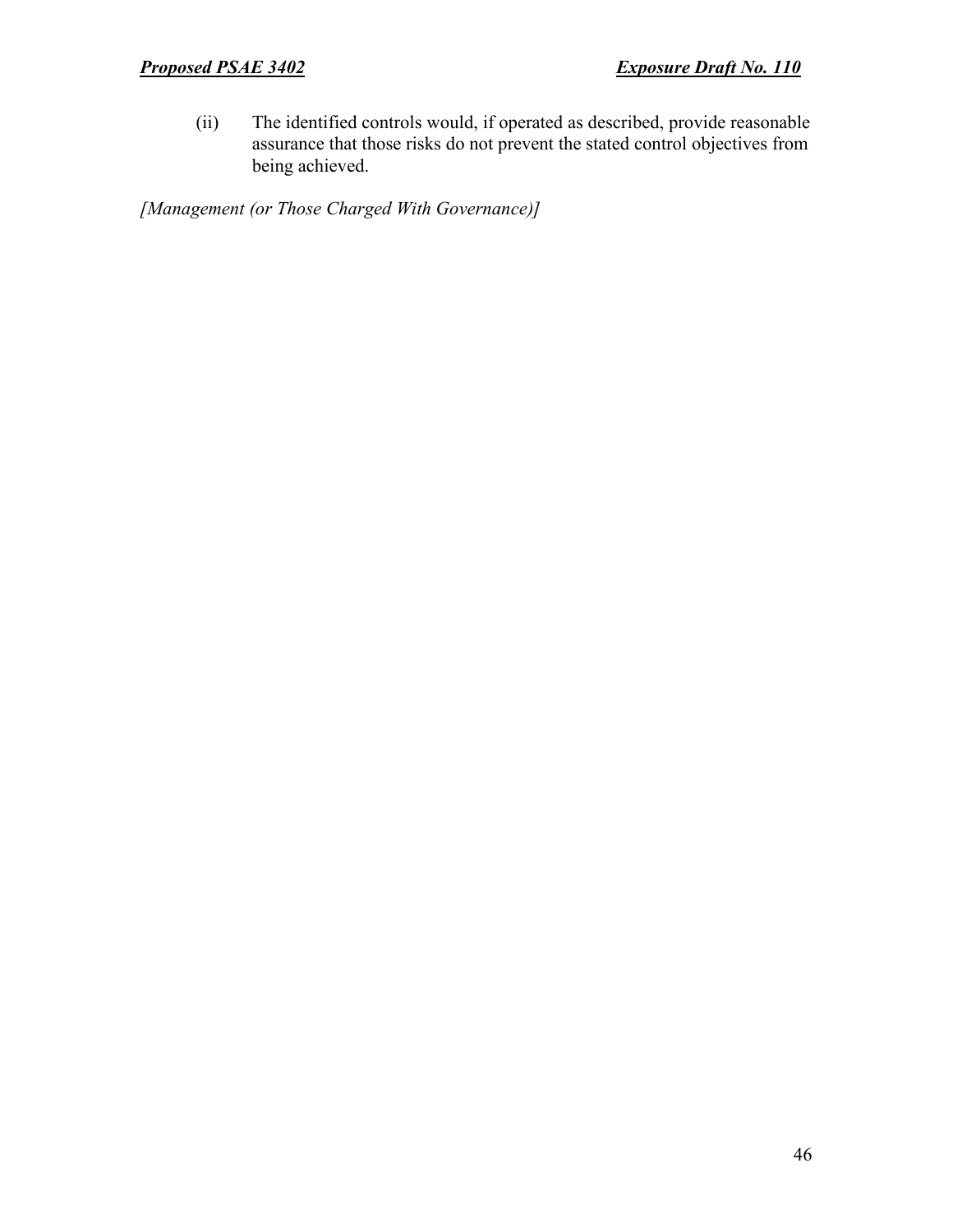(ii) The identified controls would, if operated as described, provide reasonable assurance that those risks do not prevent the stated control objectives from being achieved.

*[Management (or Those Charged With Governance)]*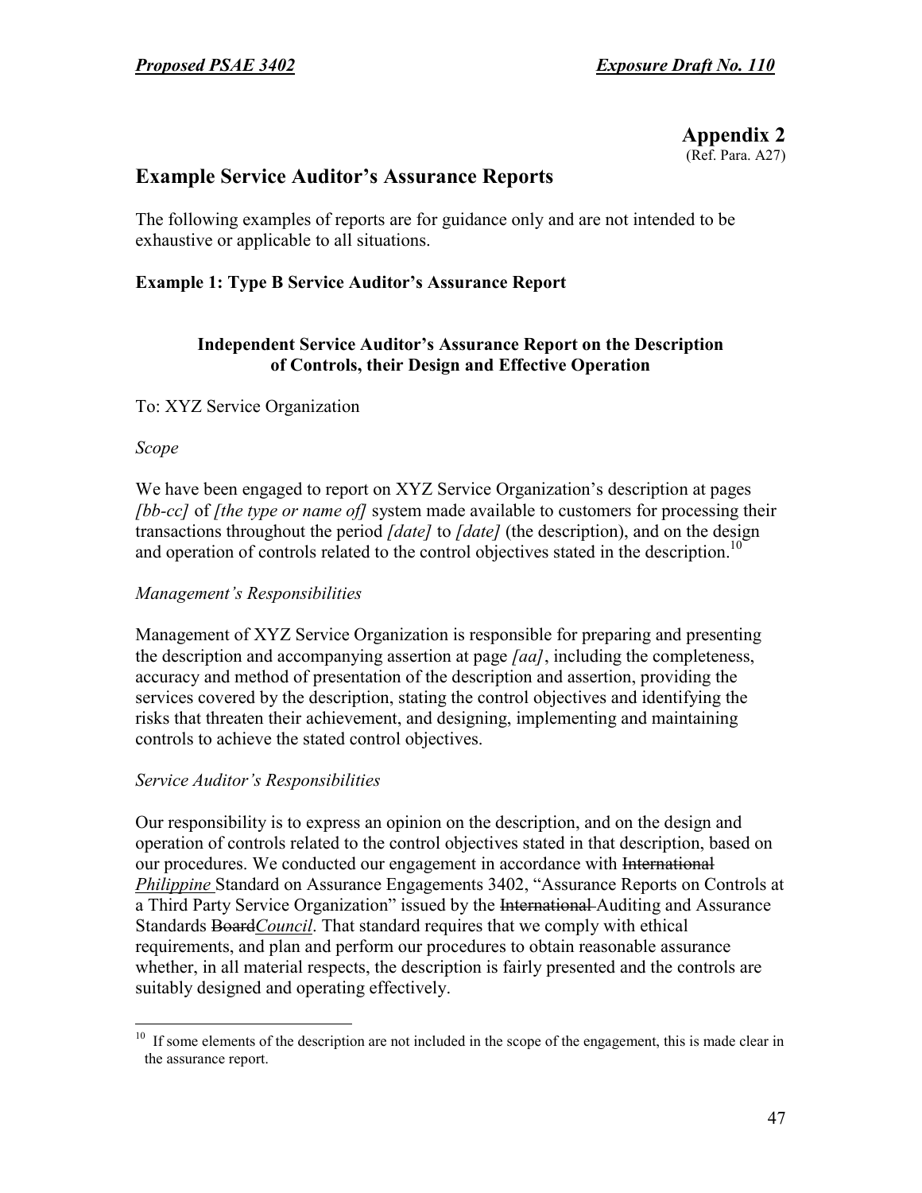# Appendix 2

(Ref. Para. A27)

## Example Service Auditor's Assurance Reports

The following examples of reports are for guidance only and are not intended to be exhaustive or applicable to all situations.

### Example 1: Type B Service Auditor's Assurance Report

**Independent Service Auditor's Assurance Report on the Description of Controls, their Design and Effective Operation**

To: XYZ Service Organization

*Scope*

We have been engaged to report on XYZ Service Organization's description at pages *[bb-cc]* of *[the type or name of]* system made available to customers for processing their transactions throughout the period *[date]* to *[date]* (the description), and on the design and operation of controls related to the control objectives stated in the description.[10]

*Management's Responsibilities*

Management of XYZ Service Organization is responsible for preparing and presenting the description and accompanying assertion at page *[aa]*, including the completeness, accuracy and method of presentation of the description and assertion, providing the services covered by the description, stating the control objectives and identifying the risks that threaten their achievement, and designing, implementing and maintaining controls to achieve the stated control objectives.

*Service Auditor's Responsibilities*

Our responsibility is to express an opinion on the description, and on the design and operation of controls related to the control objectives stated in that description, based on our procedures. We conducted our engagement in accordance with ~~International~~ *Philippine* Standard on Assurance Engagements 3402, "Assurance Reports on Controls at a Third Party Service Organization" issued by the ~~International~~ Auditing and Assurance Standards ~~Board~~*Council*. That standard requires that we comply with ethical requirements, and plan and perform our procedures to obtain reasonable assurance whether, in all material respects, the description is fairly presented and the controls are suitably designed and operating effectively.

---

[10] If some elements of the description are not included in the scope of the engagement, this is made clear in the assurance report.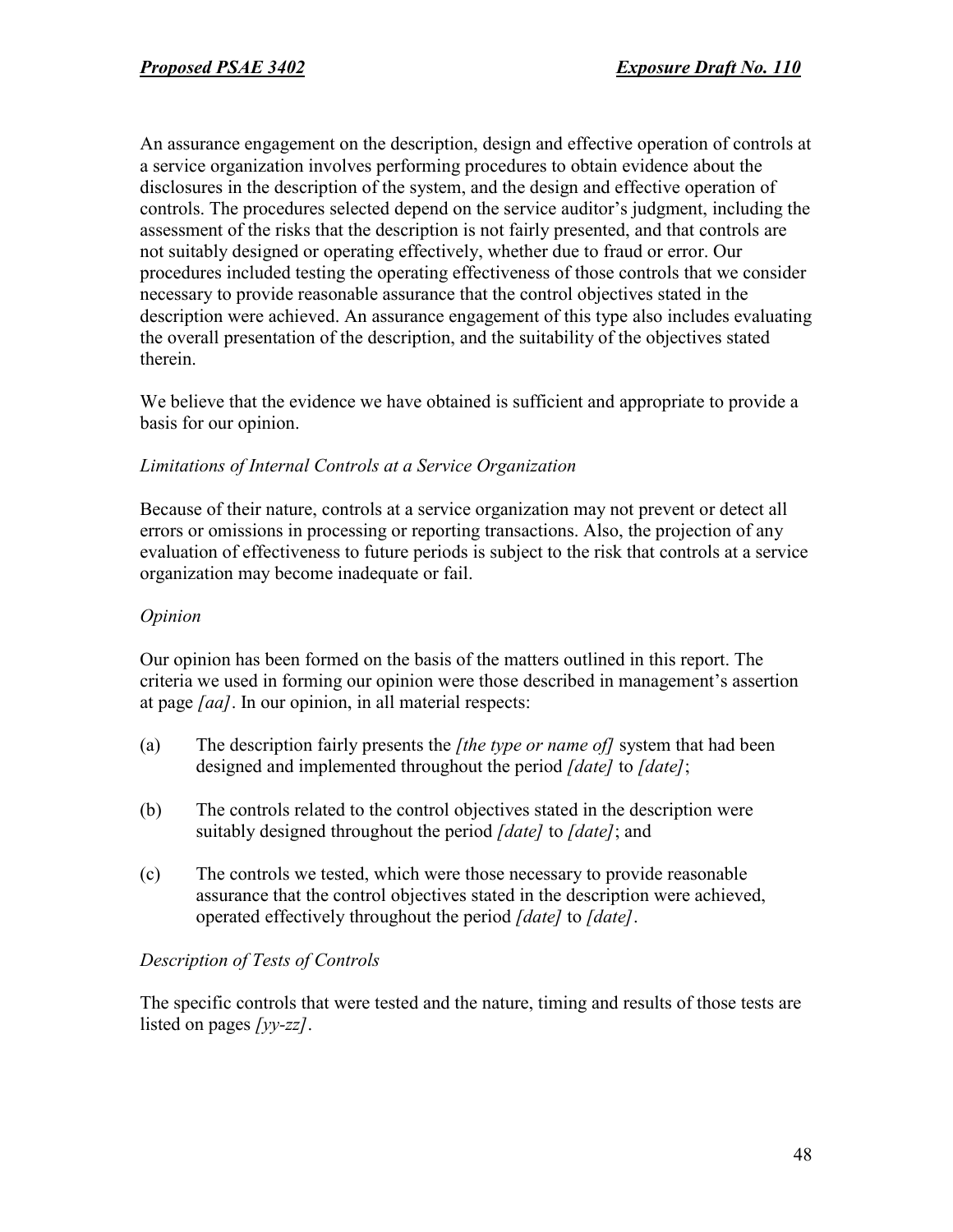An assurance engagement on the description, design and effective operation of controls at a service organization involves performing procedures to obtain evidence about the disclosures in the description of the system, and the design and effective operation of controls. The procedures selected depend on the service auditor's judgment, including the assessment of the risks that the description is not fairly presented, and that controls are not suitably designed or operating effectively, whether due to fraud or error. Our procedures included testing the operating effectiveness of those controls that we consider necessary to provide reasonable assurance that the control objectives stated in the description were achieved. An assurance engagement of this type also includes evaluating the overall presentation of the description, and the suitability of the objectives stated therein.

We believe that the evidence we have obtained is sufficient and appropriate to provide a basis for our opinion.

*Limitations of Internal Controls at a Service Organization*

Because of their nature, controls at a service organization may not prevent or detect all errors or omissions in processing or reporting transactions. Also, the projection of any evaluation of effectiveness to future periods is subject to the risk that controls at a service organization may become inadequate or fail.

*Opinion*

Our opinion has been formed on the basis of the matters outlined in this report. The criteria we used in forming our opinion were those described in management's assertion at page *[aa]*. In our opinion, in all material respects:

(a) The description fairly presents the *[the type or name of]* system that had been designed and implemented throughout the period *[date]* to *[date]*;

(b) The controls related to the control objectives stated in the description were suitably designed throughout the period *[date]* to *[date]*; and

(c) The controls we tested, which were those necessary to provide reasonable assurance that the control objectives stated in the description were achieved, operated effectively throughout the period *[date]* to *[date]*.

*Description of Tests of Controls*

The specific controls that were tested and the nature, timing and results of those tests are listed on pages *[yy-zz]*.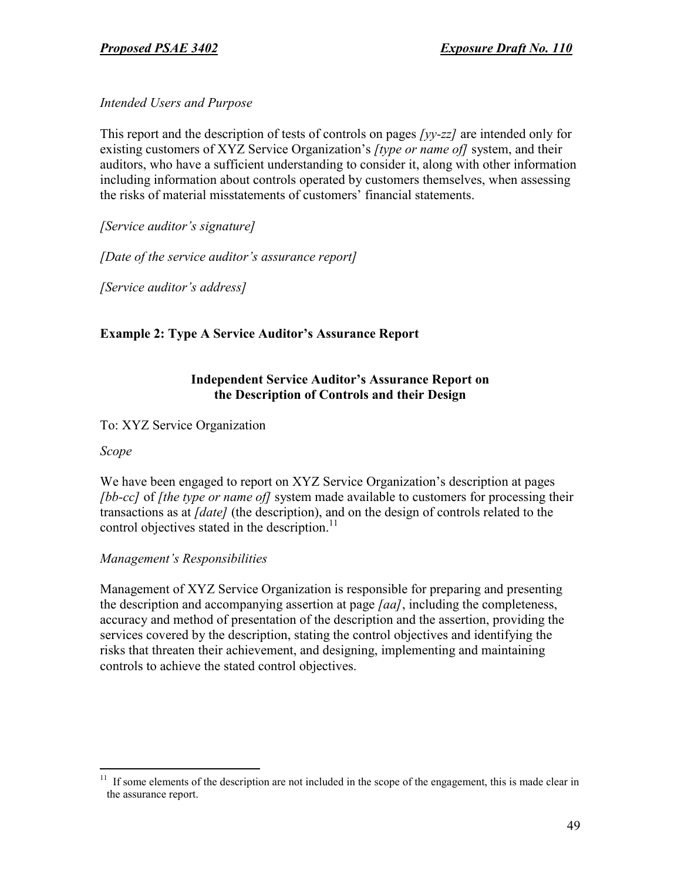*Intended Users and Purpose*

This report and the description of tests of controls on pages *[yy-zz]* are intended only for existing customers of XYZ Service Organization's *[type or name of]* system, and their auditors, who have a sufficient understanding to consider it, along with other information including information about controls operated by customers themselves, when assessing the risks of material misstatements of customers' financial statements.

*[Service auditor's signature]*

*[Date of the service auditor's assurance report]*

*[Service auditor's address]*

**Example 2: Type A Service Auditor's Assurance Report**

**Independent Service Auditor's Assurance Report on the Description of Controls and their Design**

To: XYZ Service Organization

*Scope*

We have been engaged to report on XYZ Service Organization's description at pages *[bb-cc]* of *[the type or name of]* system made available to customers for processing their transactions as at *[date]* (the description), and on the design of controls related to the control objectives stated in the description.[11]

*Management's Responsibilities*

Management of XYZ Service Organization is responsible for preparing and presenting the description and accompanying assertion at page *[aa]*, including the completeness, accuracy and method of presentation of the description and the assertion, providing the services covered by the description, stating the control objectives and identifying the risks that threaten their achievement, and designing, implementing and maintaining controls to achieve the stated control objectives.

---

[11] If some elements of the description are not included in the scope of the engagement, this is made clear in the assurance report.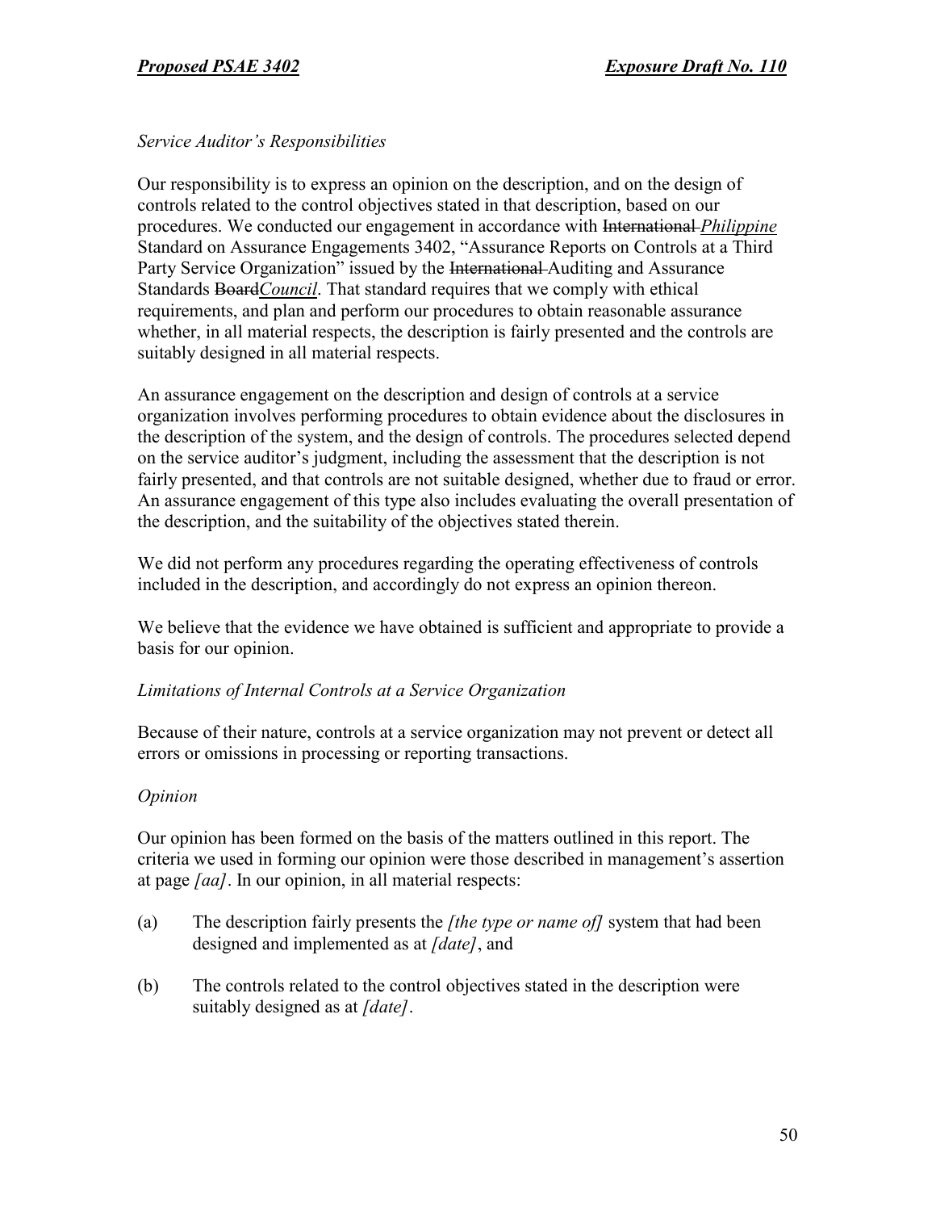*Service Auditor's Responsibilities*

Our responsibility is to express an opinion on the description, and on the design of controls related to the control objectives stated in that description, based on our procedures. We conducted our engagement in accordance with ~~International~~ *Philippine* Standard on Assurance Engagements 3402, "Assurance Reports on Controls at a Third Party Service Organization" issued by the ~~International~~ Auditing and Assurance Standards ~~Board~~*Council*. That standard requires that we comply with ethical requirements, and plan and perform our procedures to obtain reasonable assurance whether, in all material respects, the description is fairly presented and the controls are suitably designed in all material respects.

An assurance engagement on the description and design of controls at a service organization involves performing procedures to obtain evidence about the disclosures in the description of the system, and the design of controls. The procedures selected depend on the service auditor's judgment, including the assessment that the description is not fairly presented, and that controls are not suitable designed, whether due to fraud or error. An assurance engagement of this type also includes evaluating the overall presentation of the description, and the suitability of the objectives stated therein.

We did not perform any procedures regarding the operating effectiveness of controls included in the description, and accordingly do not express an opinion thereon.

We believe that the evidence we have obtained is sufficient and appropriate to provide a basis for our opinion.

*Limitations of Internal Controls at a Service Organization*

Because of their nature, controls at a service organization may not prevent or detect all errors or omissions in processing or reporting transactions.

*Opinion*

Our opinion has been formed on the basis of the matters outlined in this report. The criteria we used in forming our opinion were those described in management's assertion at page *[aa]*. In our opinion, in all material respects:

(a) The description fairly presents the *[the type or name of]* system that had been designed and implemented as at *[date]*, and

(b) The controls related to the control objectives stated in the description were suitably designed as at *[date]*.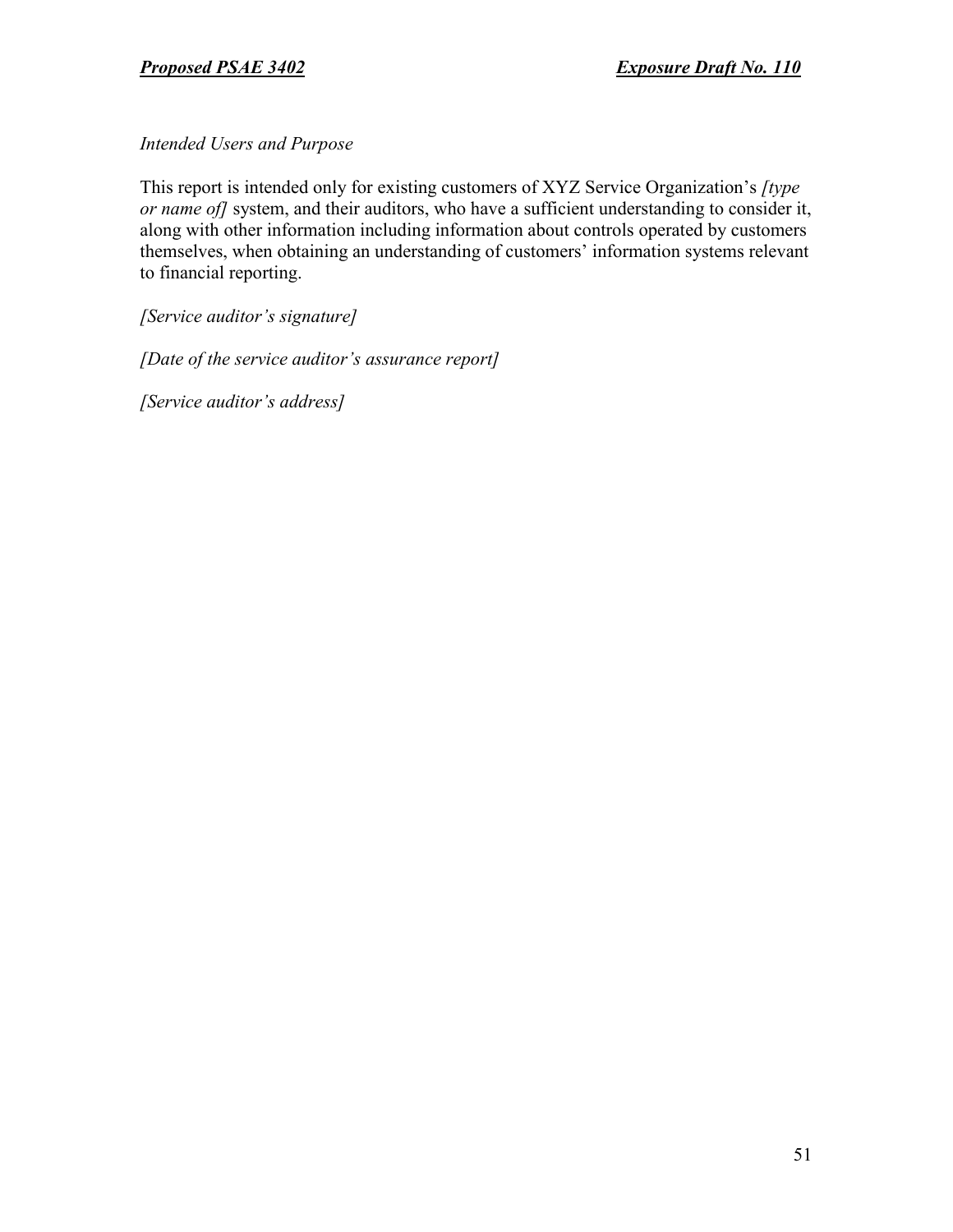*Intended Users and Purpose*

This report is intended only for existing customers of XYZ Service Organization's *[type or name of]* system, and their auditors, who have a sufficient understanding to consider it, along with other information including information about controls operated by customers themselves, when obtaining an understanding of customers' information systems relevant to financial reporting.

*[Service auditor's signature]*

*[Date of the service auditor's assurance report]*

*[Service auditor's address]*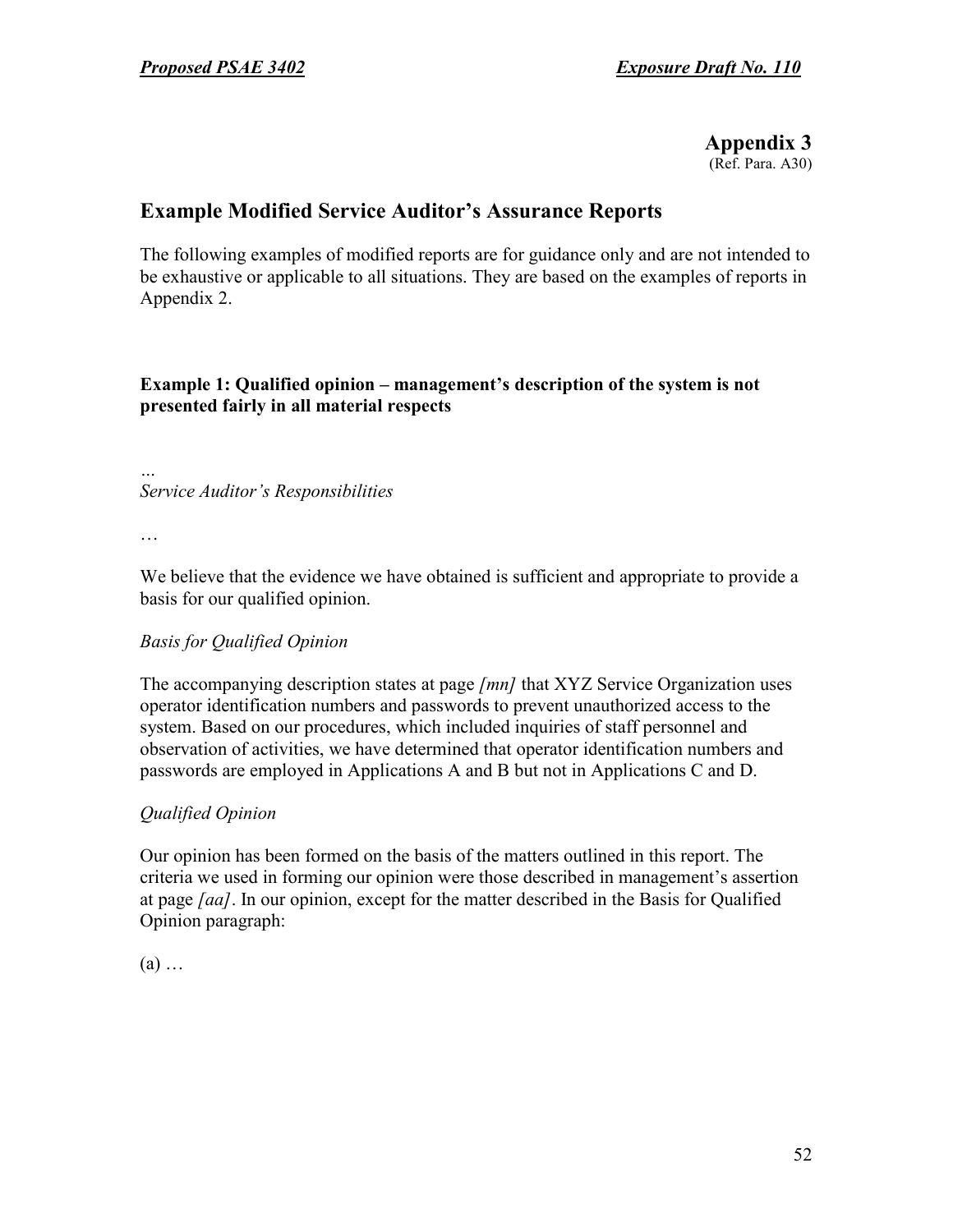# Appendix 3

(Ref. Para. A30)

## Example Modified Service Auditor's Assurance Reports

The following examples of modified reports are for guidance only and are not intended to be exhaustive or applicable to all situations. They are based on the examples of reports in Appendix 2.

### Example 1: Qualified opinion – management's description of the system is not presented fairly in all material respects

…

*Service Auditor's Responsibilities*

…

We believe that the evidence we have obtained is sufficient and appropriate to provide a basis for our qualified opinion.

*Basis for Qualified Opinion*

The accompanying description states at page *[mn]* that XYZ Service Organization uses operator identification numbers and passwords to prevent unauthorized access to the system. Based on our procedures, which included inquiries of staff personnel and observation of activities, we have determined that operator identification numbers and passwords are employed in Applications A and B but not in Applications C and D.

*Qualified Opinion*

Our opinion has been formed on the basis of the matters outlined in this report. The criteria we used in forming our opinion were those described in management's assertion at page *[aa]*. In our opinion, except for the matter described in the Basis for Qualified Opinion paragraph:

(a) …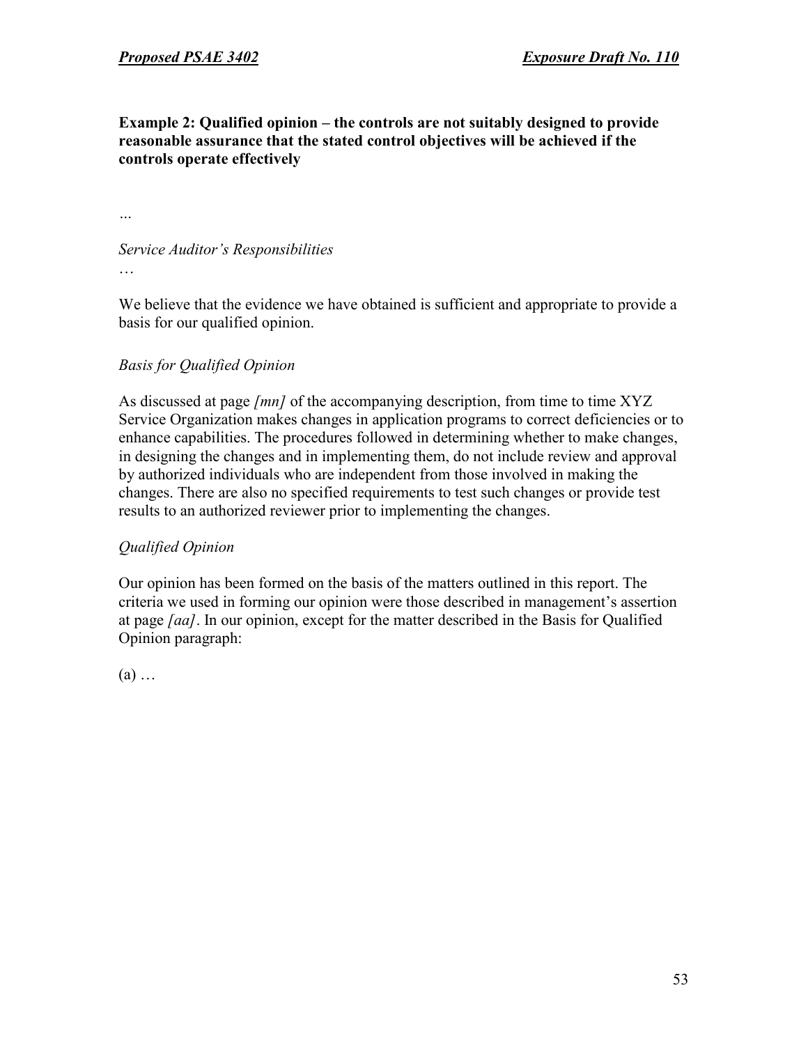**Example 2: Qualified opinion – the controls are not suitably designed to provide reasonable assurance that the stated control objectives will be achieved if the controls operate effectively**

…

*Service Auditor's Responsibilities*

…

We believe that the evidence we have obtained is sufficient and appropriate to provide a basis for our qualified opinion.

*Basis for Qualified Opinion*

As discussed at page *[mn]* of the accompanying description, from time to time XYZ Service Organization makes changes in application programs to correct deficiencies or to enhance capabilities. The procedures followed in determining whether to make changes, in designing the changes and in implementing them, do not include review and approval by authorized individuals who are independent from those involved in making the changes. There are also no specified requirements to test such changes or provide test results to an authorized reviewer prior to implementing the changes.

*Qualified Opinion*

Our opinion has been formed on the basis of the matters outlined in this report. The criteria we used in forming our opinion were those described in management's assertion at page *[aa]*. In our opinion, except for the matter described in the Basis for Qualified Opinion paragraph:

(a) …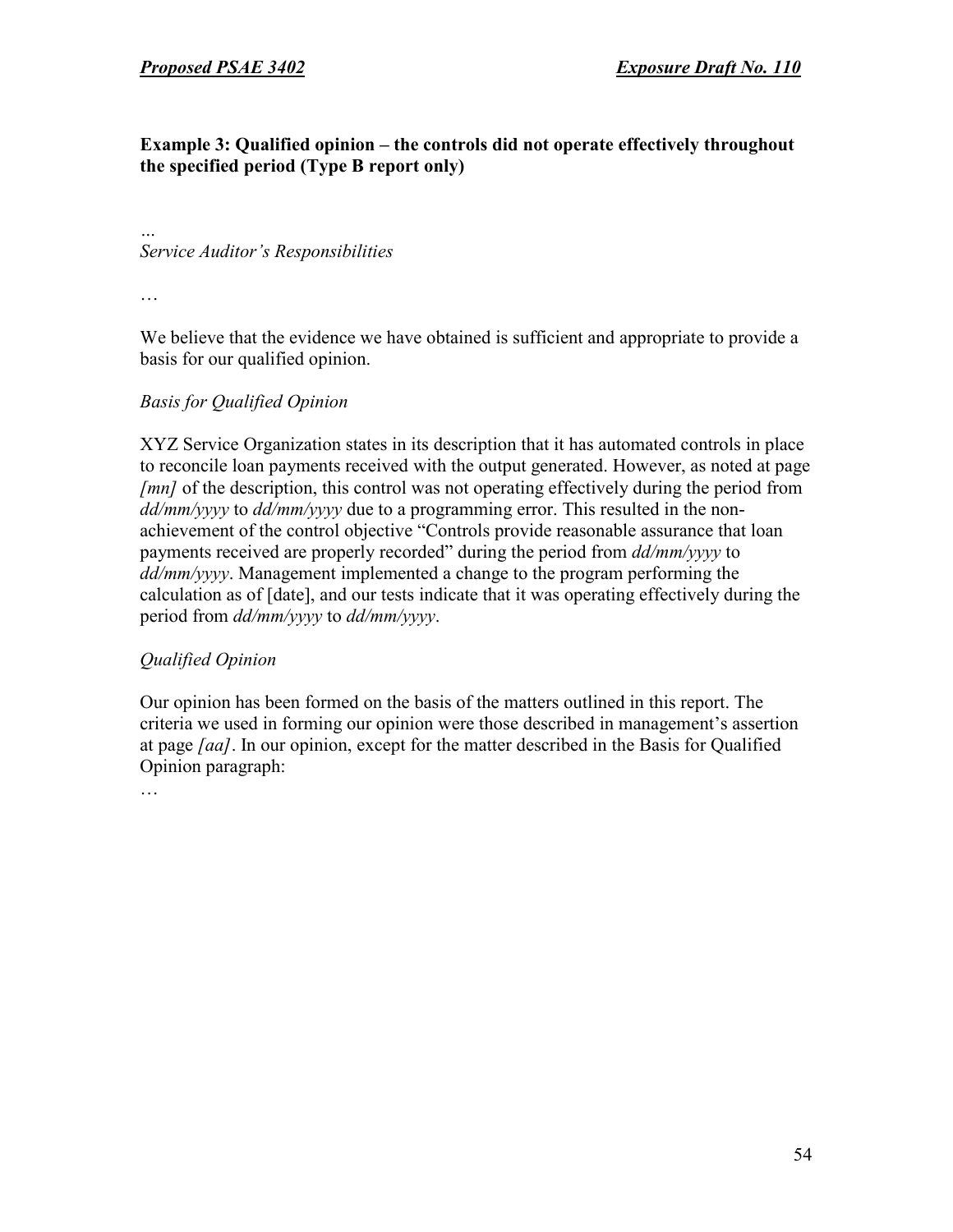**Example 3: Qualified opinion – the controls did not operate effectively throughout the specified period (Type B report only)**

...

*Service Auditor's Responsibilities*

…

We believe that the evidence we have obtained is sufficient and appropriate to provide a basis for our qualified opinion.

*Basis for Qualified Opinion*

XYZ Service Organization states in its description that it has automated controls in place to reconcile loan payments received with the output generated. However, as noted at page *[mn]* of the description, this control was not operating effectively during the period from *dd/mm/yyyy* to *dd/mm/yyyy* due to a programming error. This resulted in the non-achievement of the control objective "Controls provide reasonable assurance that loan payments received are properly recorded" during the period from *dd/mm/yyyy* to *dd/mm/yyyy*. Management implemented a change to the program performing the calculation as of [date], and our tests indicate that it was operating effectively during the period from *dd/mm/yyyy* to *dd/mm/yyyy*.

*Qualified Opinion*

Our opinion has been formed on the basis of the matters outlined in this report. The criteria we used in forming our opinion were those described in management's assertion at page *[aa]*. In our opinion, except for the matter described in the Basis for Qualified Opinion paragraph:

…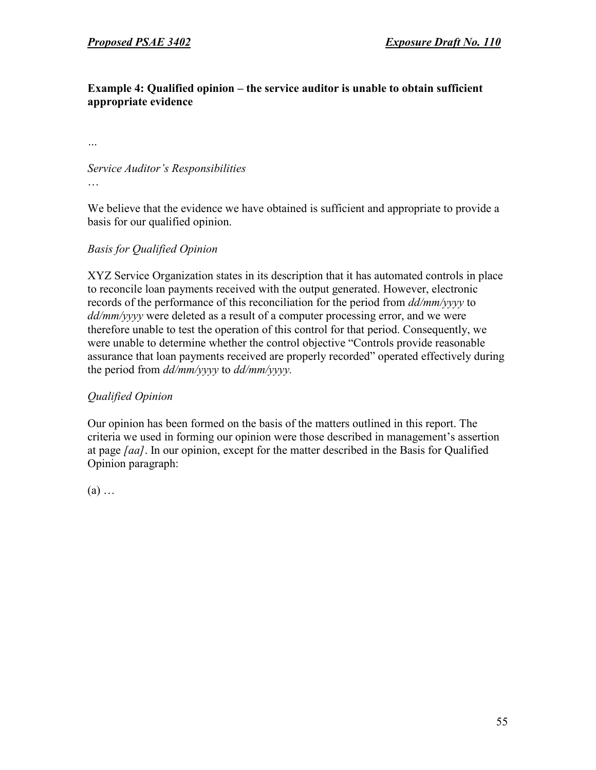**Example 4: Qualified opinion – the service auditor is unable to obtain sufficient appropriate evidence**

*...*

*Service Auditor's Responsibilities*

…

We believe that the evidence we have obtained is sufficient and appropriate to provide a basis for our qualified opinion.

*Basis for Qualified Opinion*

XYZ Service Organization states in its description that it has automated controls in place to reconcile loan payments received with the output generated. However, electronic records of the performance of this reconciliation for the period from *dd/mm/yyyy* to *dd/mm/yyyy* were deleted as a result of a computer processing error, and we were therefore unable to test the operation of this control for that period. Consequently, we were unable to determine whether the control objective "Controls provide reasonable assurance that loan payments received are properly recorded" operated effectively during the period from *dd/mm/yyyy* to *dd/mm/yyyy.*

*Qualified Opinion*

Our opinion has been formed on the basis of the matters outlined in this report. The criteria we used in forming our opinion were those described in management's assertion at page *[aa]*. In our opinion, except for the matter described in the Basis for Qualified Opinion paragraph:

(a) …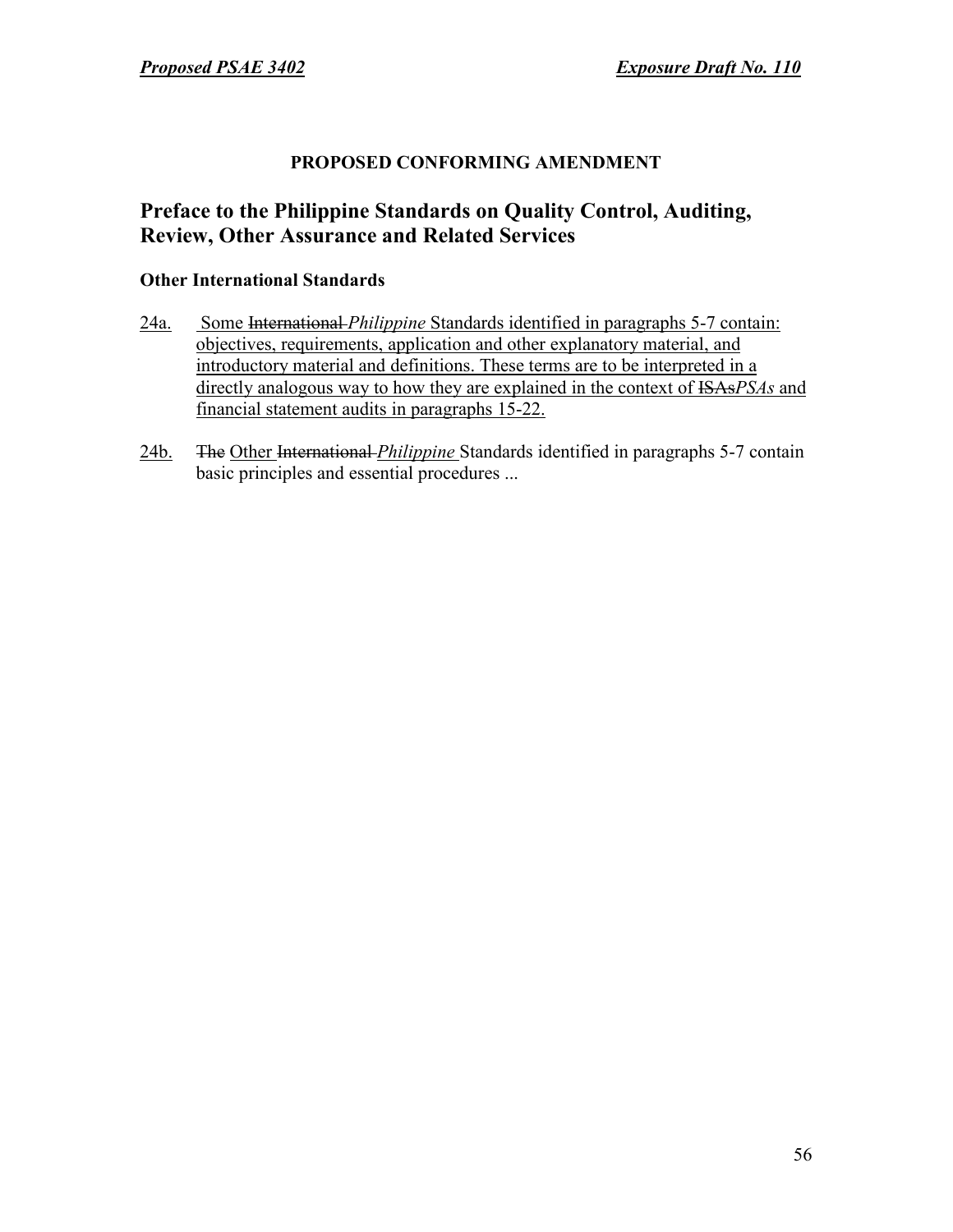**PROPOSED CONFORMING AMENDMENT**

## Preface to the Philippine Standards on Quality Control, Auditing, Review, Other Assurance and Related Services

### Other International Standards

24a. Some ~~International~~ *Philippine* Standards identified in paragraphs 5-7 contain: objectives, requirements, application and other explanatory material, and introductory material and definitions. These terms are to be interpreted in a directly analogous way to how they are explained in the context of ~~ISAs~~*PSAs* and financial statement audits in paragraphs 15-22.

24b. ~~The~~ Other ~~International~~ *Philippine* Standards identified in paragraphs 5-7 contain basic principles and essential procedures ...